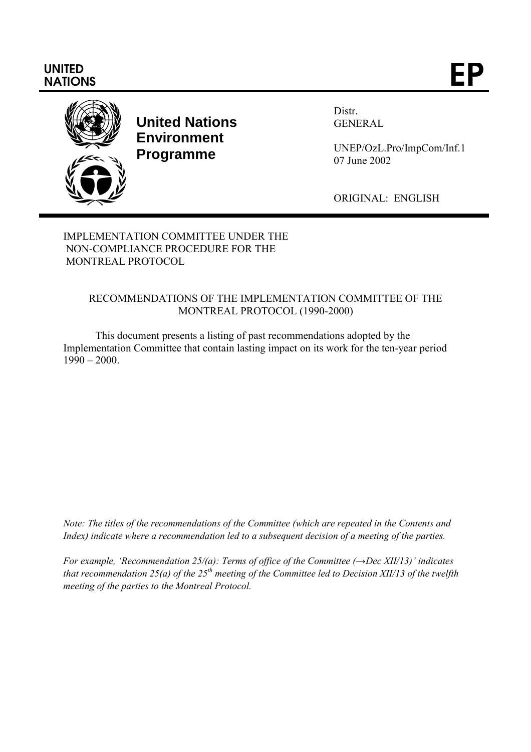UNITED NATIONS

**EP**

**United Nations Environment Programme**

Distr.
GENERAL

UNEP/OzL.Pro/ImpCom/Inf.1
07 June 2002

ORIGINAL: ENGLISH

IMPLEMENTATION COMMITTEE UNDER THE NON-COMPLIANCE PROCEDURE FOR THE MONTREAL PROTOCOL

RECOMMENDATIONS OF THE IMPLEMENTATION COMMITTEE OF THE MONTREAL PROTOCOL (1990-2000)

This document presents a listing of past recommendations adopted by the Implementation Committee that contain lasting impact on its work for the ten-year period 1990 – 2000.

*Note: The titles of the recommendations of the Committee (which are repeated in the Contents and Index) indicate where a recommendation led to a subsequent decision of a meeting of the parties.*

*For example, 'Recommendation 25/(a): Terms of office of the Committee (→Dec XII/13)' indicates that recommendation 25(a) of the 25th meeting of the Committee led to Decision XII/13 of the twelfth meeting of the parties to the Montreal Protocol.*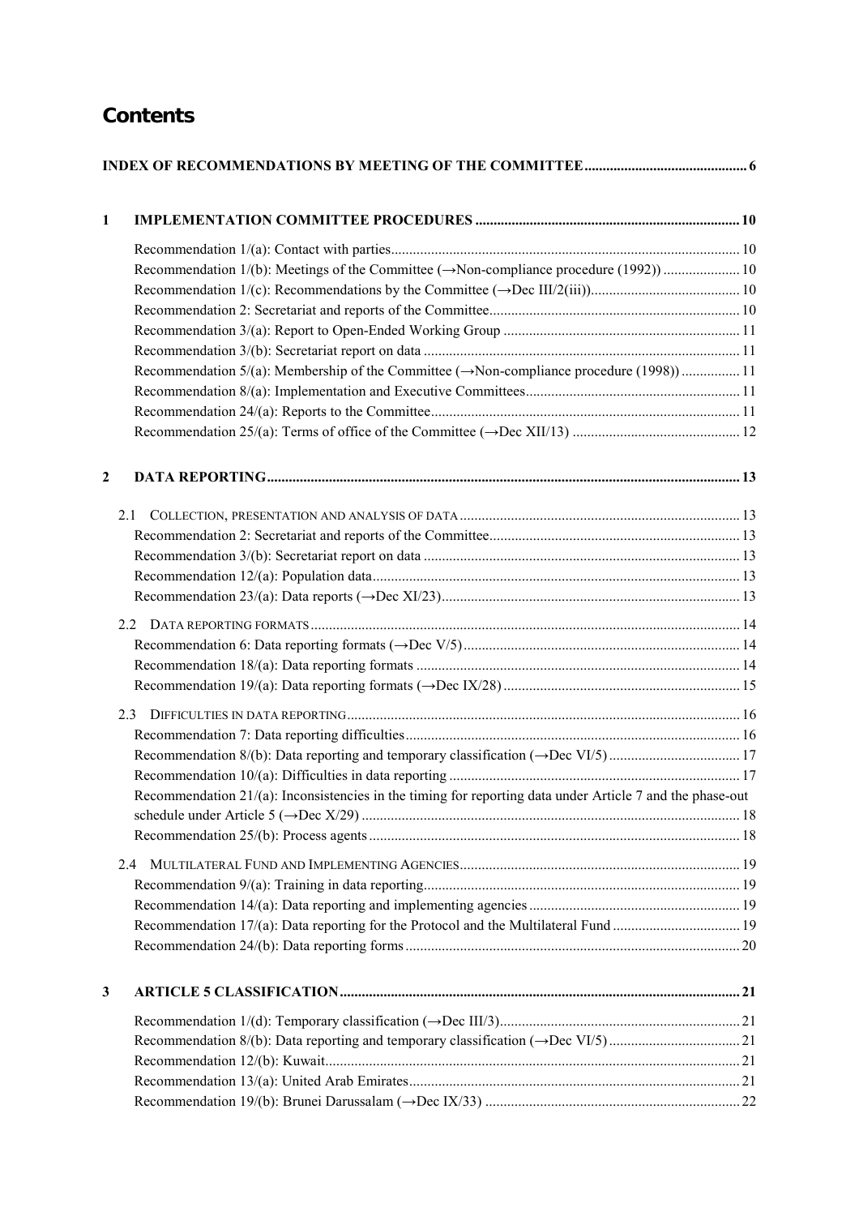# Contents

**INDEX OF RECOMMENDATIONS BY MEETING OF THE COMMITTEE** ........ 6

**1 IMPLEMENTATION COMMITTEE PROCEDURES** ........ 10

- Recommendation 1/(a): Contact with parties ........ 10
- Recommendation 1/(b): Meetings of the Committee (→Non-compliance procedure (1992)) ........ 10
- Recommendation 1/(c): Recommendations by the Committee (→Dec III/2(iii)) ........ 10
- Recommendation 2: Secretariat and reports of the Committee ........ 10
- Recommendation 3/(a): Report to Open-Ended Working Group ........ 11
- Recommendation 3/(b): Secretariat report on data ........ 11
- Recommendation 5/(a): Membership of the Committee (→Non-compliance procedure (1998)) ........ 11
- Recommendation 8/(a): Implementation and Executive Committees ........ 11
- Recommendation 24/(a): Reports to the Committee ........ 11
- Recommendation 25/(a): Terms of office of the Committee (→Dec XII/13) ........ 12

**2 DATA REPORTING** ........ 13

2.1 COLLECTION, PRESENTATION AND ANALYSIS OF DATA ........ 13

- Recommendation 2: Secretariat and reports of the Committee ........ 13
- Recommendation 3/(b): Secretariat report on data ........ 13
- Recommendation 12/(a): Population data ........ 13
- Recommendation 23/(a): Data reports (→Dec XI/23) ........ 13

2.2 DATA REPORTING FORMATS ........ 14

- Recommendation 6: Data reporting formats (→Dec V/5) ........ 14
- Recommendation 18/(a): Data reporting formats ........ 14
- Recommendation 19/(a): Data reporting formats (→Dec IX/28) ........ 15

2.3 DIFFICULTIES IN DATA REPORTING ........ 16

- Recommendation 7: Data reporting difficulties ........ 16
- Recommendation 8/(b): Data reporting and temporary classification (→Dec VI/5) ........ 17
- Recommendation 10/(a): Difficulties in data reporting ........ 17
- Recommendation 21/(a): Inconsistencies in the timing for reporting data under Article 7 and the phase-out schedule under Article 5 (→Dec X/29) ........ 18
- Recommendation 25/(b): Process agents ........ 18

2.4 MULTILATERAL FUND AND IMPLEMENTING AGENCIES ........ 19

- Recommendation 9/(a): Training in data reporting ........ 19
- Recommendation 14/(a): Data reporting and implementing agencies ........ 19
- Recommendation 17/(a): Data reporting for the Protocol and the Multilateral Fund ........ 19
- Recommendation 24/(b): Data reporting forms ........ 20

**3 ARTICLE 5 CLASSIFICATION** ........ 21

- Recommendation 1/(d): Temporary classification (→Dec III/3) ........ 21
- Recommendation 8/(b): Data reporting and temporary classification (→Dec VI/5) ........ 21
- Recommendation 12/(b): Kuwait ........ 21
- Recommendation 13/(a): United Arab Emirates ........ 21
- Recommendation 19/(b): Brunei Darussalam (→Dec IX/33) ........ 22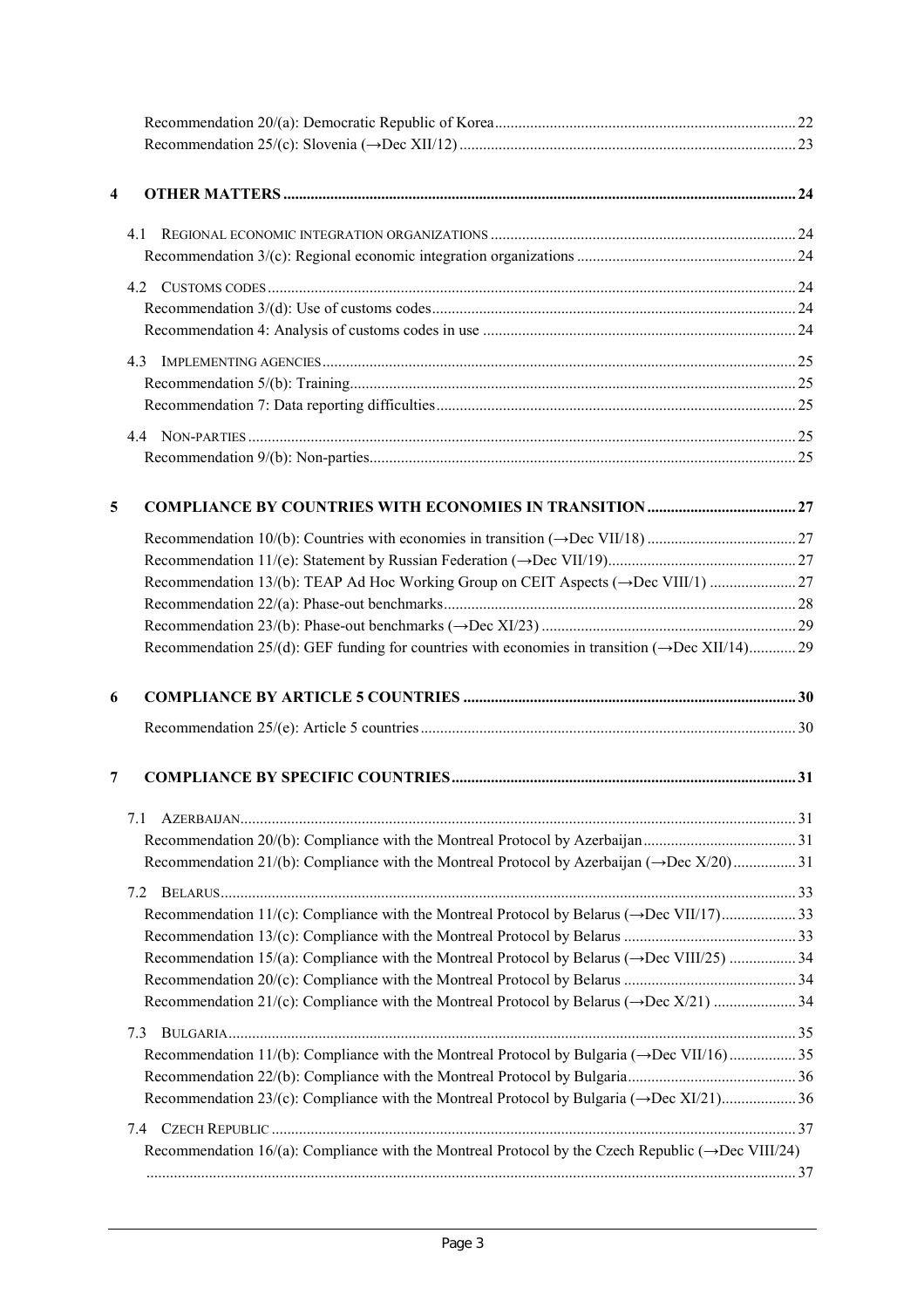Recommendation 20/(a): Democratic Republic of Korea ... 22
Recommendation 25/(c): Slovenia (→Dec XII/12) ... 23

**4 OTHER MATTERS** ... 24

4.1 REGIONAL ECONOMIC INTEGRATION ORGANIZATIONS ... 24
Recommendation 3/(c): Regional economic integration organizations ... 24

4.2 CUSTOMS CODES ... 24
Recommendation 3/(d): Use of customs codes ... 24
Recommendation 4: Analysis of customs codes in use ... 24

4.3 IMPLEMENTING AGENCIES ... 25
Recommendation 5/(b): Training ... 25
Recommendation 7: Data reporting difficulties ... 25

4.4 NON-PARTIES ... 25
Recommendation 9/(b): Non-parties ... 25

**5 COMPLIANCE BY COUNTRIES WITH ECONOMIES IN TRANSITION** ... 27

Recommendation 10/(b): Countries with economies in transition (→Dec VII/18) ... 27
Recommendation 11/(e): Statement by Russian Federation (→Dec VII/19) ... 27
Recommendation 13/(b): TEAP Ad Hoc Working Group on CEIT Aspects (→Dec VIII/1) ... 27
Recommendation 22/(a): Phase-out benchmarks ... 28
Recommendation 23/(b): Phase-out benchmarks (→Dec XI/23) ... 29
Recommendation 25/(d): GEF funding for countries with economies in transition (→Dec XII/14) ... 29

**6 COMPLIANCE BY ARTICLE 5 COUNTRIES** ... 30

Recommendation 25/(e): Article 5 countries ... 30

**7 COMPLIANCE BY SPECIFIC COUNTRIES** ... 31

7.1 AZERBAIJAN ... 31
Recommendation 20/(b): Compliance with the Montreal Protocol by Azerbaijan ... 31
Recommendation 21/(b): Compliance with the Montreal Protocol by Azerbaijan (→Dec X/20) ... 31

7.2 BELARUS ... 33
Recommendation 11/(c): Compliance with the Montreal Protocol by Belarus (→Dec VII/17) ... 33
Recommendation 13/(c): Compliance with the Montreal Protocol by Belarus ... 33
Recommendation 15/(a): Compliance with the Montreal Protocol by Belarus (→Dec VIII/25) ... 34
Recommendation 20/(c): Compliance with the Montreal Protocol by Belarus ... 34
Recommendation 21/(c): Compliance with the Montreal Protocol by Belarus (→Dec X/21) ... 34

7.3 BULGARIA ... 35
Recommendation 11/(b): Compliance with the Montreal Protocol by Bulgaria (→Dec VII/16) ... 35
Recommendation 22/(b): Compliance with the Montreal Protocol by Bulgaria ... 36
Recommendation 23/(c): Compliance with the Montreal Protocol by Bulgaria (→Dec XI/21) ... 36

7.4 CZECH REPUBLIC ... 37
Recommendation 16/(a): Compliance with the Montreal Protocol by the Czech Republic (→Dec VIII/24) ... 37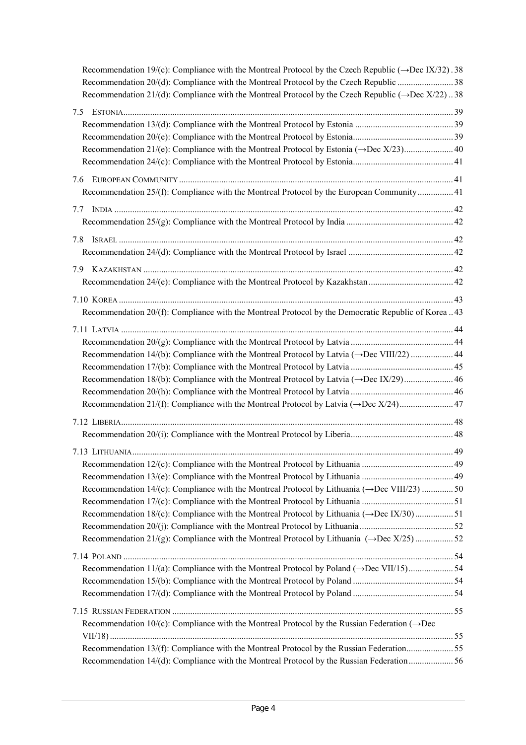Recommendation 19/(c): Compliance with the Montreal Protocol by the Czech Republic (→Dec IX/32) . 38
Recommendation 20/(d): Compliance with the Montreal Protocol by the Czech Republic ......................... 38
Recommendation 21/(d): Compliance with the Montreal Protocol by the Czech Republic (→Dec X/22) .. 38

7.5 ESTONIA ........................................................................................................................................ 39
Recommendation 13/(d): Compliance with the Montreal Protocol by Estonia ............................................ 39
Recommendation 20/(e): Compliance with the Montreal Protocol by Estonia ............................................ 39
Recommendation 21/(e): Compliance with the Montreal Protocol by Estonia (→Dec X/23) ...................... 40
Recommendation 24/(c): Compliance with the Montreal Protocol by Estonia ............................................ 41

7.6 EUROPEAN COMMUNITY ................................................................................................................ 41
Recommendation 25/(f): Compliance with the Montreal Protocol by the European Community ................ 41

7.7 INDIA ............................................................................................................................................ 42
Recommendation 25/(g): Compliance with the Montreal Protocol by India ............................................... 42

7.8 ISRAEL .......................................................................................................................................... 42
Recommendation 24/(d): Compliance with the Montreal Protocol by Israel ............................................... 42

7.9 KAZAKHSTAN ................................................................................................................................ 42
Recommendation 24/(e): Compliance with the Montreal Protocol by Kazakhstan ...................................... 42

7.10 KOREA ......................................................................................................................................... 43
Recommendation 20/(f): Compliance with the Montreal Protocol by the Democratic Republic of Korea .. 43

7.11 LATVIA ........................................................................................................................................ 44
Recommendation 20/(g): Compliance with the Montreal Protocol by Latvia ............................................. 44
Recommendation 14/(b): Compliance with the Montreal Protocol by Latvia (→Dec VIII/22) ................... 44
Recommendation 17/(b): Compliance with the Montreal Protocol by Latvia ............................................. 45
Recommendation 18/(b): Compliance with the Montreal Protocol by Latvia (→Dec IX/29) ...................... 46
Recommendation 20/(h): Compliance with the Montreal Protocol by Latvia ............................................. 46
Recommendation 21/(f): Compliance with the Montreal Protocol by Latvia (→Dec X/24) ........................ 47

7.12 LIBERIA ........................................................................................................................................ 48
Recommendation 20/(i): Compliance with the Montreal Protocol by Liberia .............................................. 48

7.13 LITHUANIA ................................................................................................................................... 49
Recommendation 12/(c): Compliance with the Montreal Protocol by Lithuania ......................................... 49
Recommendation 13/(e): Compliance with the Montreal Protocol by Lithuania ......................................... 49
Recommendation 14/(c): Compliance with the Montreal Protocol by Lithuania (→Dec VIII/23) .............. 50
Recommendation 17/(c): Compliance with the Montreal Protocol by Lithuania ......................................... 51
Recommendation 18/(c): Compliance with the Montreal Protocol by Lithuania (→Dec IX/30) ................. 51
Recommendation 20/(j): Compliance with the Montreal Protocol by Lithuania .......................................... 52
Recommendation 21/(g): Compliance with the Montreal Protocol by Lithuania (→Dec X/25) ................. 52

7.14 POLAND ........................................................................................................................................ 54
Recommendation 11/(a): Compliance with the Montreal Protocol by Poland (→Dec VII/15) .................... 54
Recommendation 15/(b): Compliance with the Montreal Protocol by Poland ............................................. 54
Recommendation 17/(d): Compliance with the Montreal Protocol by Poland ............................................. 54

7.15 RUSSIAN FEDERATION ................................................................................................................. 55
Recommendation 10/(c): Compliance with the Montreal Protocol by the Russian Federation (→Dec VII/18) ......................................................................................................................................... 55
Recommendation 13/(f): Compliance with the Montreal Protocol by the Russian Federation ..................... 55
Recommendation 14/(d): Compliance with the Montreal Protocol by the Russian Federation .................... 56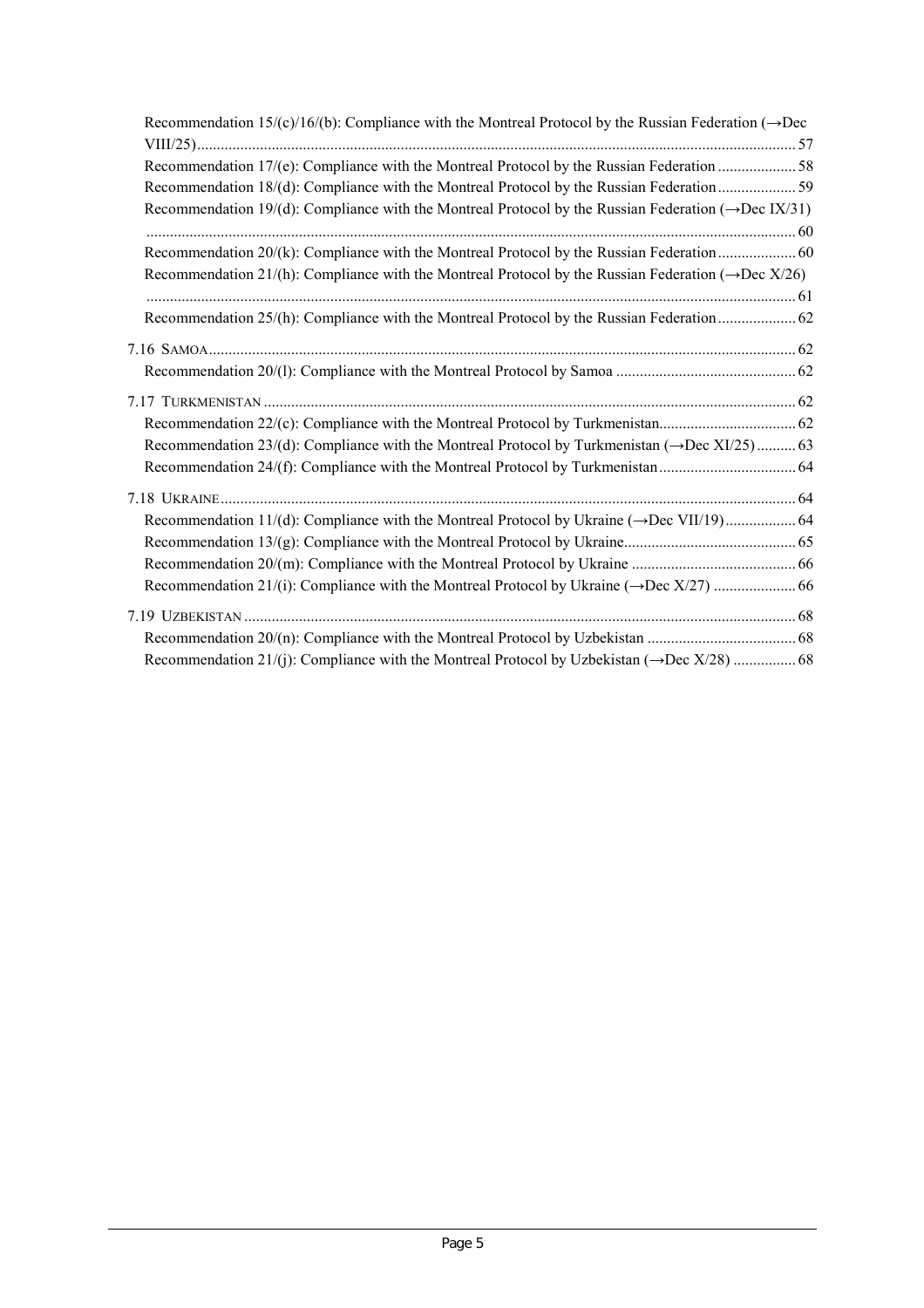Recommendation 15/(c)/16/(b): Compliance with the Montreal Protocol by the Russian Federation (→Dec VIII/25) ........ 57

Recommendation 17/(e): Compliance with the Montreal Protocol by the Russian Federation ........ 58

Recommendation 18/(d): Compliance with the Montreal Protocol by the Russian Federation ........ 59

Recommendation 19/(d): Compliance with the Montreal Protocol by the Russian Federation (→Dec IX/31) ........ 60

Recommendation 20/(k): Compliance with the Montreal Protocol by the Russian Federation ........ 60

Recommendation 21/(h): Compliance with the Montreal Protocol by the Russian Federation (→Dec X/26) ........ 61

Recommendation 25/(h): Compliance with the Montreal Protocol by the Russian Federation ........ 62

7.16 SAMOA ........ 62

Recommendation 20/(l): Compliance with the Montreal Protocol by Samoa ........ 62

7.17 TURKMENISTAN ........ 62

Recommendation 22/(c): Compliance with the Montreal Protocol by Turkmenistan ........ 62

Recommendation 23/(d): Compliance with the Montreal Protocol by Turkmenistan (→Dec XI/25) ........ 63

Recommendation 24/(f): Compliance with the Montreal Protocol by Turkmenistan ........ 64

7.18 UKRAINE ........ 64

Recommendation 11/(d): Compliance with the Montreal Protocol by Ukraine (→Dec VII/19) ........ 64

Recommendation 13/(g): Compliance with the Montreal Protocol by Ukraine ........ 65

Recommendation 20/(m): Compliance with the Montreal Protocol by Ukraine ........ 66

Recommendation 21/(i): Compliance with the Montreal Protocol by Ukraine (→Dec X/27) ........ 66

7.19 UZBEKISTAN ........ 68

Recommendation 20/(n): Compliance with the Montreal Protocol by Uzbekistan ........ 68

Recommendation 21/(j): Compliance with the Montreal Protocol by Uzbekistan (→Dec X/28) ........ 68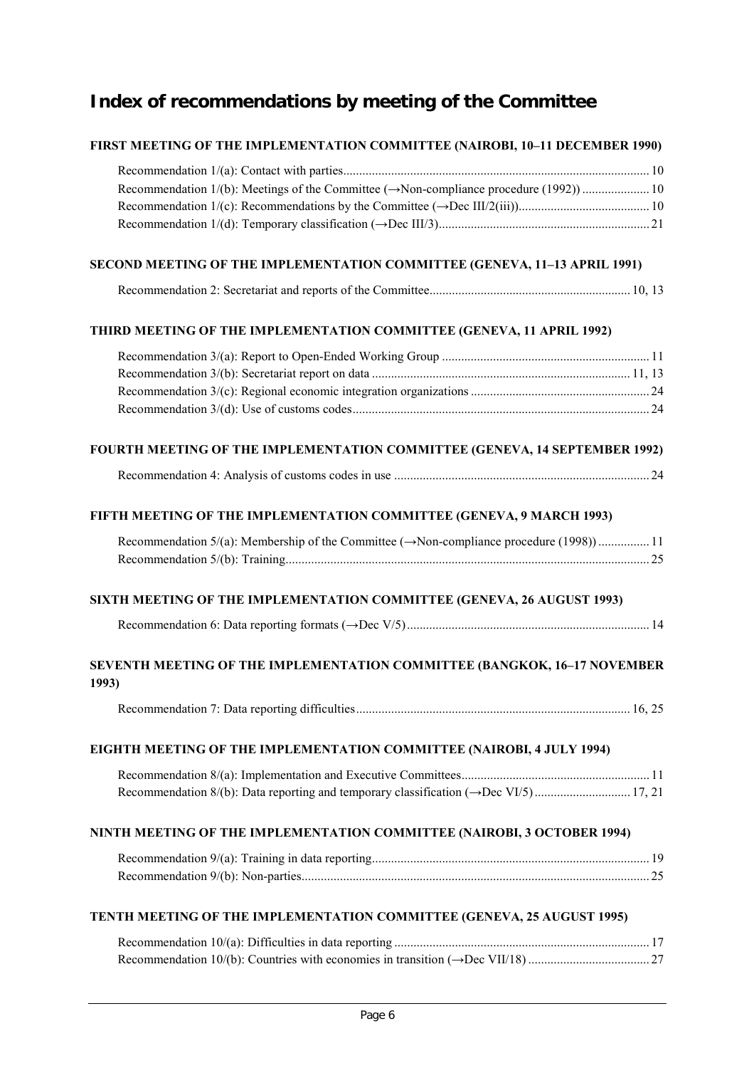# Index of recommendations by meeting of the Committee

## FIRST MEETING OF THE IMPLEMENTATION COMMITTEE (NAIROBI, 10–11 DECEMBER 1990)

Recommendation 1/(a): Contact with parties ... 10
Recommendation 1/(b): Meetings of the Committee (→Non-compliance procedure (1992)) ... 10
Recommendation 1/(c): Recommendations by the Committee (→Dec III/2(iii)) ... 10
Recommendation 1/(d): Temporary classification (→Dec III/3) ... 21

## SECOND MEETING OF THE IMPLEMENTATION COMMITTEE (GENEVA, 11–13 APRIL 1991)

Recommendation 2: Secretariat and reports of the Committee ... 10, 13

## THIRD MEETING OF THE IMPLEMENTATION COMMITTEE (GENEVA, 11 APRIL 1992)

Recommendation 3/(a): Report to Open-Ended Working Group ... 11
Recommendation 3/(b): Secretariat report on data ... 11, 13
Recommendation 3/(c): Regional economic integration organizations ... 24
Recommendation 3/(d): Use of customs codes ... 24

## FOURTH MEETING OF THE IMPLEMENTATION COMMITTEE (GENEVA, 14 SEPTEMBER 1992)

Recommendation 4: Analysis of customs codes in use ... 24

## FIFTH MEETING OF THE IMPLEMENTATION COMMITTEE (GENEVA, 9 MARCH 1993)

Recommendation 5/(a): Membership of the Committee (→Non-compliance procedure (1998)) ... 11
Recommendation 5/(b): Training ... 25

## SIXTH MEETING OF THE IMPLEMENTATION COMMITTEE (GENEVA, 26 AUGUST 1993)

Recommendation 6: Data reporting formats (→Dec V/5) ... 14

## SEVENTH MEETING OF THE IMPLEMENTATION COMMITTEE (BANGKOK, 16–17 NOVEMBER 1993)

Recommendation 7: Data reporting difficulties ... 16, 25

## EIGHTH MEETING OF THE IMPLEMENTATION COMMITTEE (NAIROBI, 4 JULY 1994)

Recommendation 8/(a): Implementation and Executive Committees ... 11
Recommendation 8/(b): Data reporting and temporary classification (→Dec VI/5) ... 17, 21

## NINTH MEETING OF THE IMPLEMENTATION COMMITTEE (NAIROBI, 3 OCTOBER 1994)

Recommendation 9/(a): Training in data reporting ... 19
Recommendation 9/(b): Non-parties ... 25

## TENTH MEETING OF THE IMPLEMENTATION COMMITTEE (GENEVA, 25 AUGUST 1995)

Recommendation 10/(a): Difficulties in data reporting ... 17
Recommendation 10/(b): Countries with economies in transition (→Dec VII/18) ... 27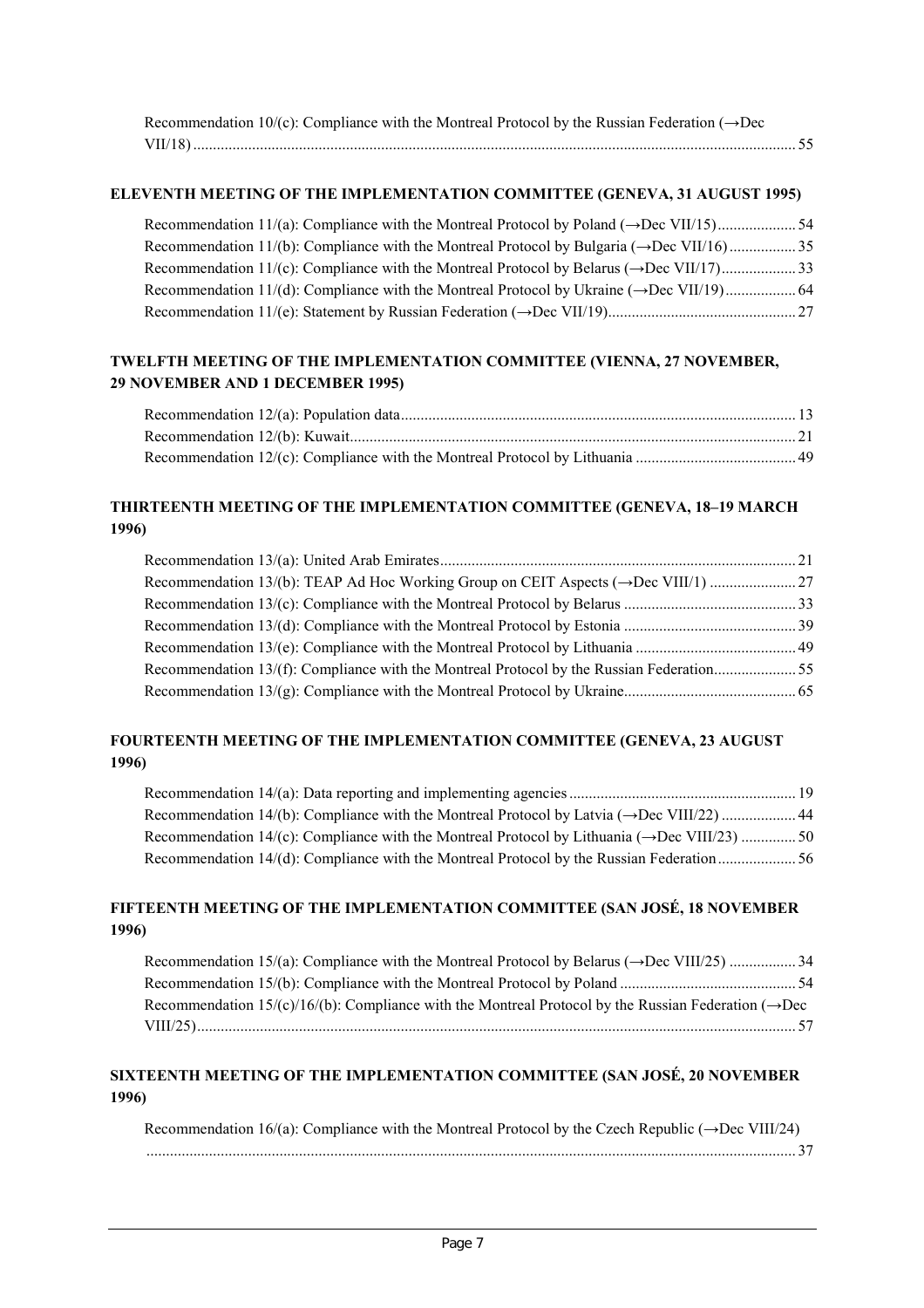Recommendation 10/(c): Compliance with the Montreal Protocol by the Russian Federation (→Dec VII/18) ... 55

## ELEVENTH MEETING OF THE IMPLEMENTATION COMMITTEE (GENEVA, 31 AUGUST 1995)

Recommendation 11/(a): Compliance with the Montreal Protocol by Poland (→Dec VII/15) ... 54
Recommendation 11/(b): Compliance with the Montreal Protocol by Bulgaria (→Dec VII/16) ... 35
Recommendation 11/(c): Compliance with the Montreal Protocol by Belarus (→Dec VII/17) ... 33
Recommendation 11/(d): Compliance with the Montreal Protocol by Ukraine (→Dec VII/19) ... 64
Recommendation 11/(e): Statement by Russian Federation (→Dec VII/19) ... 27

## TWELFTH MEETING OF THE IMPLEMENTATION COMMITTEE (VIENNA, 27 NOVEMBER, 29 NOVEMBER AND 1 DECEMBER 1995)

Recommendation 12/(a): Population data ... 13
Recommendation 12/(b): Kuwait ... 21
Recommendation 12/(c): Compliance with the Montreal Protocol by Lithuania ... 49

## THIRTEENTH MEETING OF THE IMPLEMENTATION COMMITTEE (GENEVA, 18–19 MARCH 1996)

Recommendation 13/(a): United Arab Emirates ... 21
Recommendation 13/(b): TEAP Ad Hoc Working Group on CEIT Aspects (→Dec VIII/1) ... 27
Recommendation 13/(c): Compliance with the Montreal Protocol by Belarus ... 33
Recommendation 13/(d): Compliance with the Montreal Protocol by Estonia ... 39
Recommendation 13/(e): Compliance with the Montreal Protocol by Lithuania ... 49
Recommendation 13/(f): Compliance with the Montreal Protocol by the Russian Federation ... 55
Recommendation 13/(g): Compliance with the Montreal Protocol by Ukraine ... 65

## FOURTEENTH MEETING OF THE IMPLEMENTATION COMMITTEE (GENEVA, 23 AUGUST 1996)

Recommendation 14/(a): Data reporting and implementing agencies ... 19
Recommendation 14/(b): Compliance with the Montreal Protocol by Latvia (→Dec VIII/22) ... 44
Recommendation 14/(c): Compliance with the Montreal Protocol by Lithuania (→Dec VIII/23) ... 50
Recommendation 14/(d): Compliance with the Montreal Protocol by the Russian Federation ... 56

## FIFTEENTH MEETING OF THE IMPLEMENTATION COMMITTEE (SAN JOSÉ, 18 NOVEMBER 1996)

Recommendation 15/(a): Compliance with the Montreal Protocol by Belarus (→Dec VIII/25) ... 34
Recommendation 15/(b): Compliance with the Montreal Protocol by Poland ... 54
Recommendation 15/(c)/16/(b): Compliance with the Montreal Protocol by the Russian Federation (→Dec VIII/25) ... 57

## SIXTEENTH MEETING OF THE IMPLEMENTATION COMMITTEE (SAN JOSÉ, 20 NOVEMBER 1996)

Recommendation 16/(a): Compliance with the Montreal Protocol by the Czech Republic (→Dec VIII/24) ... 37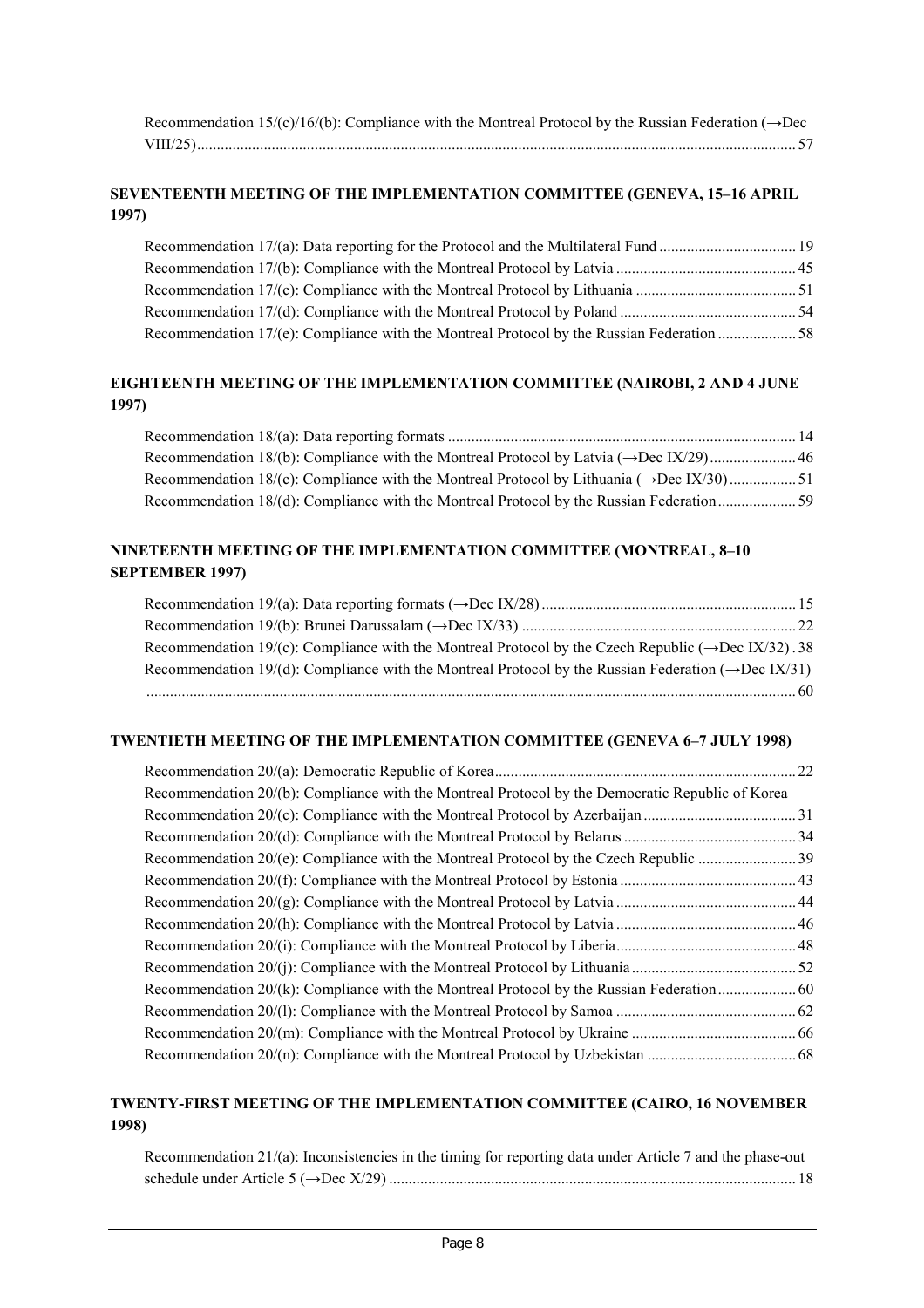Recommendation 15/(c)/16/(b): Compliance with the Montreal Protocol by the Russian Federation (→Dec VIII/25) ..... 57

**SEVENTEENTH MEETING OF THE IMPLEMENTATION COMMITTEE (GENEVA, 15–16 APRIL 1997)**

Recommendation 17/(a): Data reporting for the Protocol and the Multilateral Fund ..... 19
Recommendation 17/(b): Compliance with the Montreal Protocol by Latvia ..... 45
Recommendation 17/(c): Compliance with the Montreal Protocol by Lithuania ..... 51
Recommendation 17/(d): Compliance with the Montreal Protocol by Poland ..... 54
Recommendation 17/(e): Compliance with the Montreal Protocol by the Russian Federation ..... 58

**EIGHTEENTH MEETING OF THE IMPLEMENTATION COMMITTEE (NAIROBI, 2 AND 4 JUNE 1997)**

Recommendation 18/(a): Data reporting formats ..... 14
Recommendation 18/(b): Compliance with the Montreal Protocol by Latvia (→Dec IX/29) ..... 46
Recommendation 18/(c): Compliance with the Montreal Protocol by Lithuania (→Dec IX/30) ..... 51
Recommendation 18/(d): Compliance with the Montreal Protocol by the Russian Federation ..... 59

**NINETEENTH MEETING OF THE IMPLEMENTATION COMMITTEE (MONTREAL, 8–10 SEPTEMBER 1997)**

Recommendation 19/(a): Data reporting formats (→Dec IX/28) ..... 15
Recommendation 19/(b): Brunei Darussalam (→Dec IX/33) ..... 22
Recommendation 19/(c): Compliance with the Montreal Protocol by the Czech Republic (→Dec IX/32) . 38
Recommendation 19/(d): Compliance with the Montreal Protocol by the Russian Federation (→Dec IX/31) ..... 60

**TWENTIETH MEETING OF THE IMPLEMENTATION COMMITTEE (GENEVA 6–7 JULY 1998)**

Recommendation 20/(a): Democratic Republic of Korea ..... 22
Recommendation 20/(b): Compliance with the Montreal Protocol by the Democratic Republic of Korea
Recommendation 20/(c): Compliance with the Montreal Protocol by Azerbaijan ..... 31
Recommendation 20/(d): Compliance with the Montreal Protocol by Belarus ..... 34
Recommendation 20/(e): Compliance with the Montreal Protocol by the Czech Republic ..... 39
Recommendation 20/(f): Compliance with the Montreal Protocol by Estonia ..... 43
Recommendation 20/(g): Compliance with the Montreal Protocol by Latvia ..... 44
Recommendation 20/(h): Compliance with the Montreal Protocol by Latvia ..... 46
Recommendation 20/(i): Compliance with the Montreal Protocol by Liberia ..... 48
Recommendation 20/(j): Compliance with the Montreal Protocol by Lithuania ..... 52
Recommendation 20/(k): Compliance with the Montreal Protocol by the Russian Federation ..... 60
Recommendation 20/(l): Compliance with the Montreal Protocol by Samoa ..... 62
Recommendation 20/(m): Compliance with the Montreal Protocol by Ukraine ..... 66
Recommendation 20/(n): Compliance with the Montreal Protocol by Uzbekistan ..... 68

**TWENTY-FIRST MEETING OF THE IMPLEMENTATION COMMITTEE (CAIRO, 16 NOVEMBER 1998)**

Recommendation 21/(a): Inconsistencies in the timing for reporting data under Article 7 and the phase-out schedule under Article 5 (→Dec X/29) ..... 18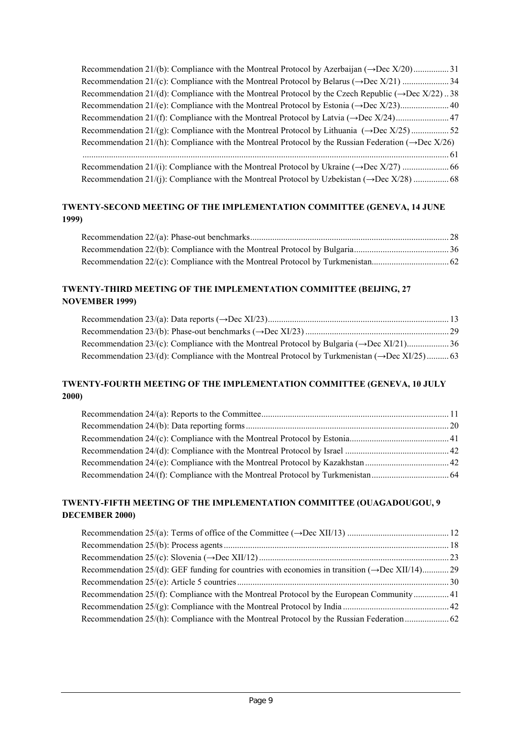Recommendation 21/(b): Compliance with the Montreal Protocol by Azerbaijan (→Dec X/20) ................ 31
Recommendation 21/(c): Compliance with the Montreal Protocol by Belarus (→Dec X/21) ..................... 34
Recommendation 21/(d): Compliance with the Montreal Protocol by the Czech Republic (→Dec X/22) .. 38
Recommendation 21/(e): Compliance with the Montreal Protocol by Estonia (→Dec X/23)...................... 40
Recommendation 21/(f): Compliance with the Montreal Protocol by Latvia (→Dec X/24)........................ 47
Recommendation 21/(g): Compliance with the Montreal Protocol by Lithuania (→Dec X/25) ................. 52
Recommendation 21/(h): Compliance with the Montreal Protocol by the Russian Federation (→Dec X/26) ..................................................................................................................................................... 61
Recommendation 21/(i): Compliance with the Montreal Protocol by Ukraine (→Dec X/27) ..................... 66
Recommendation 21/(j): Compliance with the Montreal Protocol by Uzbekistan (→Dec X/28) ................ 68

**TWENTY-SECOND MEETING OF THE IMPLEMENTATION COMMITTEE (GENEVA, 14 JUNE 1999)**

Recommendation 22/(a): Phase-out benchmarks......................................................................................... 28
Recommendation 22/(b): Compliance with the Montreal Protocol by Bulgaria........................................... 36
Recommendation 22/(c): Compliance with the Montreal Protocol by Turkmenistan.................................. 62

**TWENTY-THIRD MEETING OF THE IMPLEMENTATION COMMITTEE (BEIJING, 27 NOVEMBER 1999)**

Recommendation 23/(a): Data reports (→Dec XI/23)................................................................................. 13
Recommendation 23/(b): Phase-out benchmarks (→Dec XI/23) ................................................................ 29
Recommendation 23/(c): Compliance with the Montreal Protocol by Bulgaria (→Dec XI/21)................... 36
Recommendation 23/(d): Compliance with the Montreal Protocol by Turkmenistan (→Dec XI/25) .......... 63

**TWENTY-FOURTH MEETING OF THE IMPLEMENTATION COMMITTEE (GENEVA, 10 JULY 2000)**

Recommendation 24/(a): Reports to the Committee.................................................................................... 11
Recommendation 24/(b): Data reporting forms ........................................................................................... 20
Recommendation 24/(c): Compliance with the Montreal Protocol by Estonia............................................ 41
Recommendation 24/(d): Compliance with the Montreal Protocol by Israel .............................................. 42
Recommendation 24/(e): Compliance with the Montreal Protocol by Kazakhstan ..................................... 42
Recommendation 24/(f): Compliance with the Montreal Protocol by Turkmenistan .................................. 64

**TWENTY-FIFTH MEETING OF THE IMPLEMENTATION COMMITTEE (OUAGADOUGOU, 9 DECEMBER 2000)**

Recommendation 25/(a): Terms of office of the Committee (→Dec XII/13) ............................................. 12
Recommendation 25/(b): Process agents ..................................................................................................... 18
Recommendation 25/(c): Slovenia (→Dec XII/12) ..................................................................................... 23
Recommendation 25/(d): GEF funding for countries with economies in transition (→Dec XII/14)............ 29
Recommendation 25/(e): Article 5 countries ............................................................................................... 30
Recommendation 25/(f): Compliance with the Montreal Protocol by the European Community ................ 41
Recommendation 25/(g): Compliance with the Montreal Protocol by India ................................................ 42
Recommendation 25/(h): Compliance with the Montreal Protocol by the Russian Federation .................... 62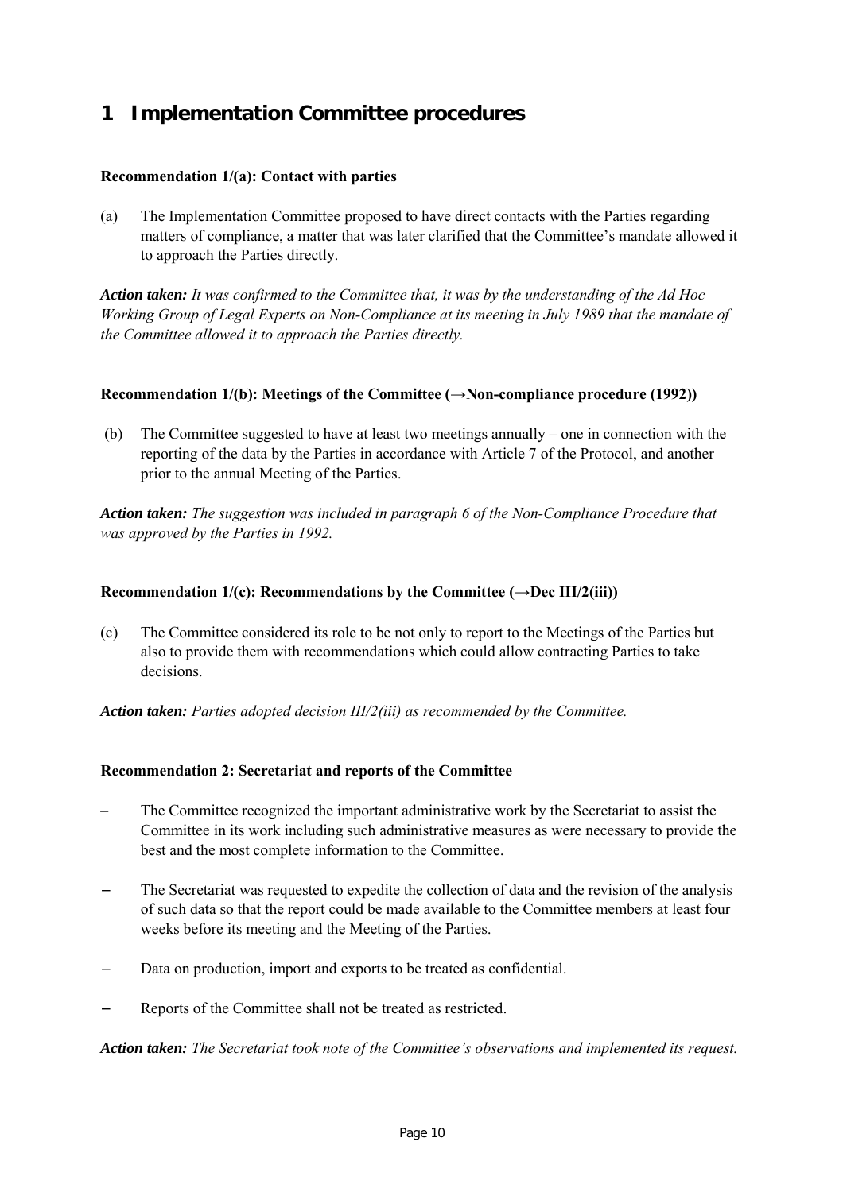# 1 Implementation Committee procedures

**Recommendation 1/(a): Contact with parties**

(a) The Implementation Committee proposed to have direct contacts with the Parties regarding matters of compliance, a matter that was later clarified that the Committee's mandate allowed it to approach the Parties directly.

***Action taken:*** *It was confirmed to the Committee that, it was by the understanding of the Ad Hoc Working Group of Legal Experts on Non-Compliance at its meeting in July 1989 that the mandate of the Committee allowed it to approach the Parties directly.*

**Recommendation 1/(b): Meetings of the Committee (→Non-compliance procedure (1992))**

(b) The Committee suggested to have at least two meetings annually – one in connection with the reporting of the data by the Parties in accordance with Article 7 of the Protocol, and another prior to the annual Meeting of the Parties.

***Action taken:*** *The suggestion was included in paragraph 6 of the Non-Compliance Procedure that was approved by the Parties in 1992.*

**Recommendation 1/(c): Recommendations by the Committee (→Dec III/2(iii))**

(c) The Committee considered its role to be not only to report to the Meetings of the Parties but also to provide them with recommendations which could allow contracting Parties to take decisions.

***Action taken:*** *Parties adopted decision III/2(iii) as recommended by the Committee.*

**Recommendation 2: Secretariat and reports of the Committee**

- The Committee recognized the important administrative work by the Secretariat to assist the Committee in its work including such administrative measures as were necessary to provide the best and the most complete information to the Committee.
- The Secretariat was requested to expedite the collection of data and the revision of the analysis of such data so that the report could be made available to the Committee members at least four weeks before its meeting and the Meeting of the Parties.
- Data on production, import and exports to be treated as confidential.
- Reports of the Committee shall not be treated as restricted.

***Action taken:*** *The Secretariat took note of the Committee's observations and implemented its request.*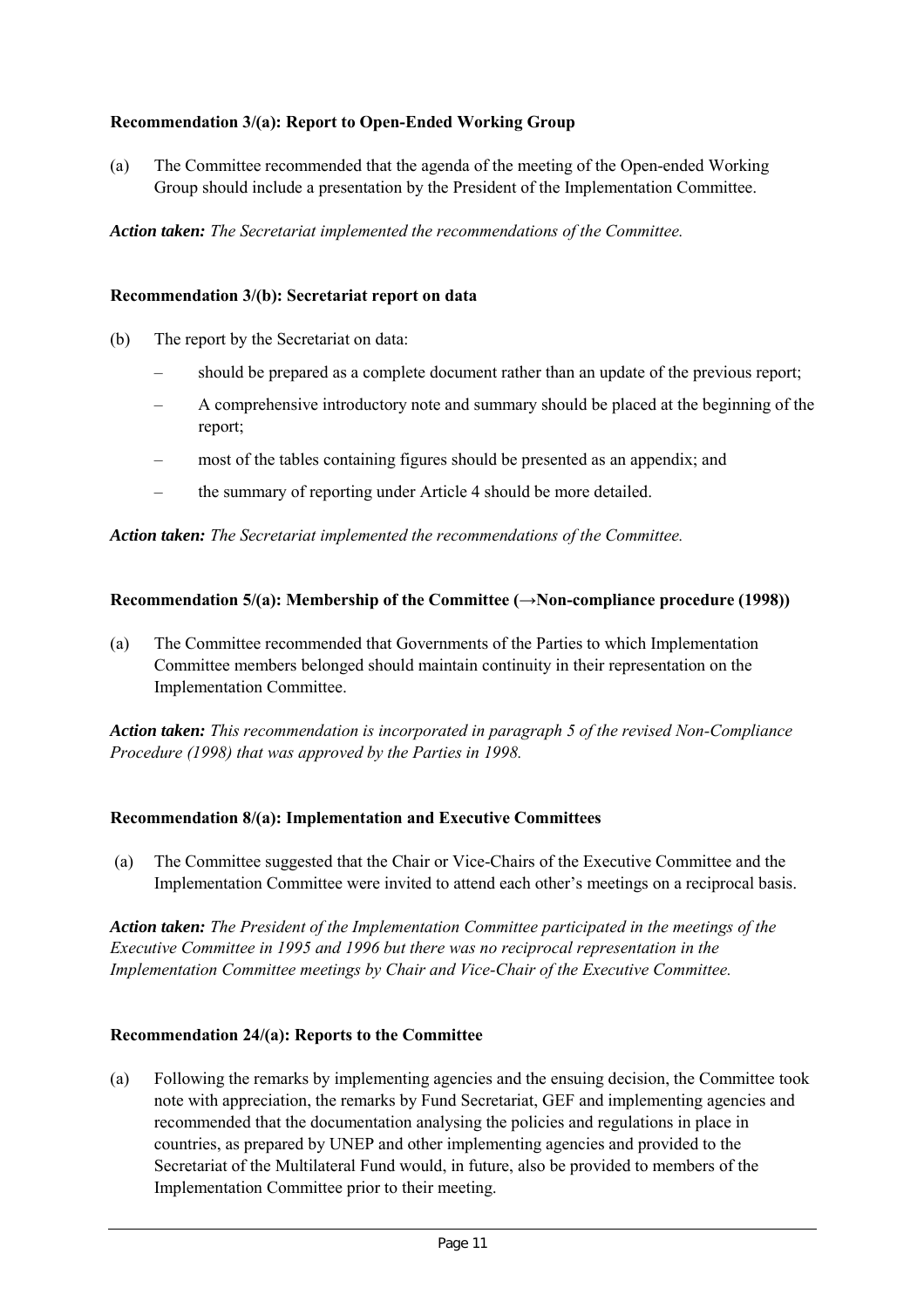**Recommendation 3/(a): Report to Open-Ended Working Group**

(a) The Committee recommended that the agenda of the meeting of the Open-ended Working Group should include a presentation by the President of the Implementation Committee.

***Action taken:*** *The Secretariat implemented the recommendations of the Committee.*

**Recommendation 3/(b): Secretariat report on data**

(b) The report by the Secretariat on data:

- should be prepared as a complete document rather than an update of the previous report;
- A comprehensive introductory note and summary should be placed at the beginning of the report;
- most of the tables containing figures should be presented as an appendix; and
- the summary of reporting under Article 4 should be more detailed.

***Action taken:*** *The Secretariat implemented the recommendations of the Committee.*

**Recommendation 5/(a): Membership of the Committee (→Non-compliance procedure (1998))**

(a) The Committee recommended that Governments of the Parties to which Implementation Committee members belonged should maintain continuity in their representation on the Implementation Committee.

***Action taken:*** *This recommendation is incorporated in paragraph 5 of the revised Non-Compliance Procedure (1998) that was approved by the Parties in 1998.*

**Recommendation 8/(a): Implementation and Executive Committees**

(a) The Committee suggested that the Chair or Vice-Chairs of the Executive Committee and the Implementation Committee were invited to attend each other's meetings on a reciprocal basis.

***Action taken:*** *The President of the Implementation Committee participated in the meetings of the Executive Committee in 1995 and 1996 but there was no reciprocal representation in the Implementation Committee meetings by Chair and Vice-Chair of the Executive Committee.*

**Recommendation 24/(a): Reports to the Committee**

(a) Following the remarks by implementing agencies and the ensuing decision, the Committee took note with appreciation, the remarks by Fund Secretariat, GEF and implementing agencies and recommended that the documentation analysing the policies and regulations in place in countries, as prepared by UNEP and other implementing agencies and provided to the Secretariat of the Multilateral Fund would, in future, also be provided to members of the Implementation Committee prior to their meeting.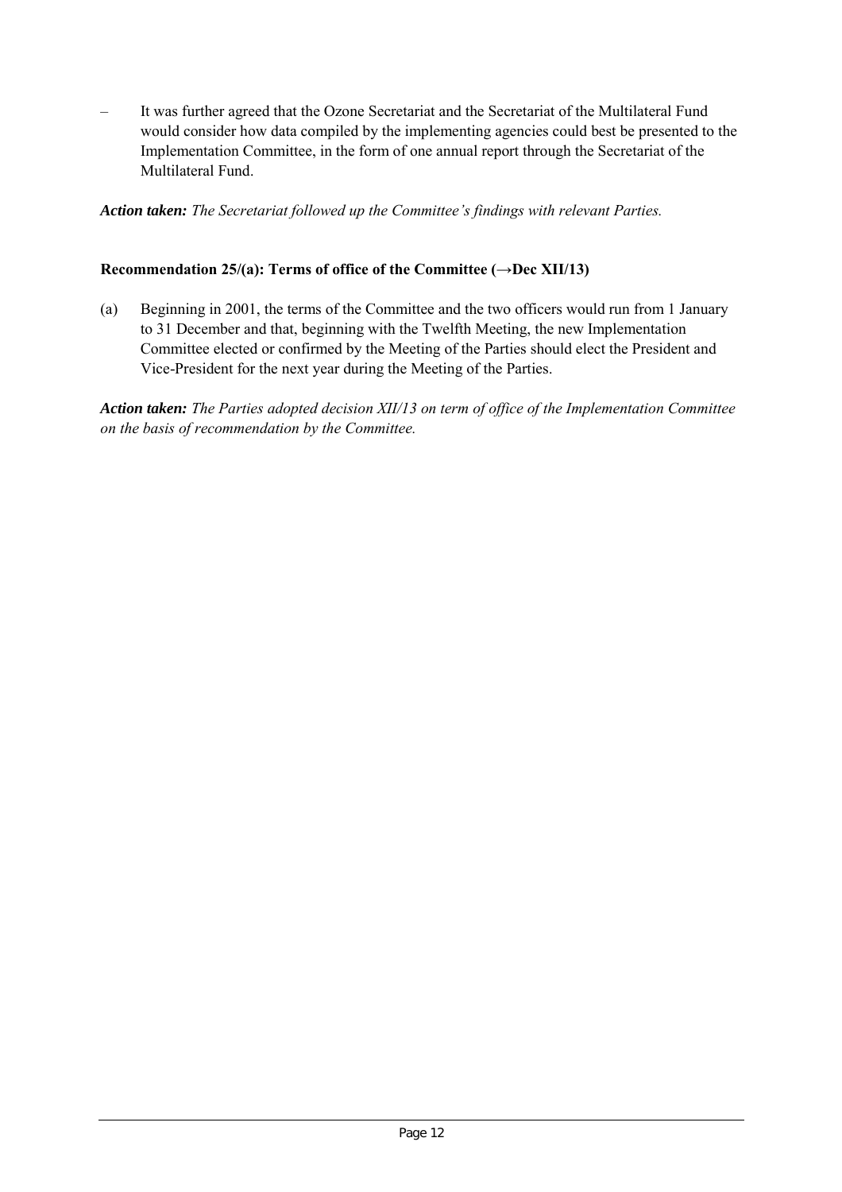– It was further agreed that the Ozone Secretariat and the Secretariat of the Multilateral Fund would consider how data compiled by the implementing agencies could best be presented to the Implementation Committee, in the form of one annual report through the Secretariat of the Multilateral Fund.

***Action taken:*** *The Secretariat followed up the Committee's findings with relevant Parties.*

**Recommendation 25/(a): Terms of office of the Committee (→Dec XII/13)**

(a) Beginning in 2001, the terms of the Committee and the two officers would run from 1 January to 31 December and that, beginning with the Twelfth Meeting, the new Implementation Committee elected or confirmed by the Meeting of the Parties should elect the President and Vice-President for the next year during the Meeting of the Parties.

***Action taken:*** *The Parties adopted decision XII/13 on term of office of the Implementation Committee on the basis of recommendation by the Committee.*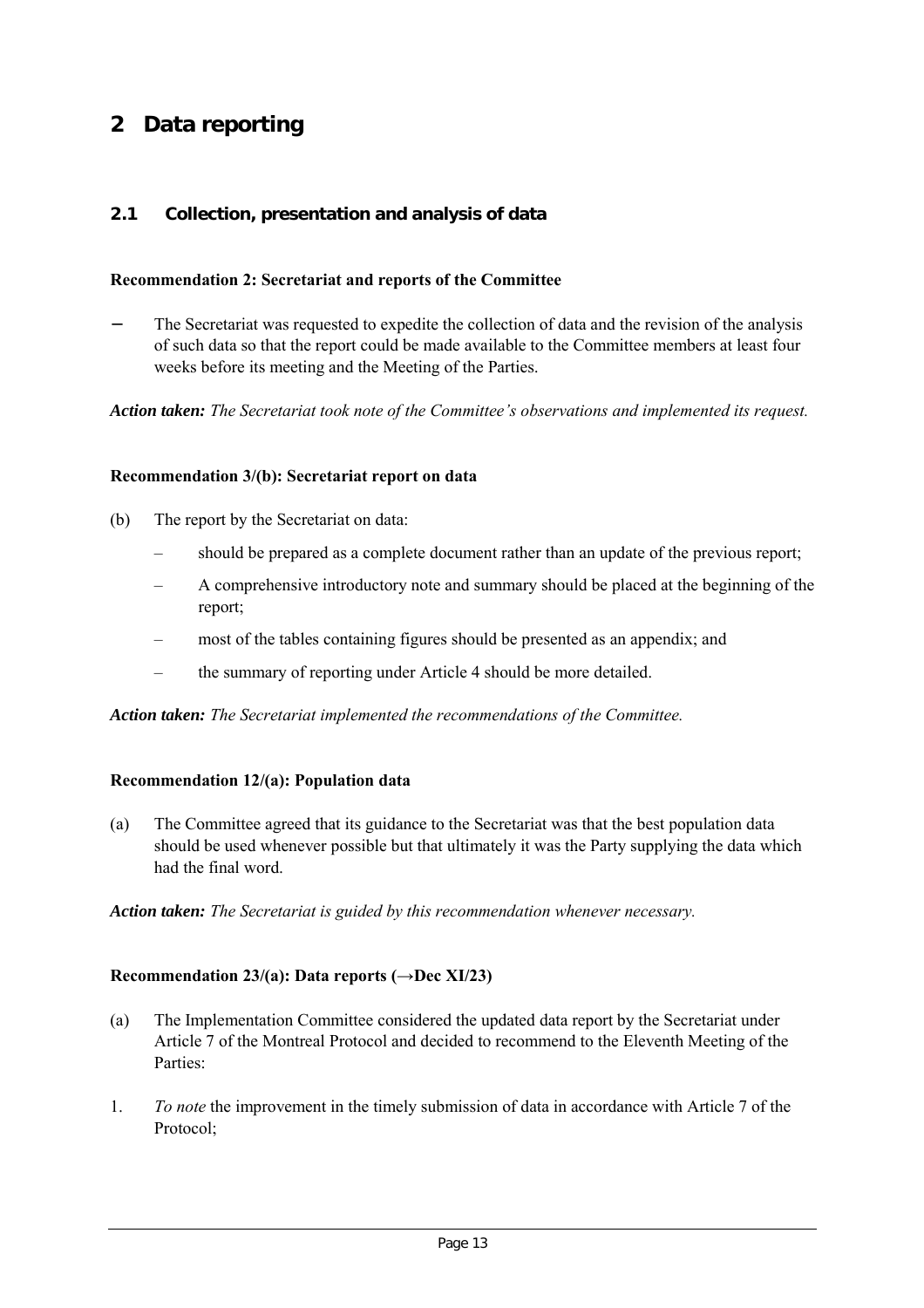# 2 Data reporting

## 2.1 Collection, presentation and analysis of data

**Recommendation 2: Secretariat and reports of the Committee**

- The Secretariat was requested to expedite the collection of data and the revision of the analysis of such data so that the report could be made available to the Committee members at least four weeks before its meeting and the Meeting of the Parties.

***Action taken:*** *The Secretariat took note of the Committee's observations and implemented its request.*

**Recommendation 3/(b): Secretariat report on data**

(b) The report by the Secretariat on data:

- should be prepared as a complete document rather than an update of the previous report;
- A comprehensive introductory note and summary should be placed at the beginning of the report;
- most of the tables containing figures should be presented as an appendix; and
- the summary of reporting under Article 4 should be more detailed.

***Action taken:*** *The Secretariat implemented the recommendations of the Committee.*

**Recommendation 12/(a): Population data**

(a) The Committee agreed that its guidance to the Secretariat was that the best population data should be used whenever possible but that ultimately it was the Party supplying the data which had the final word.

***Action taken:*** *The Secretariat is guided by this recommendation whenever necessary.*

**Recommendation 23/(a): Data reports (→Dec XI/23)**

(a) The Implementation Committee considered the updated data report by the Secretariat under Article 7 of the Montreal Protocol and decided to recommend to the Eleventh Meeting of the Parties:

1. *To note* the improvement in the timely submission of data in accordance with Article 7 of the Protocol;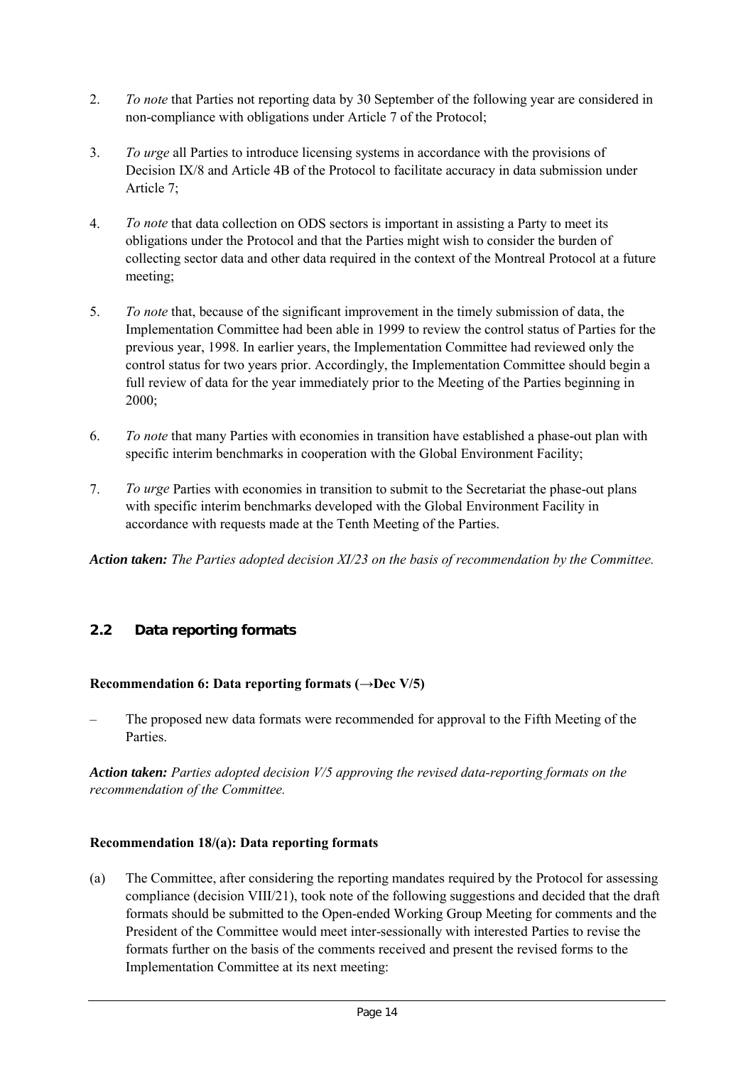2. *To note* that Parties not reporting data by 30 September of the following year are considered in non-compliance with obligations under Article 7 of the Protocol;

3. *To urge* all Parties to introduce licensing systems in accordance with the provisions of Decision IX/8 and Article 4B of the Protocol to facilitate accuracy in data submission under Article 7;

4. *To note* that data collection on ODS sectors is important in assisting a Party to meet its obligations under the Protocol and that the Parties might wish to consider the burden of collecting sector data and other data required in the context of the Montreal Protocol at a future meeting;

5. *To note* that, because of the significant improvement in the timely submission of data, the Implementation Committee had been able in 1999 to review the control status of Parties for the previous year, 1998. In earlier years, the Implementation Committee had reviewed only the control status for two years prior. Accordingly, the Implementation Committee should begin a full review of data for the year immediately prior to the Meeting of the Parties beginning in 2000;

6. *To note* that many Parties with economies in transition have established a phase-out plan with specific interim benchmarks in cooperation with the Global Environment Facility;

7. *To urge* Parties with economies in transition to submit to the Secretariat the phase-out plans with specific interim benchmarks developed with the Global Environment Facility in accordance with requests made at the Tenth Meeting of the Parties.

***Action taken:*** *The Parties adopted decision XI/23 on the basis of recommendation by the Committee.*

## 2.2 Data reporting formats

**Recommendation 6: Data reporting formats (→Dec V/5)**

– The proposed new data formats were recommended for approval to the Fifth Meeting of the Parties.

***Action taken:*** *Parties adopted decision V/5 approving the revised data-reporting formats on the recommendation of the Committee.*

**Recommendation 18/(a): Data reporting formats**

(a) The Committee, after considering the reporting mandates required by the Protocol for assessing compliance (decision VIII/21), took note of the following suggestions and decided that the draft formats should be submitted to the Open-ended Working Group Meeting for comments and the President of the Committee would meet inter-sessionally with interested Parties to revise the formats further on the basis of the comments received and present the revised forms to the Implementation Committee at its next meeting: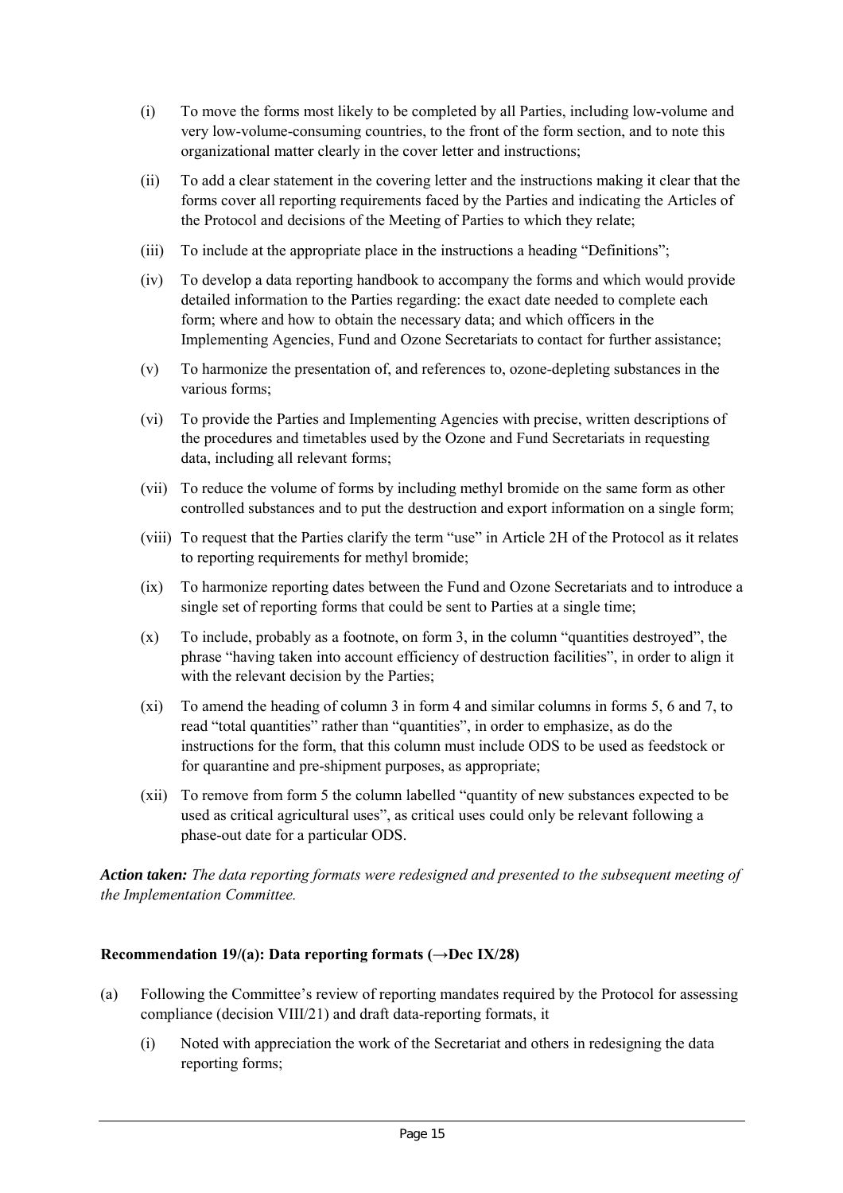(i) To move the forms most likely to be completed by all Parties, including low-volume and very low-volume-consuming countries, to the front of the form section, and to note this organizational matter clearly in the cover letter and instructions;

(ii) To add a clear statement in the covering letter and the instructions making it clear that the forms cover all reporting requirements faced by the Parties and indicating the Articles of the Protocol and decisions of the Meeting of Parties to which they relate;

(iii) To include at the appropriate place in the instructions a heading "Definitions";

(iv) To develop a data reporting handbook to accompany the forms and which would provide detailed information to the Parties regarding: the exact date needed to complete each form; where and how to obtain the necessary data; and which officers in the Implementing Agencies, Fund and Ozone Secretariats to contact for further assistance;

(v) To harmonize the presentation of, and references to, ozone-depleting substances in the various forms;

(vi) To provide the Parties and Implementing Agencies with precise, written descriptions of the procedures and timetables used by the Ozone and Fund Secretariats in requesting data, including all relevant forms;

(vii) To reduce the volume of forms by including methyl bromide on the same form as other controlled substances and to put the destruction and export information on a single form;

(viii) To request that the Parties clarify the term "use" in Article 2H of the Protocol as it relates to reporting requirements for methyl bromide;

(ix) To harmonize reporting dates between the Fund and Ozone Secretariats and to introduce a single set of reporting forms that could be sent to Parties at a single time;

(x) To include, probably as a footnote, on form 3, in the column "quantities destroyed", the phrase "having taken into account efficiency of destruction facilities", in order to align it with the relevant decision by the Parties;

(xi) To amend the heading of column 3 in form 4 and similar columns in forms 5, 6 and 7, to read "total quantities" rather than "quantities", in order to emphasize, as do the instructions for the form, that this column must include ODS to be used as feedstock or for quarantine and pre-shipment purposes, as appropriate;

(xii) To remove from form 5 the column labelled "quantity of new substances expected to be used as critical agricultural uses", as critical uses could only be relevant following a phase-out date for a particular ODS.

***Action taken:*** *The data reporting formats were redesigned and presented to the subsequent meeting of the Implementation Committee.*

**Recommendation 19/(a): Data reporting formats (→Dec IX/28)**

(a) Following the Committee's review of reporting mandates required by the Protocol for assessing compliance (decision VIII/21) and draft data-reporting formats, it

(i) Noted with appreciation the work of the Secretariat and others in redesigning the data reporting forms;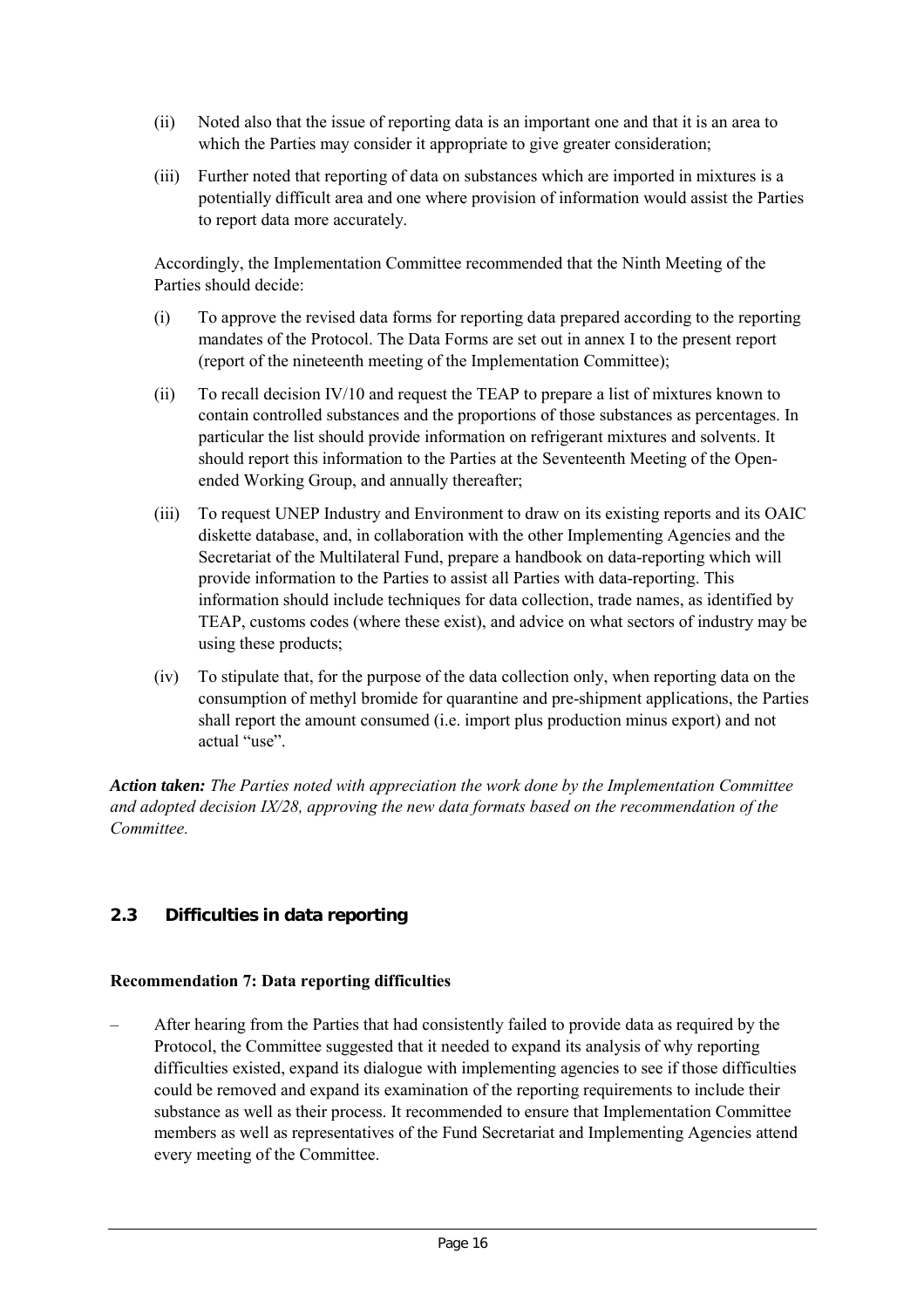(ii) Noted also that the issue of reporting data is an important one and that it is an area to which the Parties may consider it appropriate to give greater consideration;

(iii) Further noted that reporting of data on substances which are imported in mixtures is a potentially difficult area and one where provision of information would assist the Parties to report data more accurately.

Accordingly, the Implementation Committee recommended that the Ninth Meeting of the Parties should decide:

(i) To approve the revised data forms for reporting data prepared according to the reporting mandates of the Protocol. The Data Forms are set out in annex I to the present report (report of the nineteenth meeting of the Implementation Committee);

(ii) To recall decision IV/10 and request the TEAP to prepare a list of mixtures known to contain controlled substances and the proportions of those substances as percentages. In particular the list should provide information on refrigerant mixtures and solvents. It should report this information to the Parties at the Seventeenth Meeting of the Open-ended Working Group, and annually thereafter;

(iii) To request UNEP Industry and Environment to draw on its existing reports and its OAIC diskette database, and, in collaboration with the other Implementing Agencies and the Secretariat of the Multilateral Fund, prepare a handbook on data-reporting which will provide information to the Parties to assist all Parties with data-reporting. This information should include techniques for data collection, trade names, as identified by TEAP, customs codes (where these exist), and advice on what sectors of industry may be using these products;

(iv) To stipulate that, for the purpose of the data collection only, when reporting data on the consumption of methyl bromide for quarantine and pre-shipment applications, the Parties shall report the amount consumed (i.e. import plus production minus export) and not actual "use".

***Action taken:*** *The Parties noted with appreciation the work done by the Implementation Committee and adopted decision IX/28, approving the new data formats based on the recommendation of the Committee.*

## 2.3 Difficulties in data reporting

**Recommendation 7: Data reporting difficulties**

– After hearing from the Parties that had consistently failed to provide data as required by the Protocol, the Committee suggested that it needed to expand its analysis of why reporting difficulties existed, expand its dialogue with implementing agencies to see if those difficulties could be removed and expand its examination of the reporting requirements to include their substance as well as their process. It recommended to ensure that Implementation Committee members as well as representatives of the Fund Secretariat and Implementing Agencies attend every meeting of the Committee.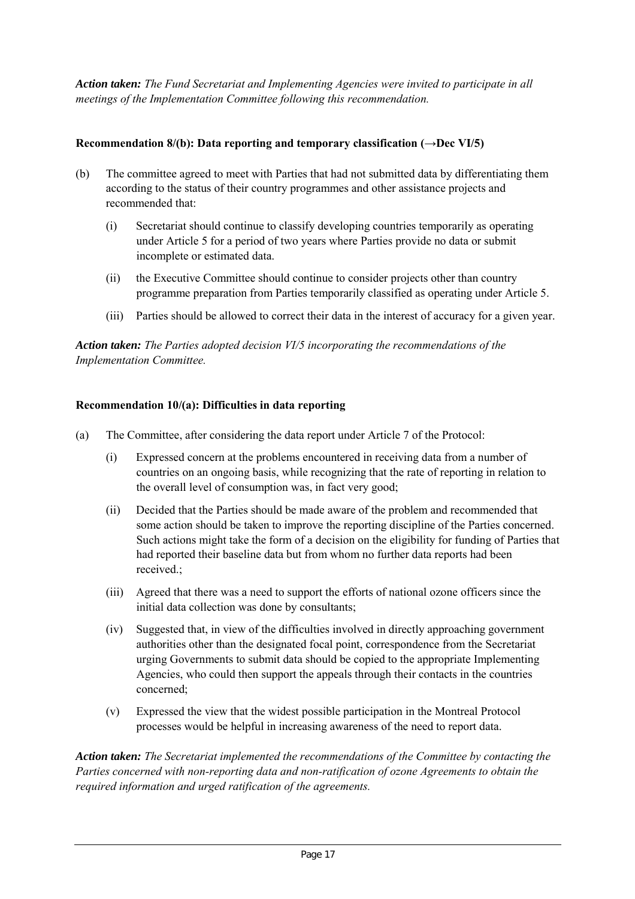***Action taken:*** *The Fund Secretariat and Implementing Agencies were invited to participate in all meetings of the Implementation Committee following this recommendation.*

**Recommendation 8/(b): Data reporting and temporary classification (→Dec VI/5)**

(b) The committee agreed to meet with Parties that had not submitted data by differentiating them according to the status of their country programmes and other assistance projects and recommended that:

  (i) Secretariat should continue to classify developing countries temporarily as operating under Article 5 for a period of two years where Parties provide no data or submit incomplete or estimated data.

  (ii) the Executive Committee should continue to consider projects other than country programme preparation from Parties temporarily classified as operating under Article 5.

  (iii) Parties should be allowed to correct their data in the interest of accuracy for a given year.

***Action taken:*** *The Parties adopted decision VI/5 incorporating the recommendations of the Implementation Committee.*

**Recommendation 10/(a): Difficulties in data reporting**

(a) The Committee, after considering the data report under Article 7 of the Protocol:

  (i) Expressed concern at the problems encountered in receiving data from a number of countries on an ongoing basis, while recognizing that the rate of reporting in relation to the overall level of consumption was, in fact very good;

  (ii) Decided that the Parties should be made aware of the problem and recommended that some action should be taken to improve the reporting discipline of the Parties concerned. Such actions might take the form of a decision on the eligibility for funding of Parties that had reported their baseline data but from whom no further data reports had been received.;

  (iii) Agreed that there was a need to support the efforts of national ozone officers since the initial data collection was done by consultants;

  (iv) Suggested that, in view of the difficulties involved in directly approaching government authorities other than the designated focal point, correspondence from the Secretariat urging Governments to submit data should be copied to the appropriate Implementing Agencies, who could then support the appeals through their contacts in the countries concerned;

  (v) Expressed the view that the widest possible participation in the Montreal Protocol processes would be helpful in increasing awareness of the need to report data.

***Action taken:*** *The Secretariat implemented the recommendations of the Committee by contacting the Parties concerned with non-reporting data and non-ratification of ozone Agreements to obtain the required information and urged ratification of the agreements.*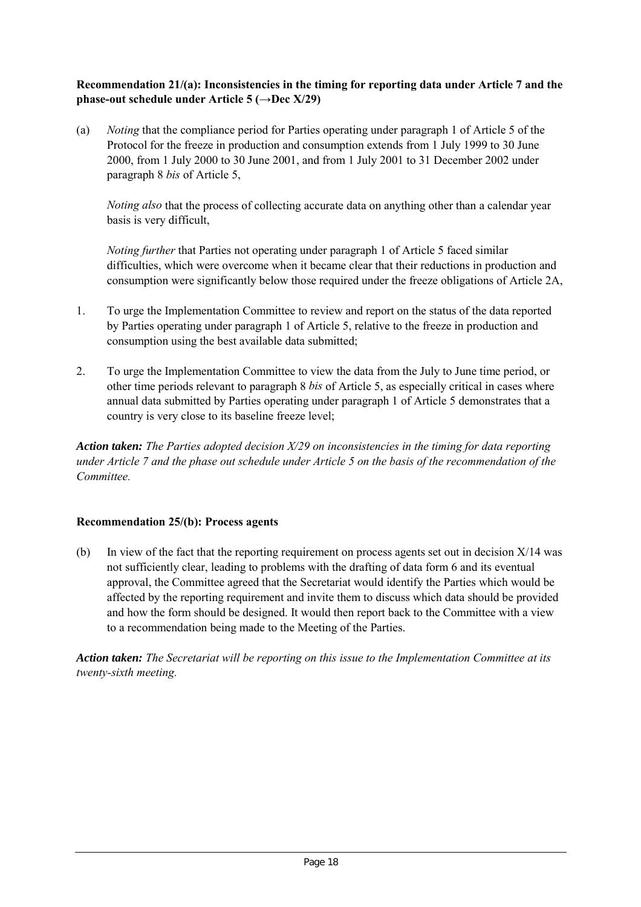**Recommendation 21/(a): Inconsistencies in the timing for reporting data under Article 7 and the phase-out schedule under Article 5 (→Dec X/29)**

(a) *Noting* that the compliance period for Parties operating under paragraph 1 of Article 5 of the Protocol for the freeze in production and consumption extends from 1 July 1999 to 30 June 2000, from 1 July 2000 to 30 June 2001, and from 1 July 2001 to 31 December 2002 under paragraph 8 *bis* of Article 5,

*Noting also* that the process of collecting accurate data on anything other than a calendar year basis is very difficult,

*Noting further* that Parties not operating under paragraph 1 of Article 5 faced similar difficulties, which were overcome when it became clear that their reductions in production and consumption were significantly below those required under the freeze obligations of Article 2A,

1. To urge the Implementation Committee to review and report on the status of the data reported by Parties operating under paragraph 1 of Article 5, relative to the freeze in production and consumption using the best available data submitted;

2. To urge the Implementation Committee to view the data from the July to June time period, or other time periods relevant to paragraph 8 *bis* of Article 5, as especially critical in cases where annual data submitted by Parties operating under paragraph 1 of Article 5 demonstrates that a country is very close to its baseline freeze level;

***Action taken:*** *The Parties adopted decision X/29 on inconsistencies in the timing for data reporting under Article 7 and the phase out schedule under Article 5 on the basis of the recommendation of the Committee.*

**Recommendation 25/(b): Process agents**

(b) In view of the fact that the reporting requirement on process agents set out in decision X/14 was not sufficiently clear, leading to problems with the drafting of data form 6 and its eventual approval, the Committee agreed that the Secretariat would identify the Parties which would be affected by the reporting requirement and invite them to discuss which data should be provided and how the form should be designed. It would then report back to the Committee with a view to a recommendation being made to the Meeting of the Parties.

***Action taken:*** *The Secretariat will be reporting on this issue to the Implementation Committee at its twenty-sixth meeting.*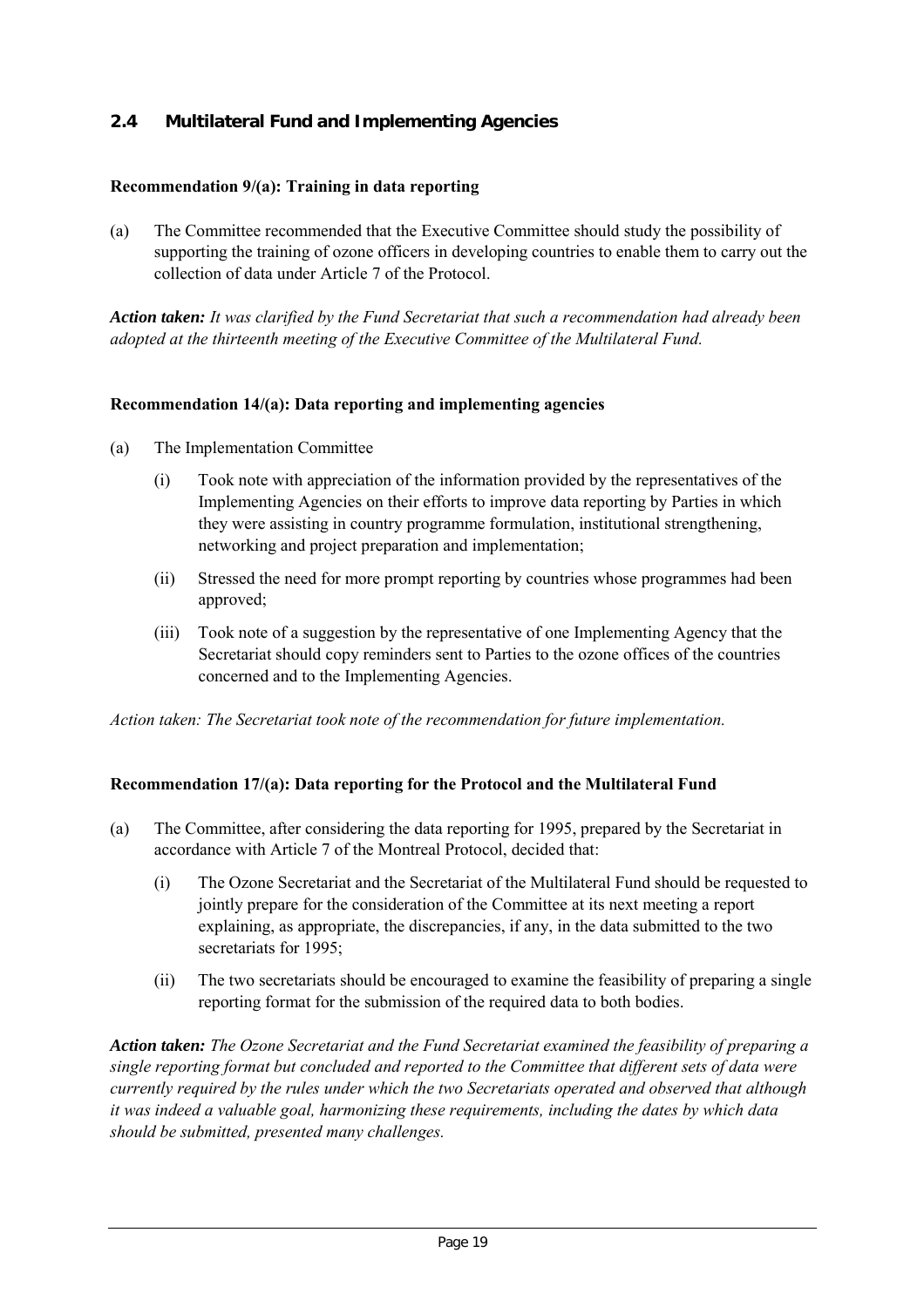## 2.4 Multilateral Fund and Implementing Agencies

**Recommendation 9/(a): Training in data reporting**

(a) The Committee recommended that the Executive Committee should study the possibility of supporting the training of ozone officers in developing countries to enable them to carry out the collection of data under Article 7 of the Protocol.

***Action taken:*** *It was clarified by the Fund Secretariat that such a recommendation had already been adopted at the thirteenth meeting of the Executive Committee of the Multilateral Fund.*

**Recommendation 14/(a): Data reporting and implementing agencies**

(a) The Implementation Committee

  (i) Took note with appreciation of the information provided by the representatives of the Implementing Agencies on their efforts to improve data reporting by Parties in which they were assisting in country programme formulation, institutional strengthening, networking and project preparation and implementation;

  (ii) Stressed the need for more prompt reporting by countries whose programmes had been approved;

  (iii) Took note of a suggestion by the representative of one Implementing Agency that the Secretariat should copy reminders sent to Parties to the ozone offices of the countries concerned and to the Implementing Agencies.

*Action taken: The Secretariat took note of the recommendation for future implementation.*

**Recommendation 17/(a): Data reporting for the Protocol and the Multilateral Fund**

(a) The Committee, after considering the data reporting for 1995, prepared by the Secretariat in accordance with Article 7 of the Montreal Protocol, decided that:

  (i) The Ozone Secretariat and the Secretariat of the Multilateral Fund should be requested to jointly prepare for the consideration of the Committee at its next meeting a report explaining, as appropriate, the discrepancies, if any, in the data submitted to the two secretariats for 1995;

  (ii) The two secretariats should be encouraged to examine the feasibility of preparing a single reporting format for the submission of the required data to both bodies.

***Action taken:*** *The Ozone Secretariat and the Fund Secretariat examined the feasibility of preparing a single reporting format but concluded and reported to the Committee that different sets of data were currently required by the rules under which the two Secretariats operated and observed that although it was indeed a valuable goal, harmonizing these requirements, including the dates by which data should be submitted, presented many challenges.*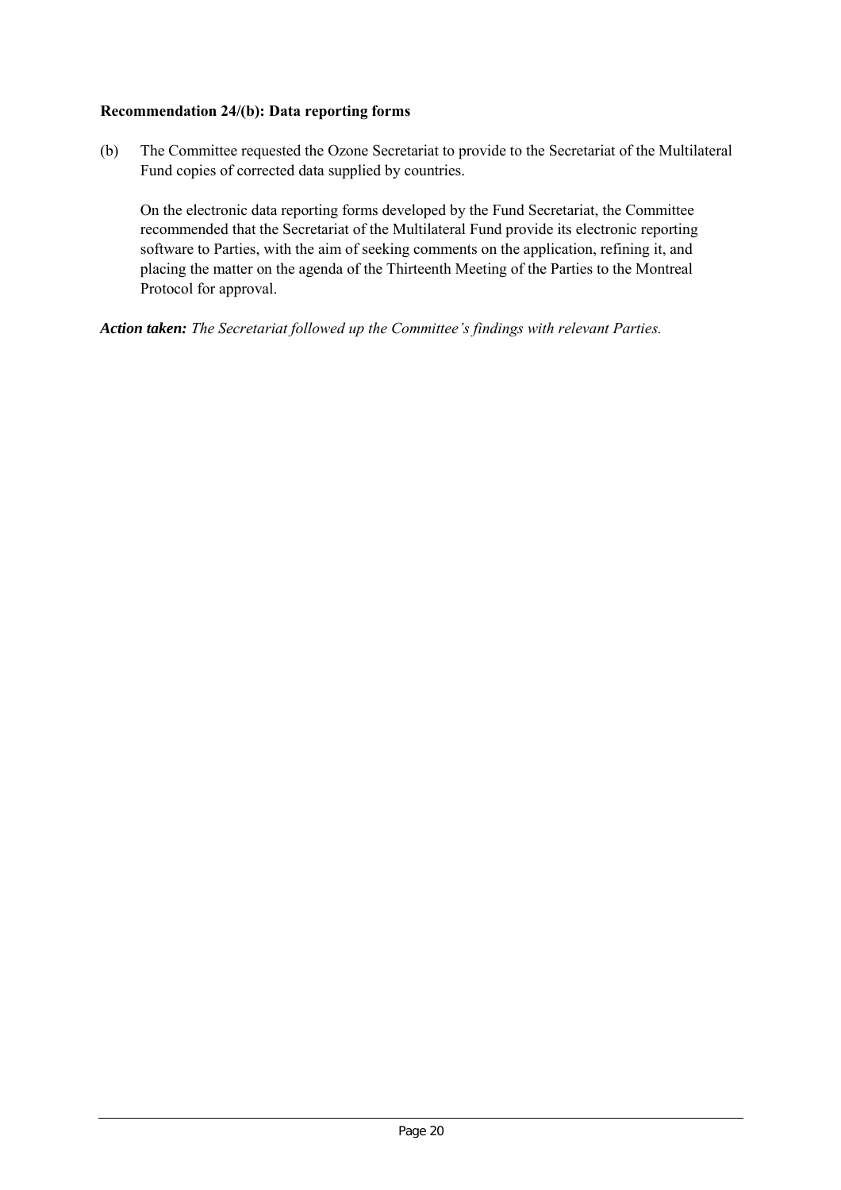**Recommendation 24/(b): Data reporting forms**

(b) The Committee requested the Ozone Secretariat to provide to the Secretariat of the Multilateral Fund copies of corrected data supplied by countries.

On the electronic data reporting forms developed by the Fund Secretariat, the Committee recommended that the Secretariat of the Multilateral Fund provide its electronic reporting software to Parties, with the aim of seeking comments on the application, refining it, and placing the matter on the agenda of the Thirteenth Meeting of the Parties to the Montreal Protocol for approval.

***Action taken:*** *The Secretariat followed up the Committee's findings with relevant Parties.*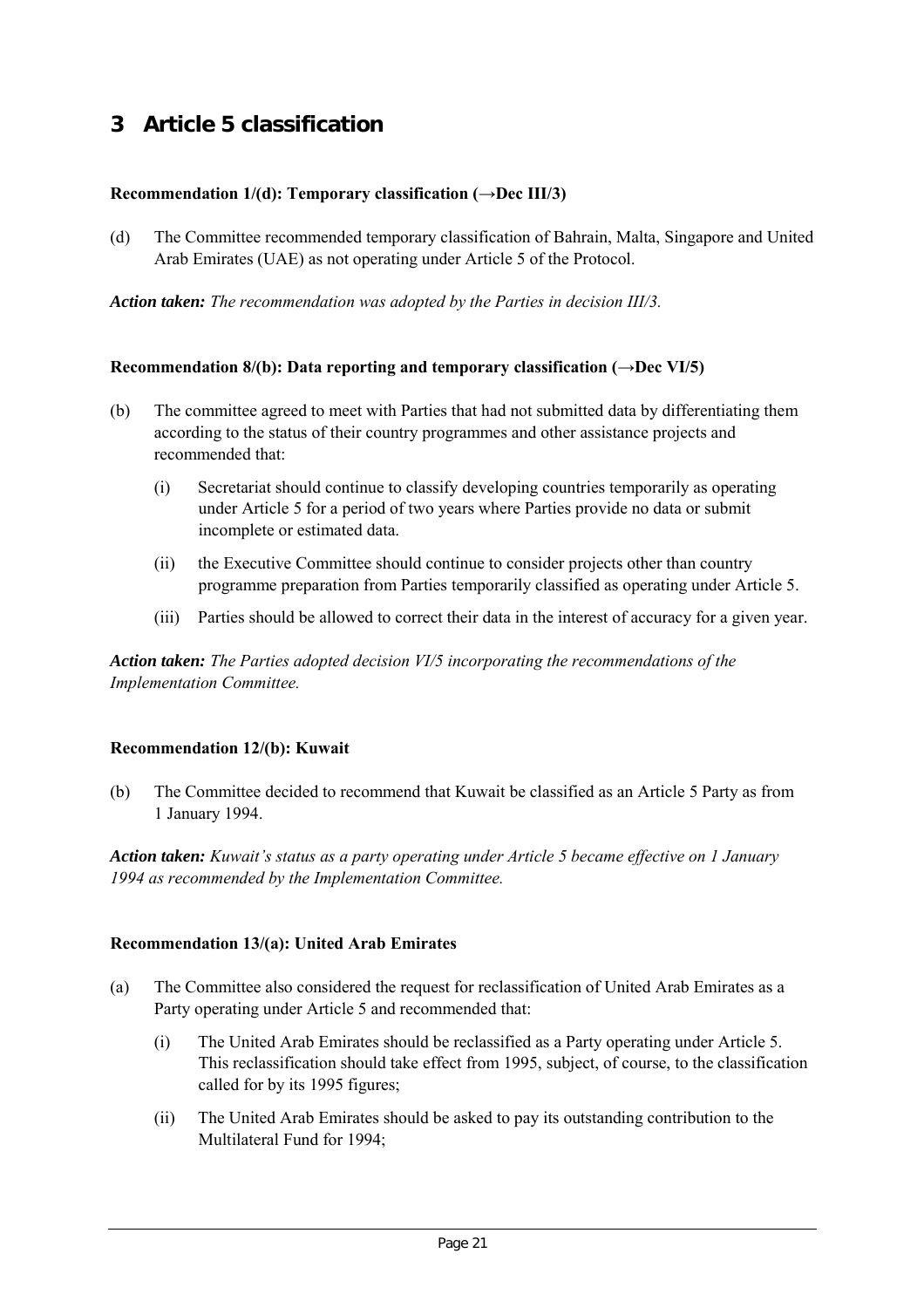# 3 Article 5 classification

**Recommendation 1/(d): Temporary classification (→Dec III/3)**

(d) The Committee recommended temporary classification of Bahrain, Malta, Singapore and United Arab Emirates (UAE) as not operating under Article 5 of the Protocol.

***Action taken:*** *The recommendation was adopted by the Parties in decision III/3.*

**Recommendation 8/(b): Data reporting and temporary classification (→Dec VI/5)**

(b) The committee agreed to meet with Parties that had not submitted data by differentiating them according to the status of their country programmes and other assistance projects and recommended that:

  (i) Secretariat should continue to classify developing countries temporarily as operating under Article 5 for a period of two years where Parties provide no data or submit incomplete or estimated data.

  (ii) the Executive Committee should continue to consider projects other than country programme preparation from Parties temporarily classified as operating under Article 5.

  (iii) Parties should be allowed to correct their data in the interest of accuracy for a given year.

***Action taken:*** *The Parties adopted decision VI/5 incorporating the recommendations of the Implementation Committee.*

**Recommendation 12/(b): Kuwait**

(b) The Committee decided to recommend that Kuwait be classified as an Article 5 Party as from 1 January 1994.

***Action taken:*** *Kuwait's status as a party operating under Article 5 became effective on 1 January 1994 as recommended by the Implementation Committee.*

**Recommendation 13/(a): United Arab Emirates**

(a) The Committee also considered the request for reclassification of United Arab Emirates as a Party operating under Article 5 and recommended that:

  (i) The United Arab Emirates should be reclassified as a Party operating under Article 5. This reclassification should take effect from 1995, subject, of course, to the classification called for by its 1995 figures;

  (ii) The United Arab Emirates should be asked to pay its outstanding contribution to the Multilateral Fund for 1994;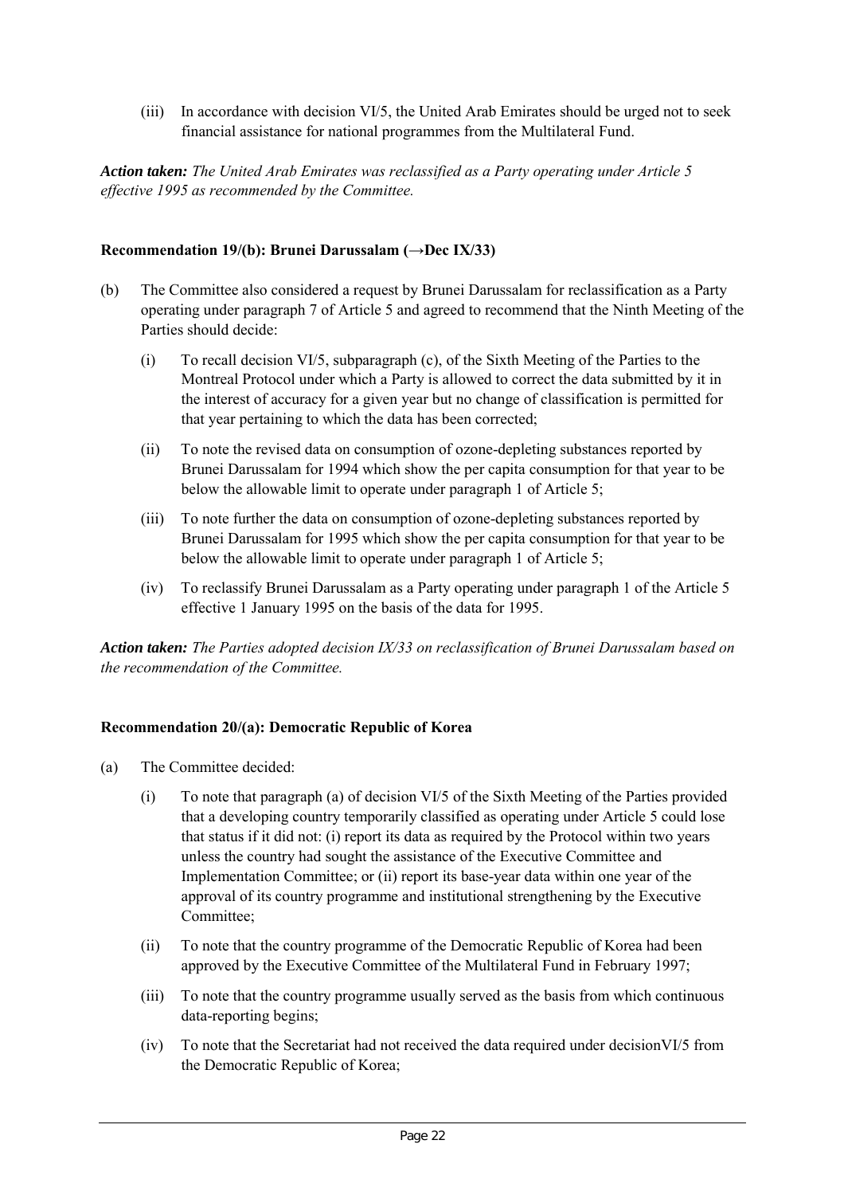(iii) In accordance with decision VI/5, the United Arab Emirates should be urged not to seek financial assistance for national programmes from the Multilateral Fund.

***Action taken:*** *The United Arab Emirates was reclassified as a Party operating under Article 5 effective 1995 as recommended by the Committee.*

**Recommendation 19/(b): Brunei Darussalam (→Dec IX/33)**

(b) The Committee also considered a request by Brunei Darussalam for reclassification as a Party operating under paragraph 7 of Article 5 and agreed to recommend that the Ninth Meeting of the Parties should decide:

(i) To recall decision VI/5, subparagraph (c), of the Sixth Meeting of the Parties to the Montreal Protocol under which a Party is allowed to correct the data submitted by it in the interest of accuracy for a given year but no change of classification is permitted for that year pertaining to which the data has been corrected;

(ii) To note the revised data on consumption of ozone-depleting substances reported by Brunei Darussalam for 1994 which show the per capita consumption for that year to be below the allowable limit to operate under paragraph 1 of Article 5;

(iii) To note further the data on consumption of ozone-depleting substances reported by Brunei Darussalam for 1995 which show the per capita consumption for that year to be below the allowable limit to operate under paragraph 1 of Article 5;

(iv) To reclassify Brunei Darussalam as a Party operating under paragraph 1 of the Article 5 effective 1 January 1995 on the basis of the data for 1995.

***Action taken:*** *The Parties adopted decision IX/33 on reclassification of Brunei Darussalam based on the recommendation of the Committee.*

**Recommendation 20/(a): Democratic Republic of Korea**

(a) The Committee decided:

(i) To note that paragraph (a) of decision VI/5 of the Sixth Meeting of the Parties provided that a developing country temporarily classified as operating under Article 5 could lose that status if it did not: (i) report its data as required by the Protocol within two years unless the country had sought the assistance of the Executive Committee and Implementation Committee; or (ii) report its base-year data within one year of the approval of its country programme and institutional strengthening by the Executive Committee;

(ii) To note that the country programme of the Democratic Republic of Korea had been approved by the Executive Committee of the Multilateral Fund in February 1997;

(iii) To note that the country programme usually served as the basis from which continuous data-reporting begins;

(iv) To note that the Secretariat had not received the data required under decisionVI/5 from the Democratic Republic of Korea;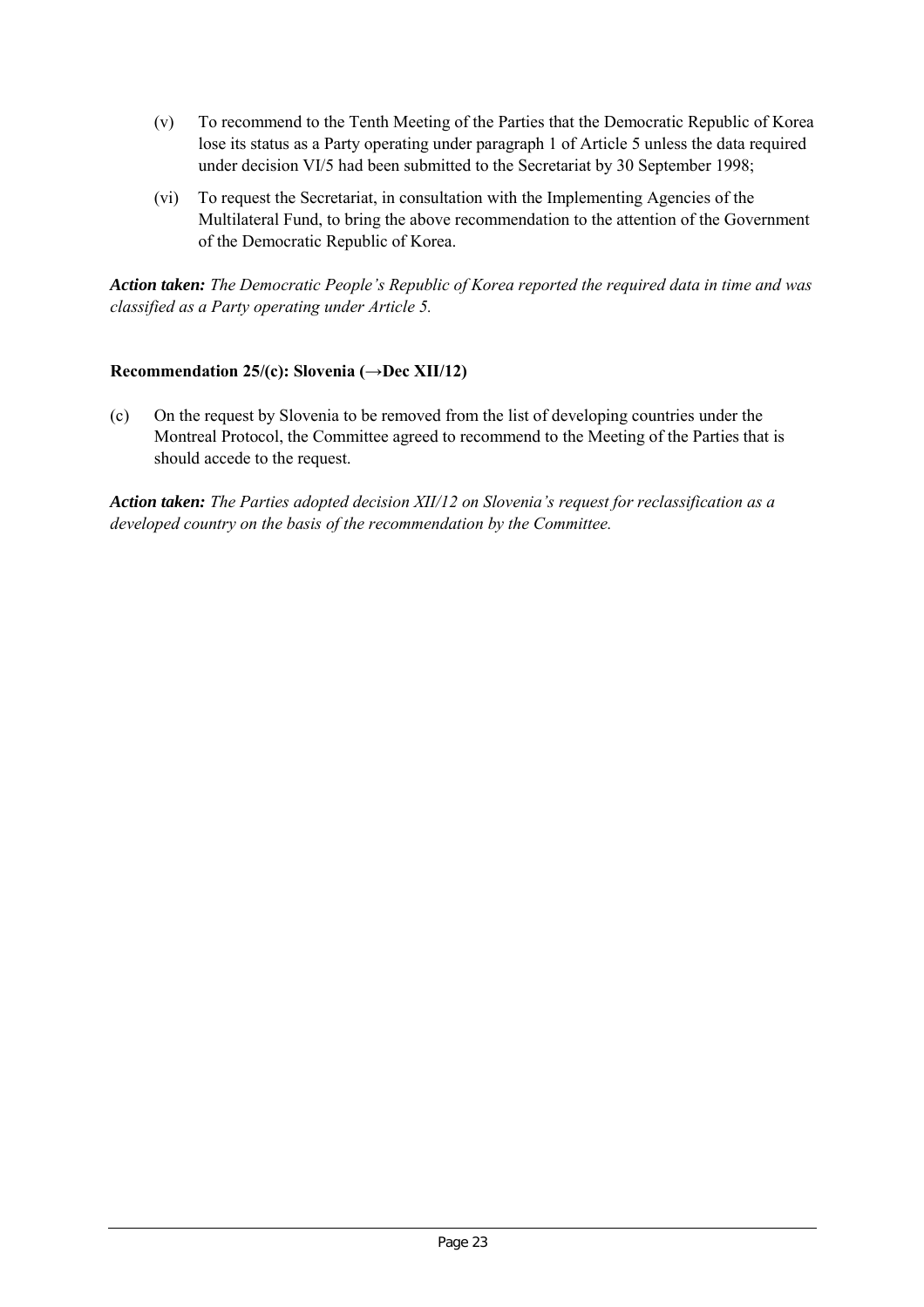(v) To recommend to the Tenth Meeting of the Parties that the Democratic Republic of Korea lose its status as a Party operating under paragraph 1 of Article 5 unless the data required under decision VI/5 had been submitted to the Secretariat by 30 September 1998;

(vi) To request the Secretariat, in consultation with the Implementing Agencies of the Multilateral Fund, to bring the above recommendation to the attention of the Government of the Democratic Republic of Korea.

***Action taken:*** *The Democratic People's Republic of Korea reported the required data in time and was classified as a Party operating under Article 5.*

**Recommendation 25/(c): Slovenia (→Dec XII/12)**

(c) On the request by Slovenia to be removed from the list of developing countries under the Montreal Protocol, the Committee agreed to recommend to the Meeting of the Parties that is should accede to the request.

***Action taken:*** *The Parties adopted decision XII/12 on Slovenia's request for reclassification as a developed country on the basis of the recommendation by the Committee.*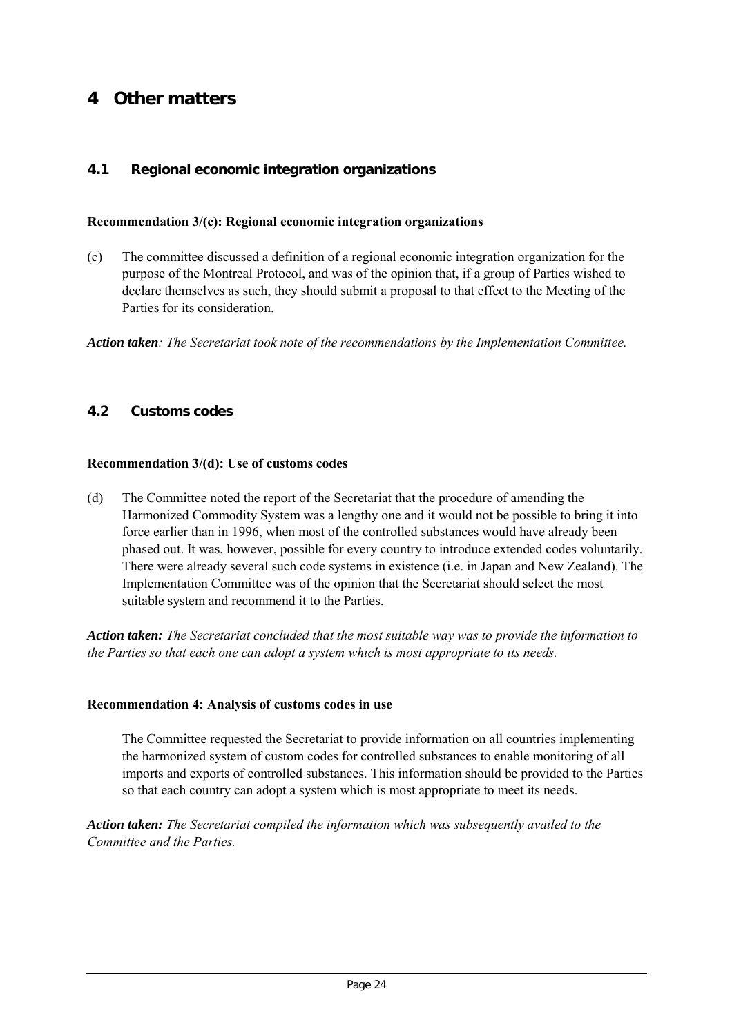# 4 Other matters

## 4.1 Regional economic integration organizations

**Recommendation 3/(c): Regional economic integration organizations**

(c) The committee discussed a definition of a regional economic integration organization for the purpose of the Montreal Protocol, and was of the opinion that, if a group of Parties wished to declare themselves as such, they should submit a proposal to that effect to the Meeting of the Parties for its consideration.

***Action taken**: The Secretariat took note of the recommendations by the Implementation Committee.*

## 4.2 Customs codes

**Recommendation 3/(d): Use of customs codes**

(d) The Committee noted the report of the Secretariat that the procedure of amending the Harmonized Commodity System was a lengthy one and it would not be possible to bring it into force earlier than in 1996, when most of the controlled substances would have already been phased out. It was, however, possible for every country to introduce extended codes voluntarily. There were already several such code systems in existence (i.e. in Japan and New Zealand). The Implementation Committee was of the opinion that the Secretariat should select the most suitable system and recommend it to the Parties.

***Action taken:** The Secretariat concluded that the most suitable way was to provide the information to the Parties so that each one can adopt a system which is most appropriate to its needs.*

**Recommendation 4: Analysis of customs codes in use**

The Committee requested the Secretariat to provide information on all countries implementing the harmonized system of custom codes for controlled substances to enable monitoring of all imports and exports of controlled substances. This information should be provided to the Parties so that each country can adopt a system which is most appropriate to meet its needs.

***Action taken:** The Secretariat compiled the information which was subsequently availed to the Committee and the Parties.*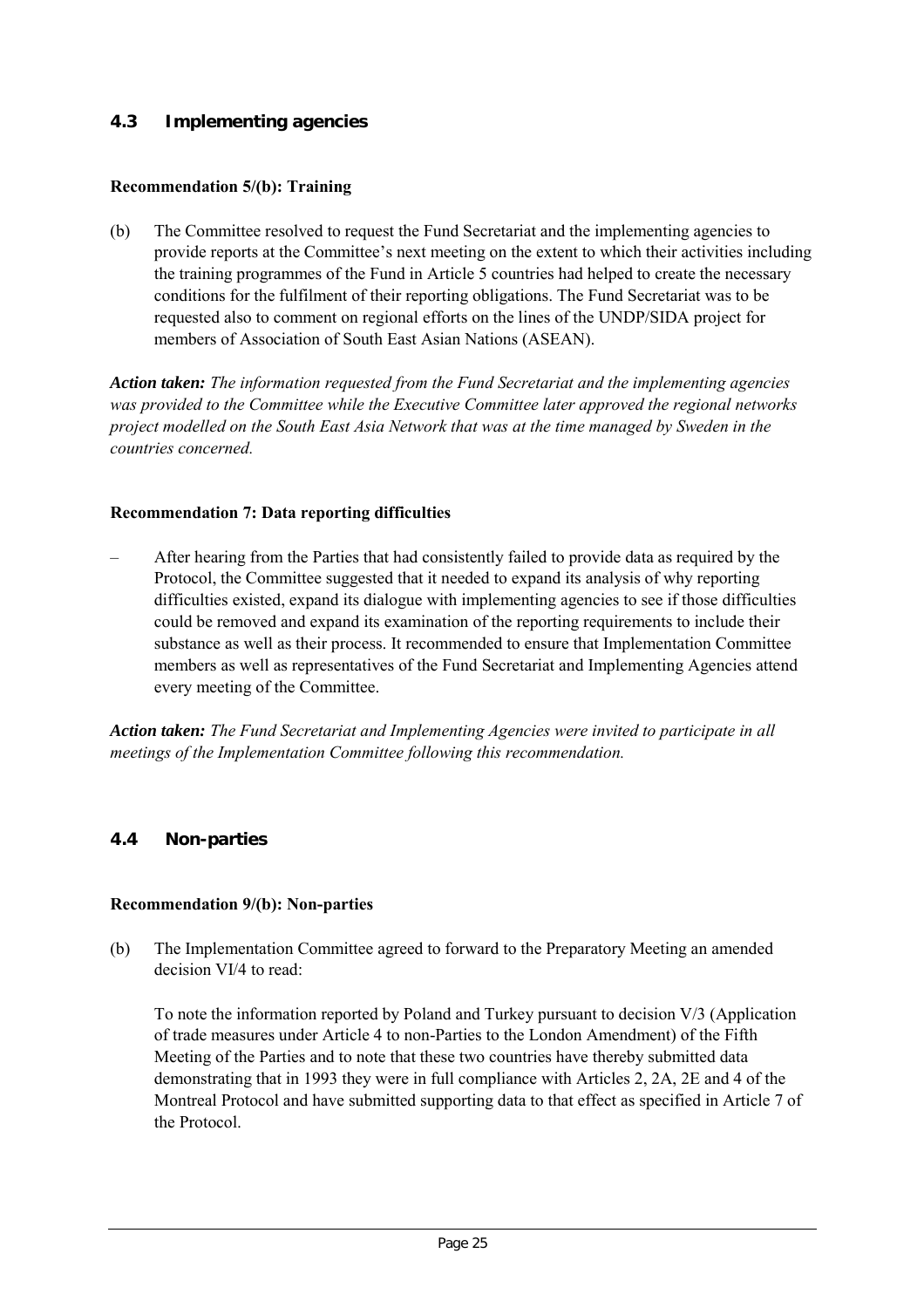## 4.3 Implementing agencies

**Recommendation 5/(b): Training**

(b) The Committee resolved to request the Fund Secretariat and the implementing agencies to provide reports at the Committee's next meeting on the extent to which their activities including the training programmes of the Fund in Article 5 countries had helped to create the necessary conditions for the fulfilment of their reporting obligations. The Fund Secretariat was to be requested also to comment on regional efforts on the lines of the UNDP/SIDA project for members of Association of South East Asian Nations (ASEAN).

***Action taken:*** *The information requested from the Fund Secretariat and the implementing agencies was provided to the Committee while the Executive Committee later approved the regional networks project modelled on the South East Asia Network that was at the time managed by Sweden in the countries concerned.*

**Recommendation 7: Data reporting difficulties**

– After hearing from the Parties that had consistently failed to provide data as required by the Protocol, the Committee suggested that it needed to expand its analysis of why reporting difficulties existed, expand its dialogue with implementing agencies to see if those difficulties could be removed and expand its examination of the reporting requirements to include their substance as well as their process. It recommended to ensure that Implementation Committee members as well as representatives of the Fund Secretariat and Implementing Agencies attend every meeting of the Committee.

***Action taken:*** *The Fund Secretariat and Implementing Agencies were invited to participate in all meetings of the Implementation Committee following this recommendation.*

## 4.4 Non-parties

**Recommendation 9/(b): Non-parties**

(b) The Implementation Committee agreed to forward to the Preparatory Meeting an amended decision VI/4 to read:

To note the information reported by Poland and Turkey pursuant to decision V/3 (Application of trade measures under Article 4 to non-Parties to the London Amendment) of the Fifth Meeting of the Parties and to note that these two countries have thereby submitted data demonstrating that in 1993 they were in full compliance with Articles 2, 2A, 2E and 4 of the Montreal Protocol and have submitted supporting data to that effect as specified in Article 7 of the Protocol.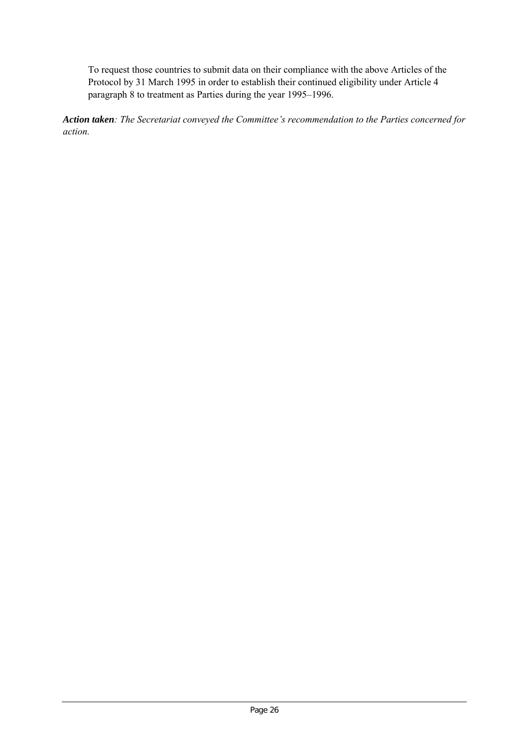To request those countries to submit data on their compliance with the above Articles of the Protocol by 31 March 1995 in order to establish their continued eligibility under Article 4 paragraph 8 to treatment as Parties during the year 1995–1996.

***Action taken**: The Secretariat conveyed the Committee's recommendation to the Parties concerned for action.*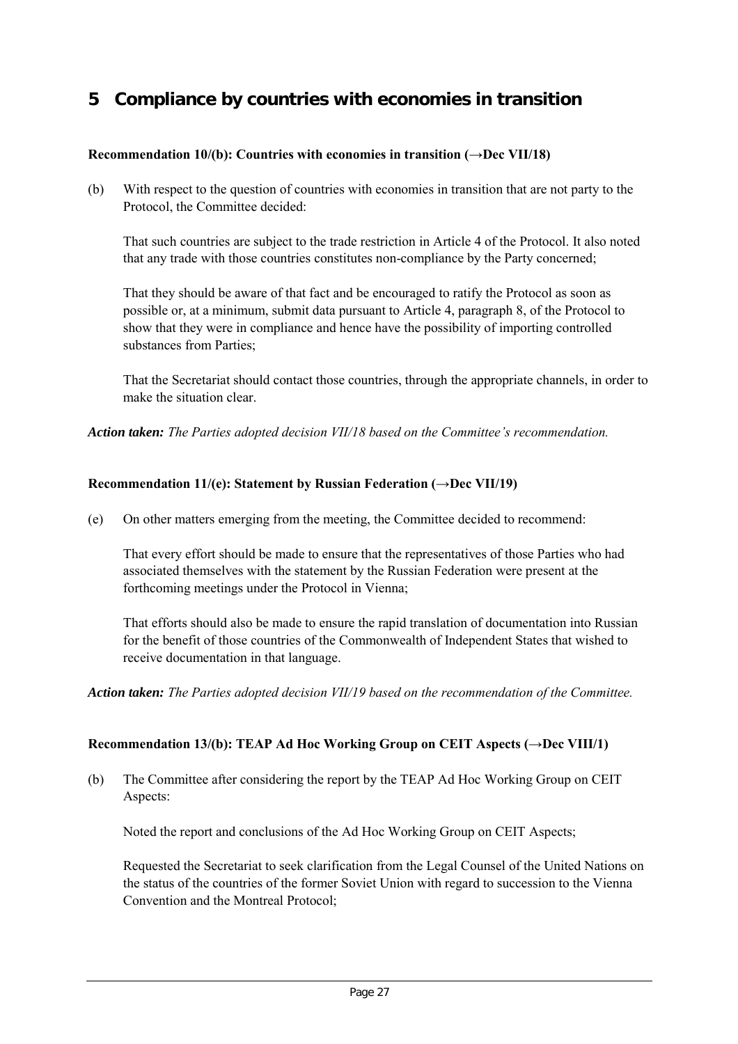# 5 Compliance by countries with economies in transition

**Recommendation 10/(b): Countries with economies in transition (→Dec VII/18)**

(b) With respect to the question of countries with economies in transition that are not party to the Protocol, the Committee decided:

That such countries are subject to the trade restriction in Article 4 of the Protocol. It also noted that any trade with those countries constitutes non-compliance by the Party concerned;

That they should be aware of that fact and be encouraged to ratify the Protocol as soon as possible or, at a minimum, submit data pursuant to Article 4, paragraph 8, of the Protocol to show that they were in compliance and hence have the possibility of importing controlled substances from Parties;

That the Secretariat should contact those countries, through the appropriate channels, in order to make the situation clear.

***Action taken:*** *The Parties adopted decision VII/18 based on the Committee's recommendation.*

**Recommendation 11/(e): Statement by Russian Federation (→Dec VII/19)**

(e) On other matters emerging from the meeting, the Committee decided to recommend:

That every effort should be made to ensure that the representatives of those Parties who had associated themselves with the statement by the Russian Federation were present at the forthcoming meetings under the Protocol in Vienna;

That efforts should also be made to ensure the rapid translation of documentation into Russian for the benefit of those countries of the Commonwealth of Independent States that wished to receive documentation in that language.

***Action taken:*** *The Parties adopted decision VII/19 based on the recommendation of the Committee.*

**Recommendation 13/(b): TEAP Ad Hoc Working Group on CEIT Aspects (→Dec VIII/1)**

(b) The Committee after considering the report by the TEAP Ad Hoc Working Group on CEIT Aspects:

Noted the report and conclusions of the Ad Hoc Working Group on CEIT Aspects;

Requested the Secretariat to seek clarification from the Legal Counsel of the United Nations on the status of the countries of the former Soviet Union with regard to succession to the Vienna Convention and the Montreal Protocol;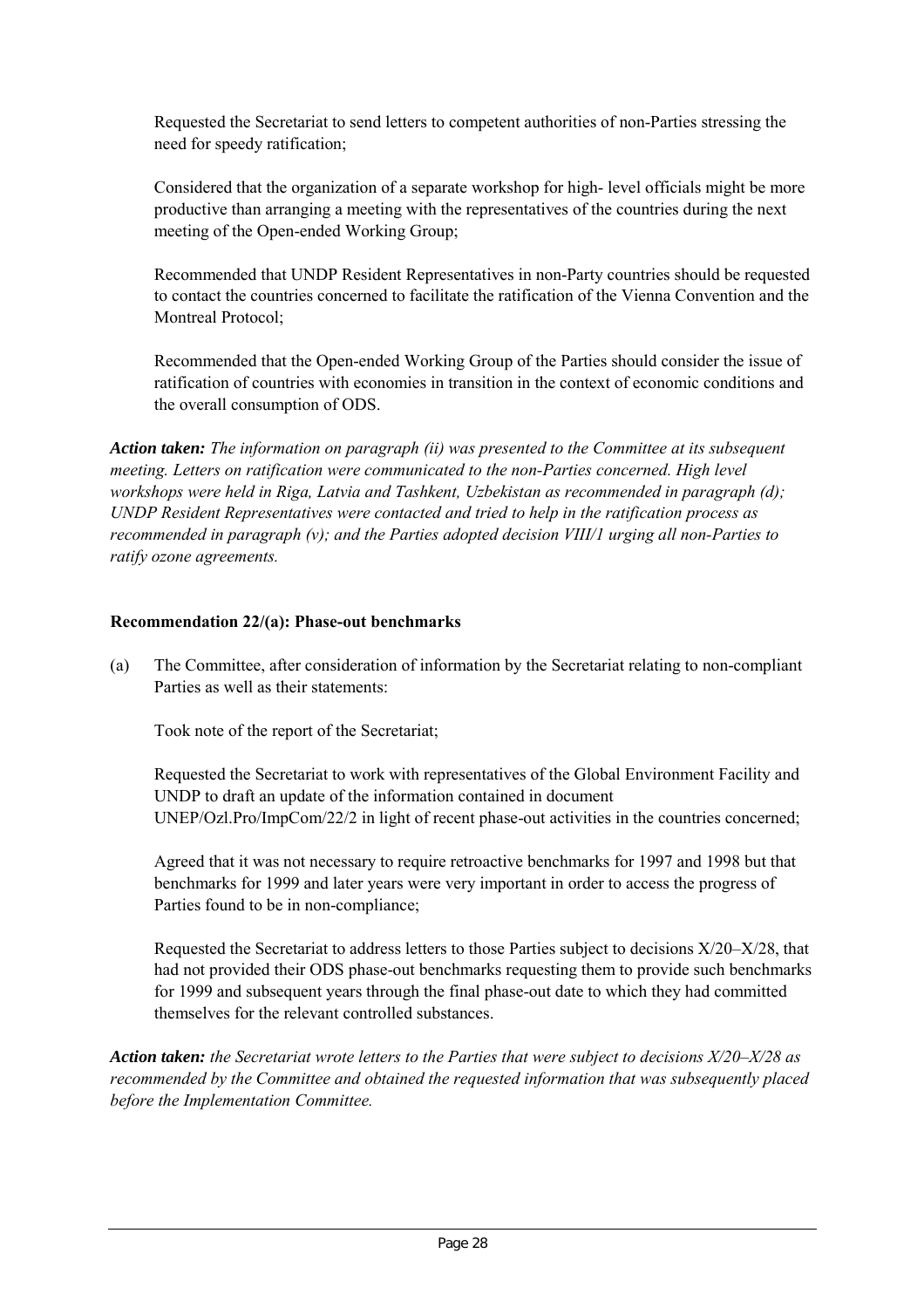Requested the Secretariat to send letters to competent authorities of non-Parties stressing the need for speedy ratification;

Considered that the organization of a separate workshop for high- level officials might be more productive than arranging a meeting with the representatives of the countries during the next meeting of the Open-ended Working Group;

Recommended that UNDP Resident Representatives in non-Party countries should be requested to contact the countries concerned to facilitate the ratification of the Vienna Convention and the Montreal Protocol;

Recommended that the Open-ended Working Group of the Parties should consider the issue of ratification of countries with economies in transition in the context of economic conditions and the overall consumption of ODS.

***Action taken:*** *The information on paragraph (ii) was presented to the Committee at its subsequent meeting. Letters on ratification were communicated to the non-Parties concerned. High level workshops were held in Riga, Latvia and Tashkent, Uzbekistan as recommended in paragraph (d); UNDP Resident Representatives were contacted and tried to help in the ratification process as recommended in paragraph (v); and the Parties adopted decision VIII/1 urging all non-Parties to ratify ozone agreements.*

**Recommendation 22/(a): Phase-out benchmarks**

(a) The Committee, after consideration of information by the Secretariat relating to non-compliant Parties as well as their statements:

Took note of the report of the Secretariat;

Requested the Secretariat to work with representatives of the Global Environment Facility and UNDP to draft an update of the information contained in document UNEP/Ozl.Pro/ImpCom/22/2 in light of recent phase-out activities in the countries concerned;

Agreed that it was not necessary to require retroactive benchmarks for 1997 and 1998 but that benchmarks for 1999 and later years were very important in order to access the progress of Parties found to be in non-compliance;

Requested the Secretariat to address letters to those Parties subject to decisions X/20–X/28, that had not provided their ODS phase-out benchmarks requesting them to provide such benchmarks for 1999 and subsequent years through the final phase-out date to which they had committed themselves for the relevant controlled substances.

***Action taken:*** *the Secretariat wrote letters to the Parties that were subject to decisions X/20–X/28 as recommended by the Committee and obtained the requested information that was subsequently placed before the Implementation Committee.*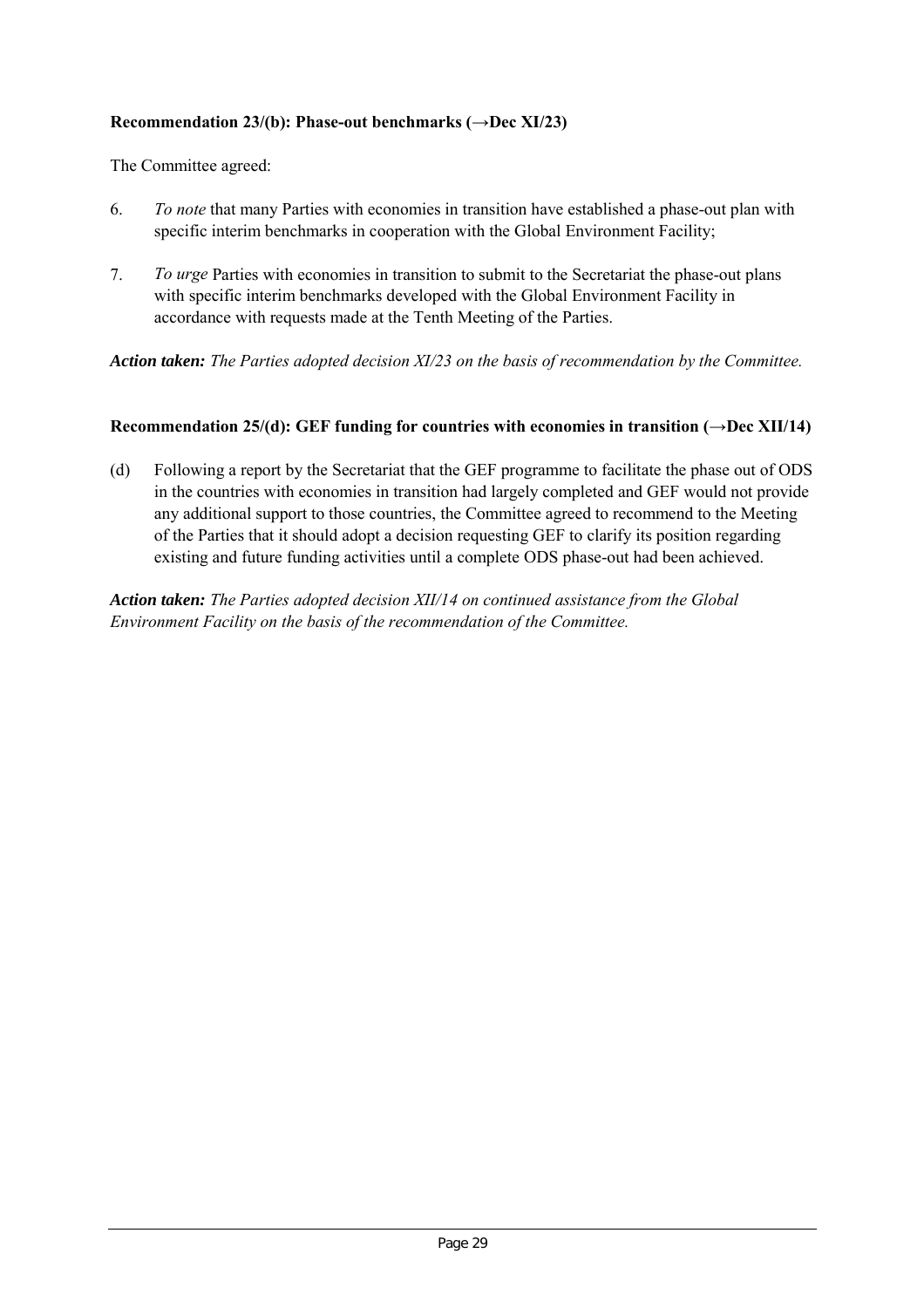**Recommendation 23/(b): Phase-out benchmarks (→Dec XI/23)**

The Committee agreed:

6. *To note* that many Parties with economies in transition have established a phase-out plan with specific interim benchmarks in cooperation with the Global Environment Facility;

7. *To urge* Parties with economies in transition to submit to the Secretariat the phase-out plans with specific interim benchmarks developed with the Global Environment Facility in accordance with requests made at the Tenth Meeting of the Parties.

***Action taken:*** *The Parties adopted decision XI/23 on the basis of recommendation by the Committee.*

**Recommendation 25/(d): GEF funding for countries with economies in transition (→Dec XII/14)**

(d) Following a report by the Secretariat that the GEF programme to facilitate the phase out of ODS in the countries with economies in transition had largely completed and GEF would not provide any additional support to those countries, the Committee agreed to recommend to the Meeting of the Parties that it should adopt a decision requesting GEF to clarify its position regarding existing and future funding activities until a complete ODS phase-out had been achieved.

***Action taken:*** *The Parties adopted decision XII/14 on continued assistance from the Global Environment Facility on the basis of the recommendation of the Committee.*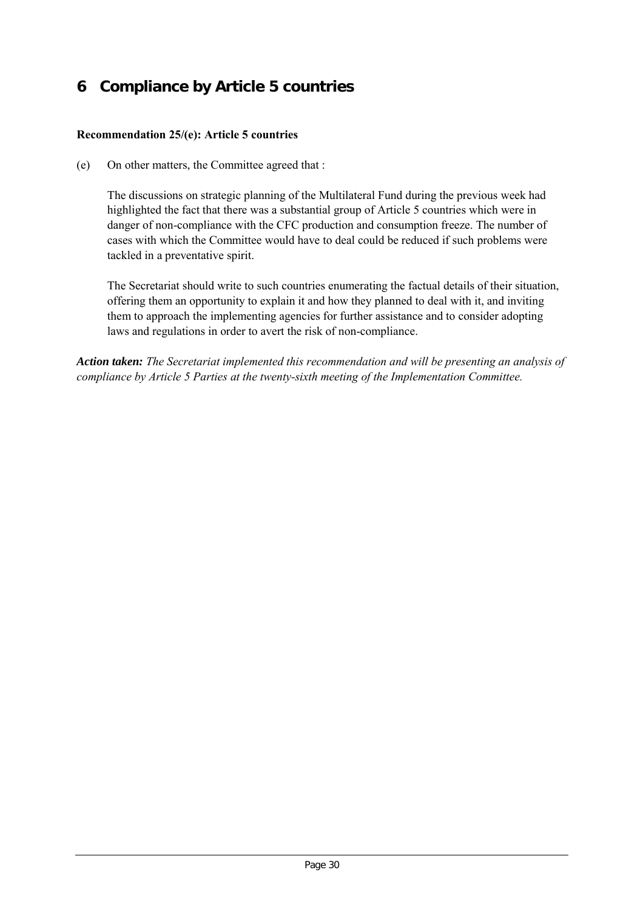# 6 Compliance by Article 5 countries

**Recommendation 25/(e): Article 5 countries**

(e) On other matters, the Committee agreed that :

The discussions on strategic planning of the Multilateral Fund during the previous week had highlighted the fact that there was a substantial group of Article 5 countries which were in danger of non-compliance with the CFC production and consumption freeze. The number of cases with which the Committee would have to deal could be reduced if such problems were tackled in a preventative spirit.

The Secretariat should write to such countries enumerating the factual details of their situation, offering them an opportunity to explain it and how they planned to deal with it, and inviting them to approach the implementing agencies for further assistance and to consider adopting laws and regulations in order to avert the risk of non-compliance.

***Action taken:*** *The Secretariat implemented this recommendation and will be presenting an analysis of compliance by Article 5 Parties at the twenty-sixth meeting of the Implementation Committee.*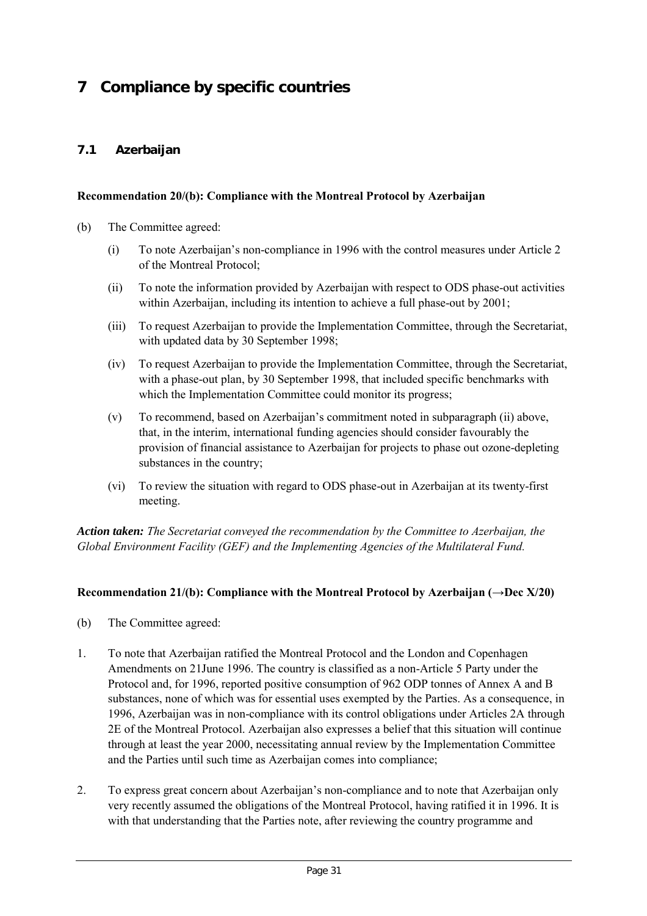# 7 Compliance by specific countries

## 7.1 Azerbaijan

**Recommendation 20/(b): Compliance with the Montreal Protocol by Azerbaijan**

(b) The Committee agreed:

(i) To note Azerbaijan's non-compliance in 1996 with the control measures under Article 2 of the Montreal Protocol;

(ii) To note the information provided by Azerbaijan with respect to ODS phase-out activities within Azerbaijan, including its intention to achieve a full phase-out by 2001;

(iii) To request Azerbaijan to provide the Implementation Committee, through the Secretariat, with updated data by 30 September 1998;

(iv) To request Azerbaijan to provide the Implementation Committee, through the Secretariat, with a phase-out plan, by 30 September 1998, that included specific benchmarks with which the Implementation Committee could monitor its progress;

(v) To recommend, based on Azerbaijan's commitment noted in subparagraph (ii) above, that, in the interim, international funding agencies should consider favourably the provision of financial assistance to Azerbaijan for projects to phase out ozone-depleting substances in the country;

(vi) To review the situation with regard to ODS phase-out in Azerbaijan at its twenty-first meeting.

***Action taken:*** *The Secretariat conveyed the recommendation by the Committee to Azerbaijan, the Global Environment Facility (GEF) and the Implementing Agencies of the Multilateral Fund.*

**Recommendation 21/(b): Compliance with the Montreal Protocol by Azerbaijan (→Dec X/20)**

(b) The Committee agreed:

1. To note that Azerbaijan ratified the Montreal Protocol and the London and Copenhagen Amendments on 21June 1996. The country is classified as a non-Article 5 Party under the Protocol and, for 1996, reported positive consumption of 962 ODP tonnes of Annex A and B substances, none of which was for essential uses exempted by the Parties. As a consequence, in 1996, Azerbaijan was in non-compliance with its control obligations under Articles 2A through 2E of the Montreal Protocol. Azerbaijan also expresses a belief that this situation will continue through at least the year 2000, necessitating annual review by the Implementation Committee and the Parties until such time as Azerbaijan comes into compliance;

2. To express great concern about Azerbaijan's non-compliance and to note that Azerbaijan only very recently assumed the obligations of the Montreal Protocol, having ratified it in 1996. It is with that understanding that the Parties note, after reviewing the country programme and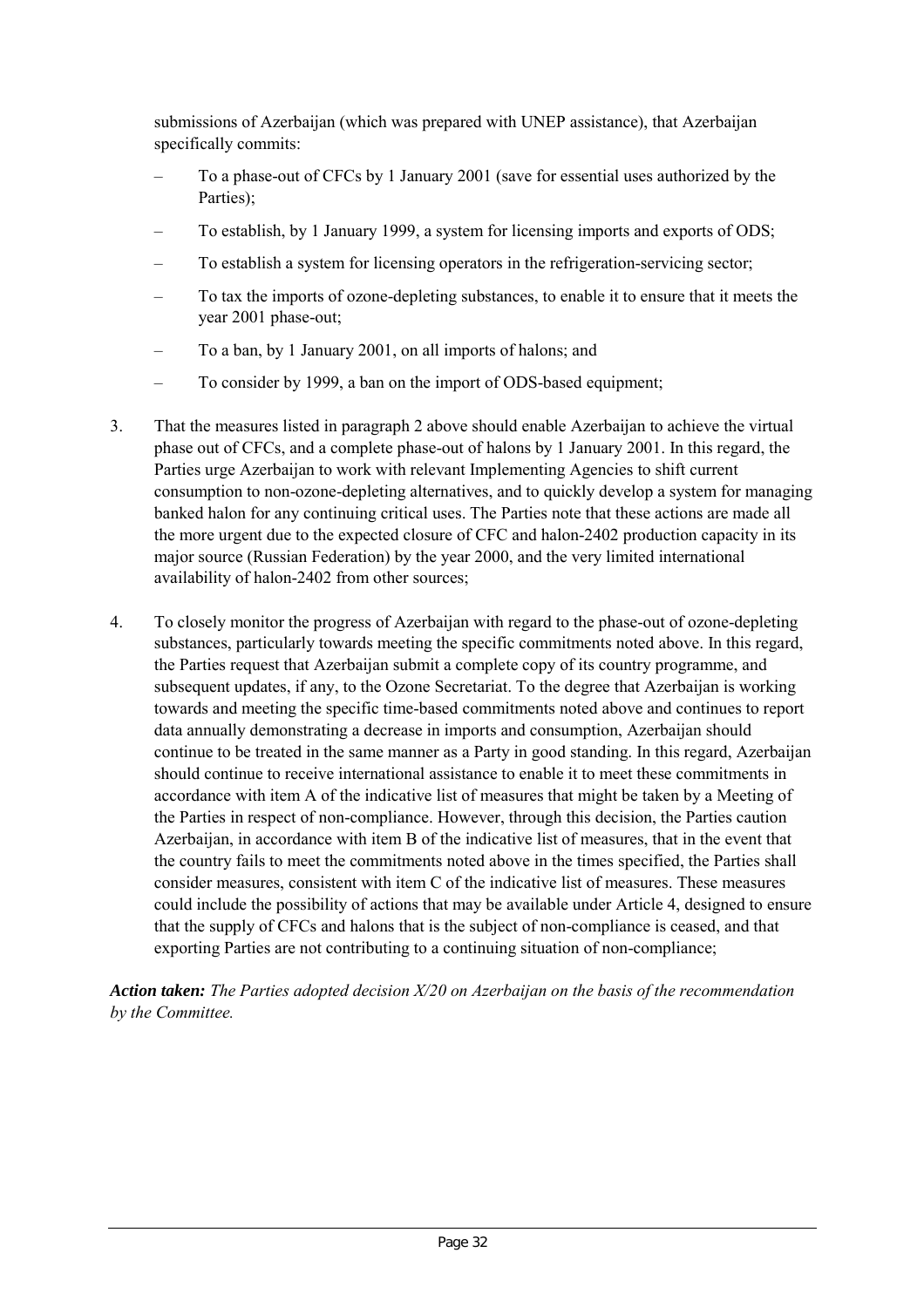submissions of Azerbaijan (which was prepared with UNEP assistance), that Azerbaijan specifically commits:

- To a phase-out of CFCs by 1 January 2001 (save for essential uses authorized by the Parties);
- To establish, by 1 January 1999, a system for licensing imports and exports of ODS;
- To establish a system for licensing operators in the refrigeration-servicing sector;
- To tax the imports of ozone-depleting substances, to enable it to ensure that it meets the year 2001 phase-out;
- To a ban, by 1 January 2001, on all imports of halons; and
- To consider by 1999, a ban on the import of ODS-based equipment;

3. That the measures listed in paragraph 2 above should enable Azerbaijan to achieve the virtual phase out of CFCs, and a complete phase-out of halons by 1 January 2001. In this regard, the Parties urge Azerbaijan to work with relevant Implementing Agencies to shift current consumption to non-ozone-depleting alternatives, and to quickly develop a system for managing banked halon for any continuing critical uses. The Parties note that these actions are made all the more urgent due to the expected closure of CFC and halon-2402 production capacity in its major source (Russian Federation) by the year 2000, and the very limited international availability of halon-2402 from other sources;

4. To closely monitor the progress of Azerbaijan with regard to the phase-out of ozone-depleting substances, particularly towards meeting the specific commitments noted above. In this regard, the Parties request that Azerbaijan submit a complete copy of its country programme, and subsequent updates, if any, to the Ozone Secretariat. To the degree that Azerbaijan is working towards and meeting the specific time-based commitments noted above and continues to report data annually demonstrating a decrease in imports and consumption, Azerbaijan should continue to be treated in the same manner as a Party in good standing. In this regard, Azerbaijan should continue to receive international assistance to enable it to meet these commitments in accordance with item A of the indicative list of measures that might be taken by a Meeting of the Parties in respect of non-compliance. However, through this decision, the Parties caution Azerbaijan, in accordance with item B of the indicative list of measures, that in the event that the country fails to meet the commitments noted above in the times specified, the Parties shall consider measures, consistent with item C of the indicative list of measures. These measures could include the possibility of actions that may be available under Article 4, designed to ensure that the supply of CFCs and halons that is the subject of non-compliance is ceased, and that exporting Parties are not contributing to a continuing situation of non-compliance;

***Action taken:*** *The Parties adopted decision X/20 on Azerbaijan on the basis of the recommendation by the Committee.*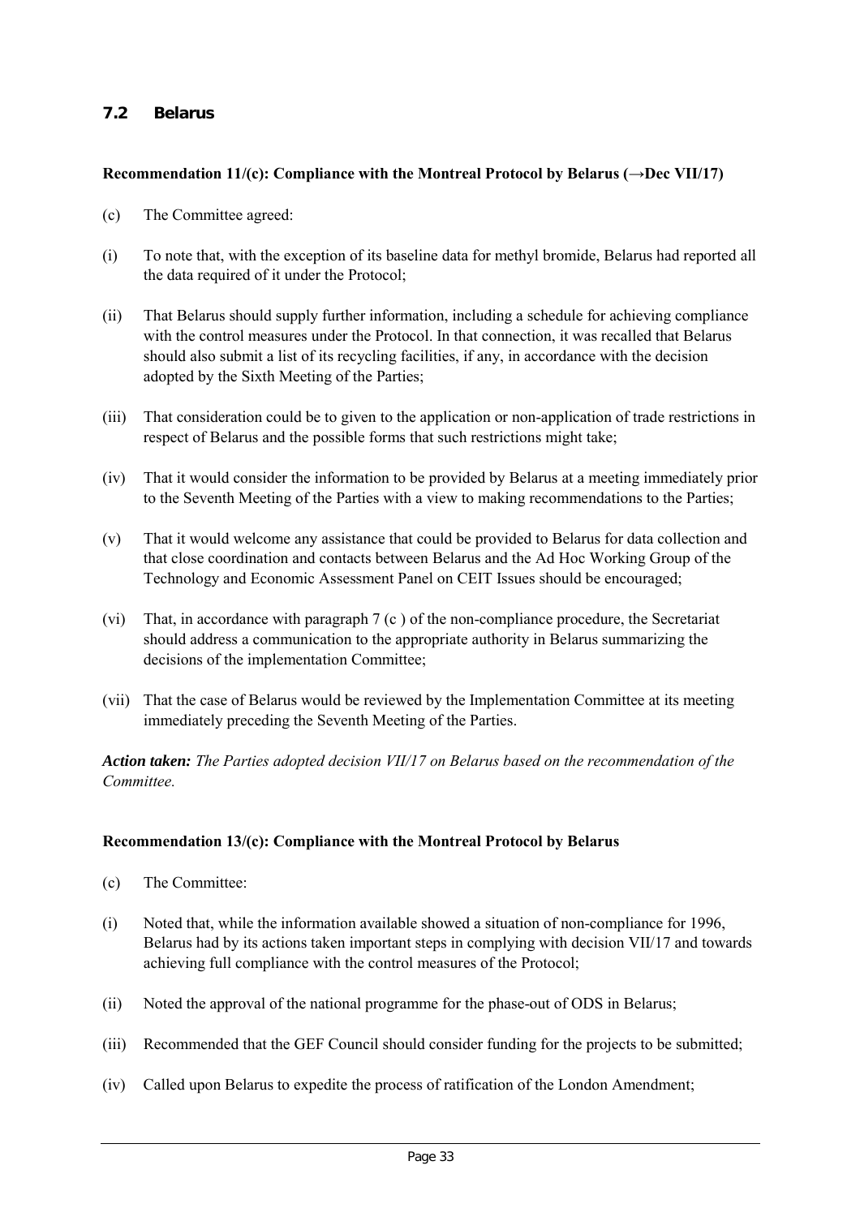## 7.2 Belarus

**Recommendation 11/(c): Compliance with the Montreal Protocol by Belarus (→Dec VII/17)**

(c) The Committee agreed:

(i) To note that, with the exception of its baseline data for methyl bromide, Belarus had reported all the data required of it under the Protocol;

(ii) That Belarus should supply further information, including a schedule for achieving compliance with the control measures under the Protocol. In that connection, it was recalled that Belarus should also submit a list of its recycling facilities, if any, in accordance with the decision adopted by the Sixth Meeting of the Parties;

(iii) That consideration could be to given to the application or non-application of trade restrictions in respect of Belarus and the possible forms that such restrictions might take;

(iv) That it would consider the information to be provided by Belarus at a meeting immediately prior to the Seventh Meeting of the Parties with a view to making recommendations to the Parties;

(v) That it would welcome any assistance that could be provided to Belarus for data collection and that close coordination and contacts between Belarus and the Ad Hoc Working Group of the Technology and Economic Assessment Panel on CEIT Issues should be encouraged;

(vi) That, in accordance with paragraph 7 (c ) of the non-compliance procedure, the Secretariat should address a communication to the appropriate authority in Belarus summarizing the decisions of the implementation Committee;

(vii) That the case of Belarus would be reviewed by the Implementation Committee at its meeting immediately preceding the Seventh Meeting of the Parties.

***Action taken:*** *The Parties adopted decision VII/17 on Belarus based on the recommendation of the Committee.*

**Recommendation 13/(c): Compliance with the Montreal Protocol by Belarus**

(c) The Committee:

(i) Noted that, while the information available showed a situation of non-compliance for 1996, Belarus had by its actions taken important steps in complying with decision VII/17 and towards achieving full compliance with the control measures of the Protocol;

(ii) Noted the approval of the national programme for the phase-out of ODS in Belarus;

(iii) Recommended that the GEF Council should consider funding for the projects to be submitted;

(iv) Called upon Belarus to expedite the process of ratification of the London Amendment;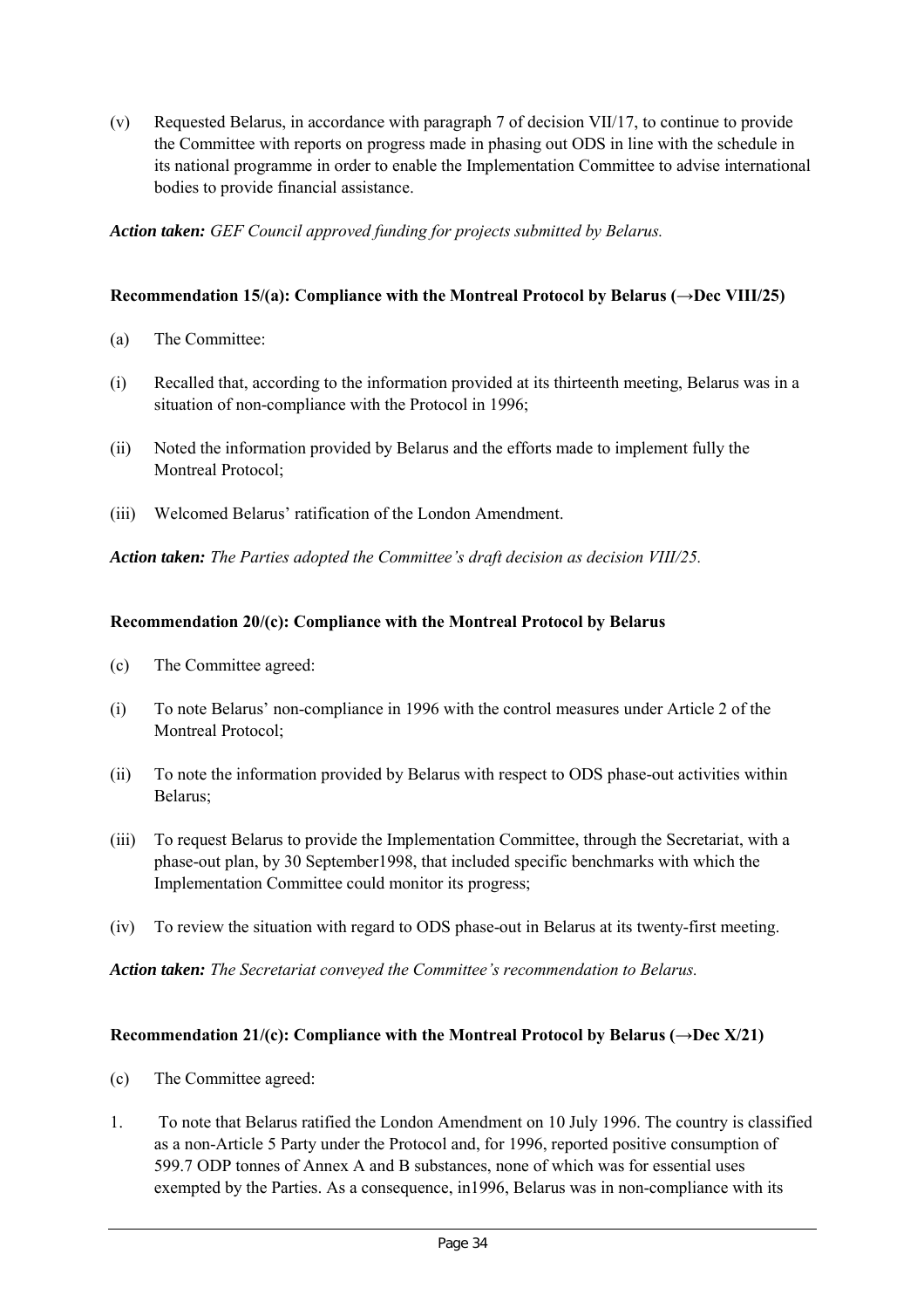(v) Requested Belarus, in accordance with paragraph 7 of decision VII/17, to continue to provide the Committee with reports on progress made in phasing out ODS in line with the schedule in its national programme in order to enable the Implementation Committee to advise international bodies to provide financial assistance.

***Action taken:*** *GEF Council approved funding for projects submitted by Belarus.*

**Recommendation 15/(a): Compliance with the Montreal Protocol by Belarus (→Dec VIII/25)**

(a) The Committee:

(i) Recalled that, according to the information provided at its thirteenth meeting, Belarus was in a situation of non-compliance with the Protocol in 1996;

(ii) Noted the information provided by Belarus and the efforts made to implement fully the Montreal Protocol;

(iii) Welcomed Belarus' ratification of the London Amendment.

***Action taken:*** *The Parties adopted the Committee's draft decision as decision VIII/25.*

**Recommendation 20/(c): Compliance with the Montreal Protocol by Belarus**

(c) The Committee agreed:

(i) To note Belarus' non-compliance in 1996 with the control measures under Article 2 of the Montreal Protocol;

(ii) To note the information provided by Belarus with respect to ODS phase-out activities within Belarus;

(iii) To request Belarus to provide the Implementation Committee, through the Secretariat, with a phase-out plan, by 30 September1998, that included specific benchmarks with which the Implementation Committee could monitor its progress;

(iv) To review the situation with regard to ODS phase-out in Belarus at its twenty-first meeting.

***Action taken:*** *The Secretariat conveyed the Committee's recommendation to Belarus.*

**Recommendation 21/(c): Compliance with the Montreal Protocol by Belarus (→Dec X/21)**

(c) The Committee agreed:

1. To note that Belarus ratified the London Amendment on 10 July 1996. The country is classified as a non-Article 5 Party under the Protocol and, for 1996, reported positive consumption of 599.7 ODP tonnes of Annex A and B substances, none of which was for essential uses exempted by the Parties. As a consequence, in1996, Belarus was in non-compliance with its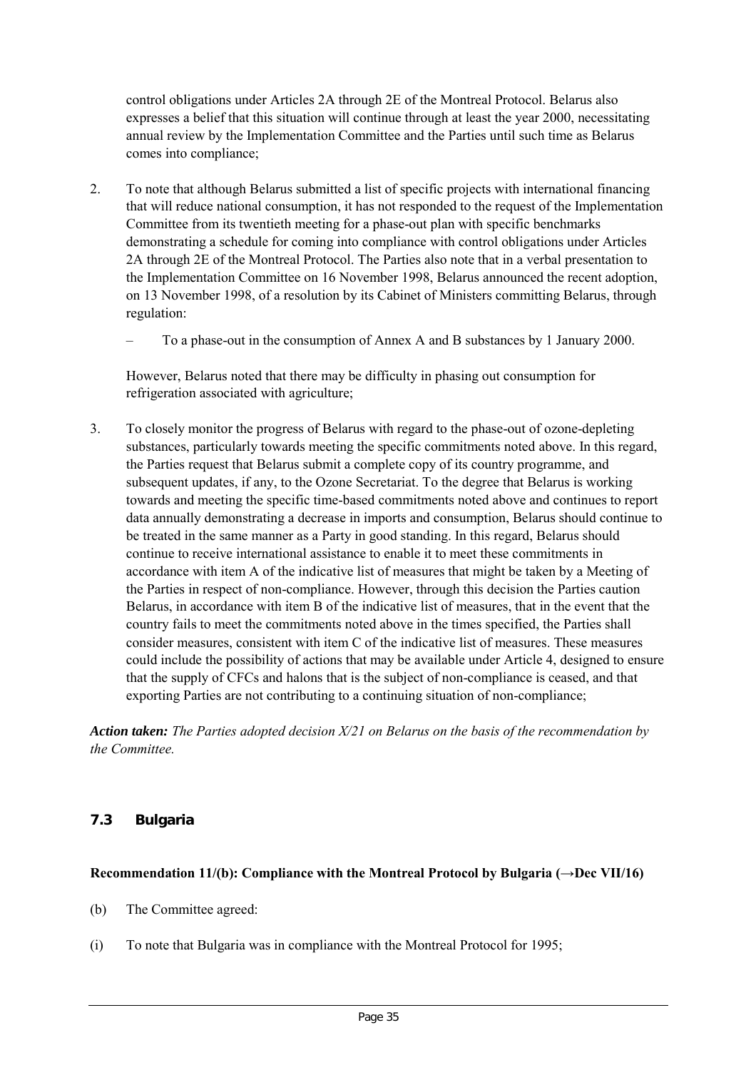control obligations under Articles 2A through 2E of the Montreal Protocol. Belarus also expresses a belief that this situation will continue through at least the year 2000, necessitating annual review by the Implementation Committee and the Parties until such time as Belarus comes into compliance;

2. To note that although Belarus submitted a list of specific projects with international financing that will reduce national consumption, it has not responded to the request of the Implementation Committee from its twentieth meeting for a phase-out plan with specific benchmarks demonstrating a schedule for coming into compliance with control obligations under Articles 2A through 2E of the Montreal Protocol. The Parties also note that in a verbal presentation to the Implementation Committee on 16 November 1998, Belarus announced the recent adoption, on 13 November 1998, of a resolution by its Cabinet of Ministers committing Belarus, through regulation:

   – To a phase-out in the consumption of Annex A and B substances by 1 January 2000.

   However, Belarus noted that there may be difficulty in phasing out consumption for refrigeration associated with agriculture;

3. To closely monitor the progress of Belarus with regard to the phase-out of ozone-depleting substances, particularly towards meeting the specific commitments noted above. In this regard, the Parties request that Belarus submit a complete copy of its country programme, and subsequent updates, if any, to the Ozone Secretariat. To the degree that Belarus is working towards and meeting the specific time-based commitments noted above and continues to report data annually demonstrating a decrease in imports and consumption, Belarus should continue to be treated in the same manner as a Party in good standing. In this regard, Belarus should continue to receive international assistance to enable it to meet these commitments in accordance with item A of the indicative list of measures that might be taken by a Meeting of the Parties in respect of non-compliance. However, through this decision the Parties caution Belarus, in accordance with item B of the indicative list of measures, that in the event that the country fails to meet the commitments noted above in the times specified, the Parties shall consider measures, consistent with item C of the indicative list of measures. These measures could include the possibility of actions that may be available under Article 4, designed to ensure that the supply of CFCs and halons that is the subject of non-compliance is ceased, and that exporting Parties are not contributing to a continuing situation of non-compliance;

***Action taken:*** *The Parties adopted decision X/21 on Belarus on the basis of the recommendation by the Committee.*

### 7.3 Bulgaria

**Recommendation 11/(b): Compliance with the Montreal Protocol by Bulgaria (→Dec VII/16)**

(b) The Committee agreed:

(i) To note that Bulgaria was in compliance with the Montreal Protocol for 1995;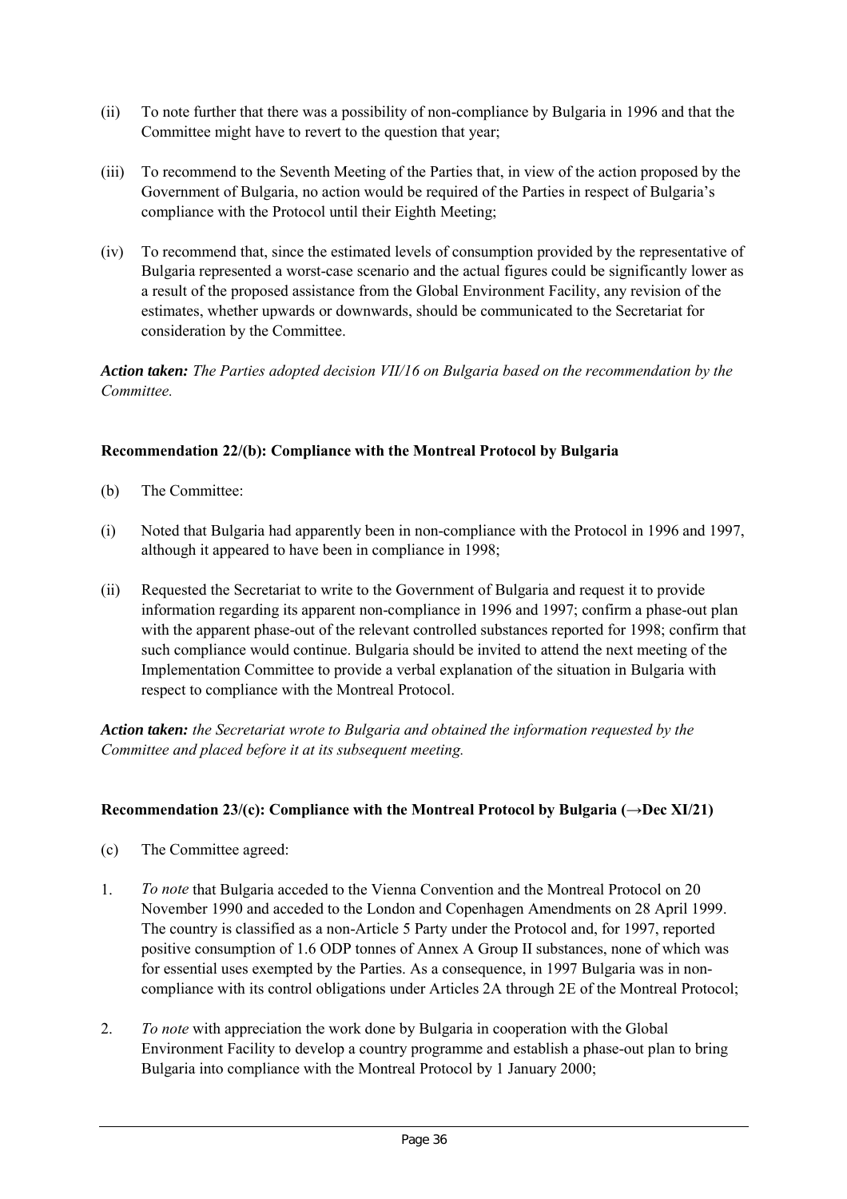(ii) To note further that there was a possibility of non-compliance by Bulgaria in 1996 and that the Committee might have to revert to the question that year;

(iii) To recommend to the Seventh Meeting of the Parties that, in view of the action proposed by the Government of Bulgaria, no action would be required of the Parties in respect of Bulgaria's compliance with the Protocol until their Eighth Meeting;

(iv) To recommend that, since the estimated levels of consumption provided by the representative of Bulgaria represented a worst-case scenario and the actual figures could be significantly lower as a result of the proposed assistance from the Global Environment Facility, any revision of the estimates, whether upwards or downwards, should be communicated to the Secretariat for consideration by the Committee.

***Action taken:*** *The Parties adopted decision VII/16 on Bulgaria based on the recommendation by the Committee.*

**Recommendation 22/(b): Compliance with the Montreal Protocol by Bulgaria**

(b) The Committee:

(i) Noted that Bulgaria had apparently been in non-compliance with the Protocol in 1996 and 1997, although it appeared to have been in compliance in 1998;

(ii) Requested the Secretariat to write to the Government of Bulgaria and request it to provide information regarding its apparent non-compliance in 1996 and 1997; confirm a phase-out plan with the apparent phase-out of the relevant controlled substances reported for 1998; confirm that such compliance would continue. Bulgaria should be invited to attend the next meeting of the Implementation Committee to provide a verbal explanation of the situation in Bulgaria with respect to compliance with the Montreal Protocol.

***Action taken:*** *the Secretariat wrote to Bulgaria and obtained the information requested by the Committee and placed before it at its subsequent meeting.*

**Recommendation 23/(c): Compliance with the Montreal Protocol by Bulgaria (→Dec XI/21)**

(c) The Committee agreed:

1. *To note* that Bulgaria acceded to the Vienna Convention and the Montreal Protocol on 20 November 1990 and acceded to the London and Copenhagen Amendments on 28 April 1999. The country is classified as a non-Article 5 Party under the Protocol and, for 1997, reported positive consumption of 1.6 ODP tonnes of Annex A Group II substances, none of which was for essential uses exempted by the Parties. As a consequence, in 1997 Bulgaria was in non-compliance with its control obligations under Articles 2A through 2E of the Montreal Protocol;

2. *To note* with appreciation the work done by Bulgaria in cooperation with the Global Environment Facility to develop a country programme and establish a phase-out plan to bring Bulgaria into compliance with the Montreal Protocol by 1 January 2000;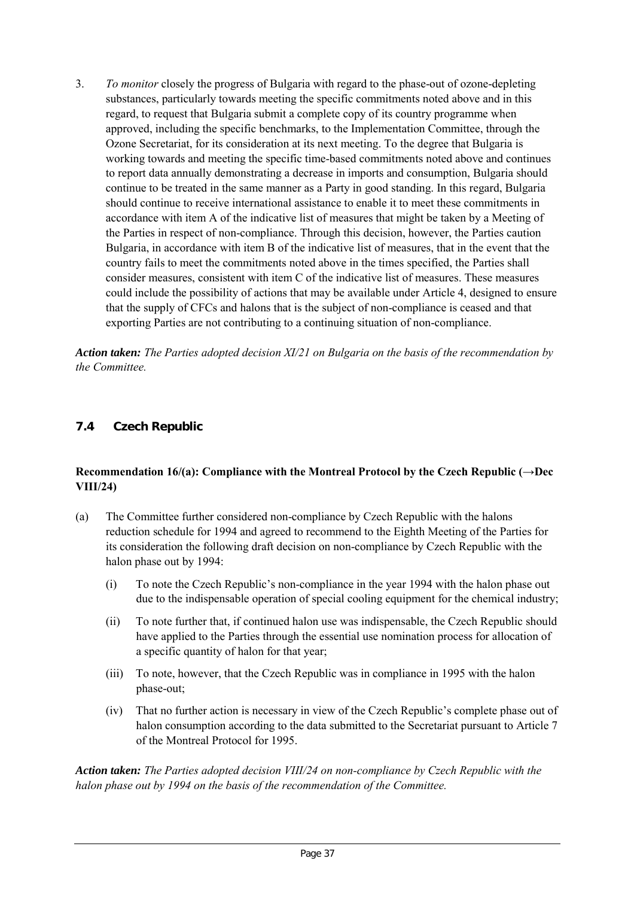3. *To monitor* closely the progress of Bulgaria with regard to the phase-out of ozone-depleting substances, particularly towards meeting the specific commitments noted above and in this regard, to request that Bulgaria submit a complete copy of its country programme when approved, including the specific benchmarks, to the Implementation Committee, through the Ozone Secretariat, for its consideration at its next meeting. To the degree that Bulgaria is working towards and meeting the specific time-based commitments noted above and continues to report data annually demonstrating a decrease in imports and consumption, Bulgaria should continue to be treated in the same manner as a Party in good standing. In this regard, Bulgaria should continue to receive international assistance to enable it to meet these commitments in accordance with item A of the indicative list of measures that might be taken by a Meeting of the Parties in respect of non-compliance. Through this decision, however, the Parties caution Bulgaria, in accordance with item B of the indicative list of measures, that in the event that the country fails to meet the commitments noted above in the times specified, the Parties shall consider measures, consistent with item C of the indicative list of measures. These measures could include the possibility of actions that may be available under Article 4, designed to ensure that the supply of CFCs and halons that is the subject of non-compliance is ceased and that exporting Parties are not contributing to a continuing situation of non-compliance.

***Action taken:*** *The Parties adopted decision XI/21 on Bulgaria on the basis of the recommendation by the Committee.*

## 7.4 Czech Republic

**Recommendation 16/(a): Compliance with the Montreal Protocol by the Czech Republic (→Dec VIII/24)**

(a) The Committee further considered non-compliance by Czech Republic with the halons reduction schedule for 1994 and agreed to recommend to the Eighth Meeting of the Parties for its consideration the following draft decision on non-compliance by Czech Republic with the halon phase out by 1994:

   (i) To note the Czech Republic's non-compliance in the year 1994 with the halon phase out due to the indispensable operation of special cooling equipment for the chemical industry;

   (ii) To note further that, if continued halon use was indispensable, the Czech Republic should have applied to the Parties through the essential use nomination process for allocation of a specific quantity of halon for that year;

   (iii) To note, however, that the Czech Republic was in compliance in 1995 with the halon phase-out;

   (iv) That no further action is necessary in view of the Czech Republic's complete phase out of halon consumption according to the data submitted to the Secretariat pursuant to Article 7 of the Montreal Protocol for 1995.

***Action taken:*** *The Parties adopted decision VIII/24 on non-compliance by Czech Republic with the halon phase out by 1994 on the basis of the recommendation of the Committee.*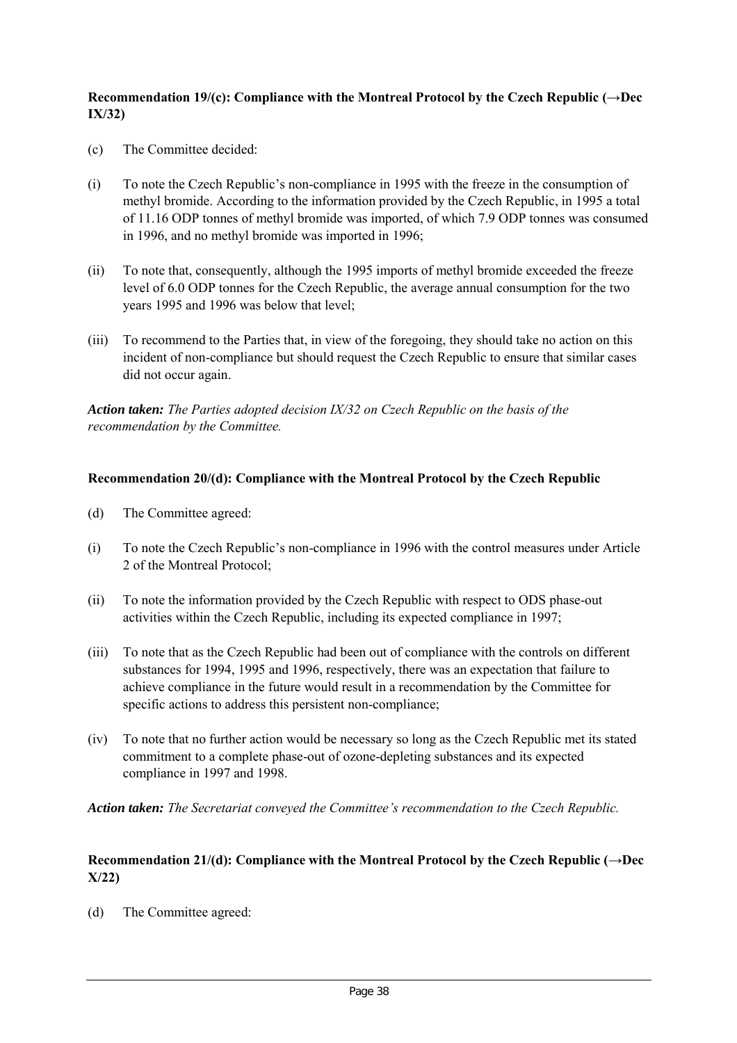**Recommendation 19/(c): Compliance with the Montreal Protocol by the Czech Republic (→Dec IX/32)**

(c) The Committee decided:

(i) To note the Czech Republic's non-compliance in 1995 with the freeze in the consumption of methyl bromide. According to the information provided by the Czech Republic, in 1995 a total of 11.16 ODP tonnes of methyl bromide was imported, of which 7.9 ODP tonnes was consumed in 1996, and no methyl bromide was imported in 1996;

(ii) To note that, consequently, although the 1995 imports of methyl bromide exceeded the freeze level of 6.0 ODP tonnes for the Czech Republic, the average annual consumption for the two years 1995 and 1996 was below that level;

(iii) To recommend to the Parties that, in view of the foregoing, they should take no action on this incident of non-compliance but should request the Czech Republic to ensure that similar cases did not occur again.

***Action taken:*** *The Parties adopted decision IX/32 on Czech Republic on the basis of the recommendation by the Committee.*

**Recommendation 20/(d): Compliance with the Montreal Protocol by the Czech Republic**

(d) The Committee agreed:

(i) To note the Czech Republic's non-compliance in 1996 with the control measures under Article 2 of the Montreal Protocol;

(ii) To note the information provided by the Czech Republic with respect to ODS phase-out activities within the Czech Republic, including its expected compliance in 1997;

(iii) To note that as the Czech Republic had been out of compliance with the controls on different substances for 1994, 1995 and 1996, respectively, there was an expectation that failure to achieve compliance in the future would result in a recommendation by the Committee for specific actions to address this persistent non-compliance;

(iv) To note that no further action would be necessary so long as the Czech Republic met its stated commitment to a complete phase-out of ozone-depleting substances and its expected compliance in 1997 and 1998.

***Action taken:*** *The Secretariat conveyed the Committee's recommendation to the Czech Republic.*

**Recommendation 21/(d): Compliance with the Montreal Protocol by the Czech Republic (→Dec X/22)**

(d) The Committee agreed: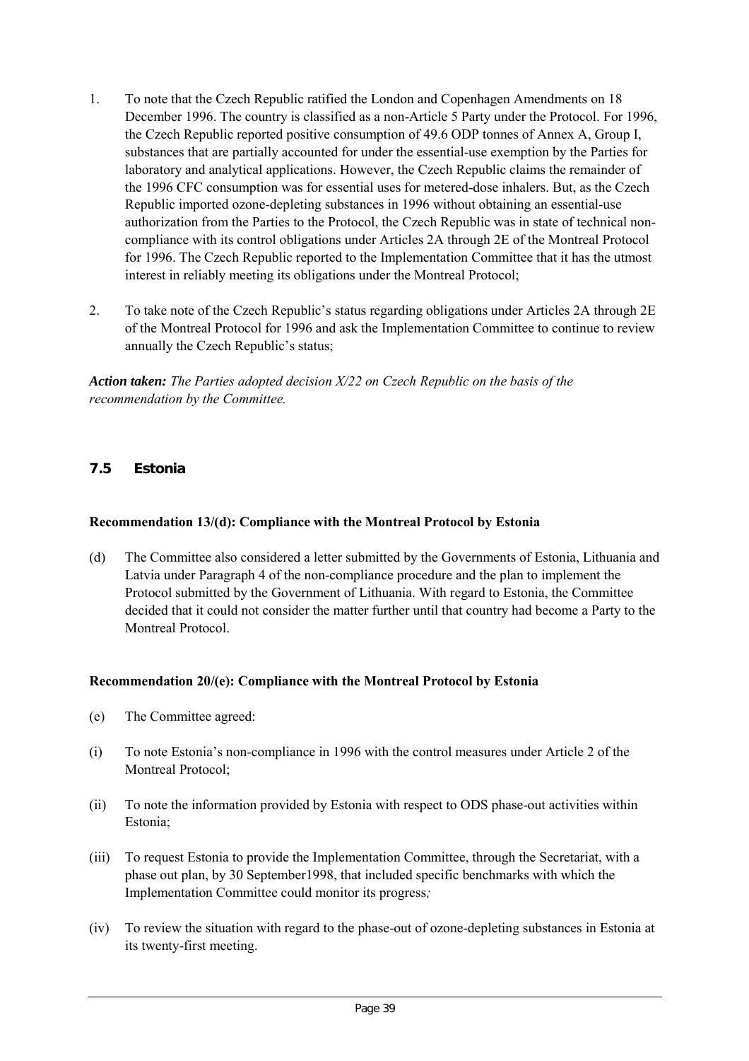1. To note that the Czech Republic ratified the London and Copenhagen Amendments on 18 December 1996. The country is classified as a non-Article 5 Party under the Protocol. For 1996, the Czech Republic reported positive consumption of 49.6 ODP tonnes of Annex A, Group I, substances that are partially accounted for under the essential-use exemption by the Parties for laboratory and analytical applications. However, the Czech Republic claims the remainder of the 1996 CFC consumption was for essential uses for metered-dose inhalers. But, as the Czech Republic imported ozone-depleting substances in 1996 without obtaining an essential-use authorization from the Parties to the Protocol, the Czech Republic was in state of technical non-compliance with its control obligations under Articles 2A through 2E of the Montreal Protocol for 1996. The Czech Republic reported to the Implementation Committee that it has the utmost interest in reliably meeting its obligations under the Montreal Protocol;

2. To take note of the Czech Republic's status regarding obligations under Articles 2A through 2E of the Montreal Protocol for 1996 and ask the Implementation Committee to continue to review annually the Czech Republic's status;

***Action taken:*** *The Parties adopted decision X/22 on Czech Republic on the basis of the recommendation by the Committee.*

## 7.5 Estonia

**Recommendation 13/(d): Compliance with the Montreal Protocol by Estonia**

(d) The Committee also considered a letter submitted by the Governments of Estonia, Lithuania and Latvia under Paragraph 4 of the non-compliance procedure and the plan to implement the Protocol submitted by the Government of Lithuania. With regard to Estonia, the Committee decided that it could not consider the matter further until that country had become a Party to the Montreal Protocol.

**Recommendation 20/(e): Compliance with the Montreal Protocol by Estonia**

(e) The Committee agreed:

(i) To note Estonia's non-compliance in 1996 with the control measures under Article 2 of the Montreal Protocol;

(ii) To note the information provided by Estonia with respect to ODS phase-out activities within Estonia;

(iii) To request Estonia to provide the Implementation Committee, through the Secretariat, with a phase out plan, by 30 September1998, that included specific benchmarks with which the Implementation Committee could monitor its progress;

(iv) To review the situation with regard to the phase-out of ozone-depleting substances in Estonia at its twenty-first meeting.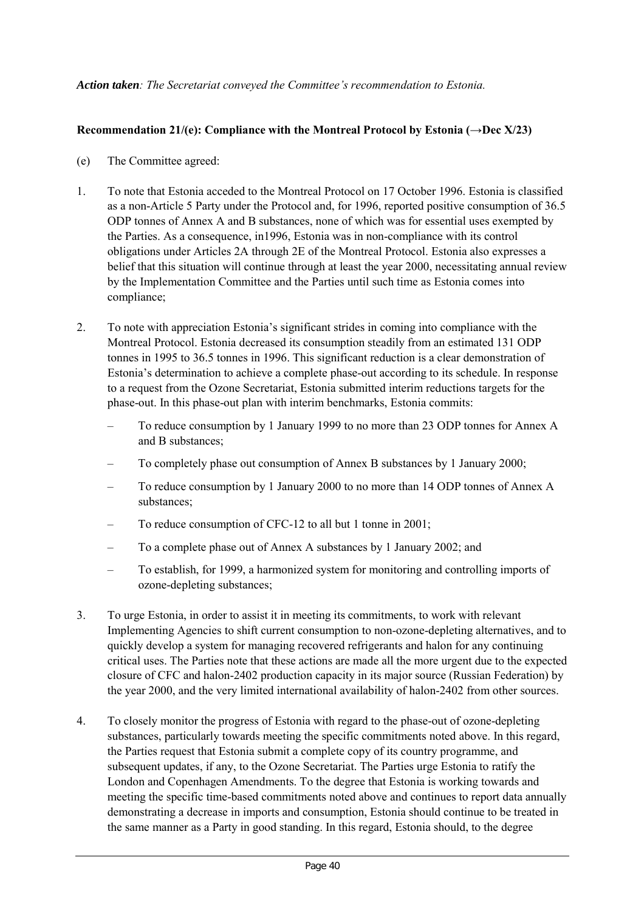*Action taken: The Secretariat conveyed the Committee's recommendation to Estonia.*

**Recommendation 21/(e): Compliance with the Montreal Protocol by Estonia (→Dec X/23)**

(e) The Committee agreed:

1. To note that Estonia acceded to the Montreal Protocol on 17 October 1996. Estonia is classified as a non-Article 5 Party under the Protocol and, for 1996, reported positive consumption of 36.5 ODP tonnes of Annex A and B substances, none of which was for essential uses exempted by the Parties. As a consequence, in1996, Estonia was in non-compliance with its control obligations under Articles 2A through 2E of the Montreal Protocol. Estonia also expresses a belief that this situation will continue through at least the year 2000, necessitating annual review by the Implementation Committee and the Parties until such time as Estonia comes into compliance;

2. To note with appreciation Estonia's significant strides in coming into compliance with the Montreal Protocol. Estonia decreased its consumption steadily from an estimated 131 ODP tonnes in 1995 to 36.5 tonnes in 1996. This significant reduction is a clear demonstration of Estonia's determination to achieve a complete phase-out according to its schedule. In response to a request from the Ozone Secretariat, Estonia submitted interim reductions targets for the phase-out. In this phase-out plan with interim benchmarks, Estonia commits:

   – To reduce consumption by 1 January 1999 to no more than 23 ODP tonnes for Annex A and B substances;

   – To completely phase out consumption of Annex B substances by 1 January 2000;

   – To reduce consumption by 1 January 2000 to no more than 14 ODP tonnes of Annex A substances;

   – To reduce consumption of CFC-12 to all but 1 tonne in 2001;

   – To a complete phase out of Annex A substances by 1 January 2002; and

   – To establish, for 1999, a harmonized system for monitoring and controlling imports of ozone-depleting substances;

3. To urge Estonia, in order to assist it in meeting its commitments, to work with relevant Implementing Agencies to shift current consumption to non-ozone-depleting alternatives, and to quickly develop a system for managing recovered refrigerants and halon for any continuing critical uses. The Parties note that these actions are made all the more urgent due to the expected closure of CFC and halon-2402 production capacity in its major source (Russian Federation) by the year 2000, and the very limited international availability of halon-2402 from other sources.

4. To closely monitor the progress of Estonia with regard to the phase-out of ozone-depleting substances, particularly towards meeting the specific commitments noted above. In this regard, the Parties request that Estonia submit a complete copy of its country programme, and subsequent updates, if any, to the Ozone Secretariat. The Parties urge Estonia to ratify the London and Copenhagen Amendments. To the degree that Estonia is working towards and meeting the specific time-based commitments noted above and continues to report data annually demonstrating a decrease in imports and consumption, Estonia should continue to be treated in the same manner as a Party in good standing. In this regard, Estonia should, to the degree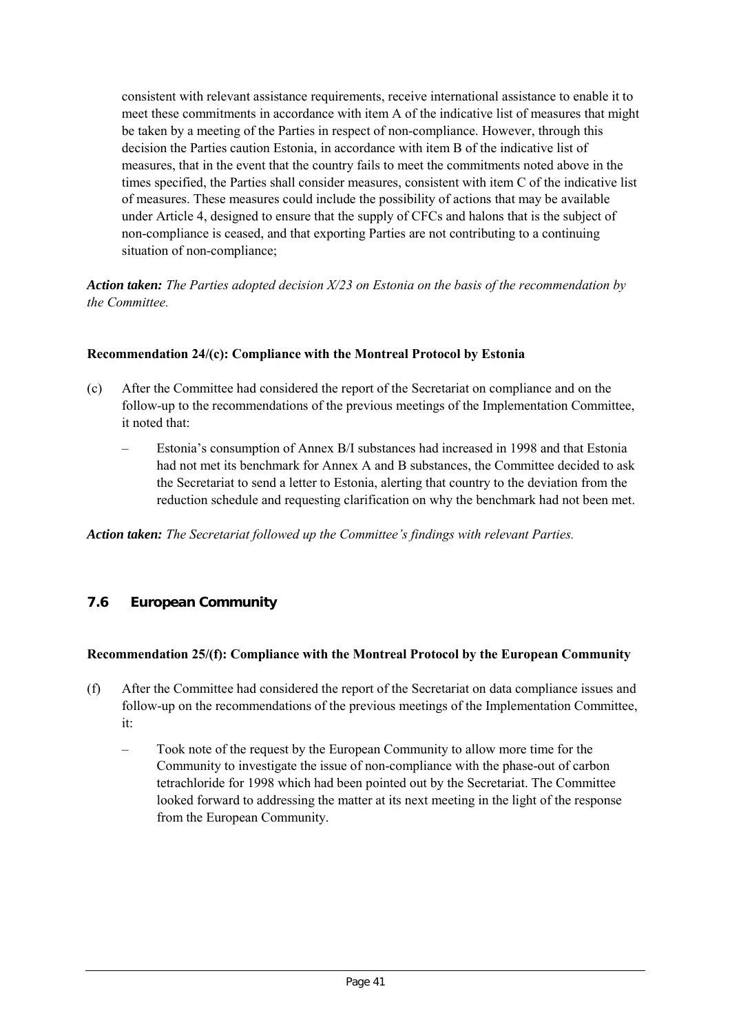consistent with relevant assistance requirements, receive international assistance to enable it to meet these commitments in accordance with item A of the indicative list of measures that might be taken by a meeting of the Parties in respect of non-compliance. However, through this decision the Parties caution Estonia, in accordance with item B of the indicative list of measures, that in the event that the country fails to meet the commitments noted above in the times specified, the Parties shall consider measures, consistent with item C of the indicative list of measures. These measures could include the possibility of actions that may be available under Article 4, designed to ensure that the supply of CFCs and halons that is the subject of non-compliance is ceased, and that exporting Parties are not contributing to a continuing situation of non-compliance;

***Action taken:*** *The Parties adopted decision X/23 on Estonia on the basis of the recommendation by the Committee.*

**Recommendation 24/(c): Compliance with the Montreal Protocol by Estonia**

(c) After the Committee had considered the report of the Secretariat on compliance and on the follow-up to the recommendations of the previous meetings of the Implementation Committee, it noted that:

– Estonia's consumption of Annex B/I substances had increased in 1998 and that Estonia had not met its benchmark for Annex A and B substances, the Committee decided to ask the Secretariat to send a letter to Estonia, alerting that country to the deviation from the reduction schedule and requesting clarification on why the benchmark had not been met.

***Action taken:*** *The Secretariat followed up the Committee's findings with relevant Parties.*

### 7.6 European Community

**Recommendation 25/(f): Compliance with the Montreal Protocol by the European Community**

(f) After the Committee had considered the report of the Secretariat on data compliance issues and follow-up on the recommendations of the previous meetings of the Implementation Committee, it:

– Took note of the request by the European Community to allow more time for the Community to investigate the issue of non-compliance with the phase-out of carbon tetrachloride for 1998 which had been pointed out by the Secretariat. The Committee looked forward to addressing the matter at its next meeting in the light of the response from the European Community.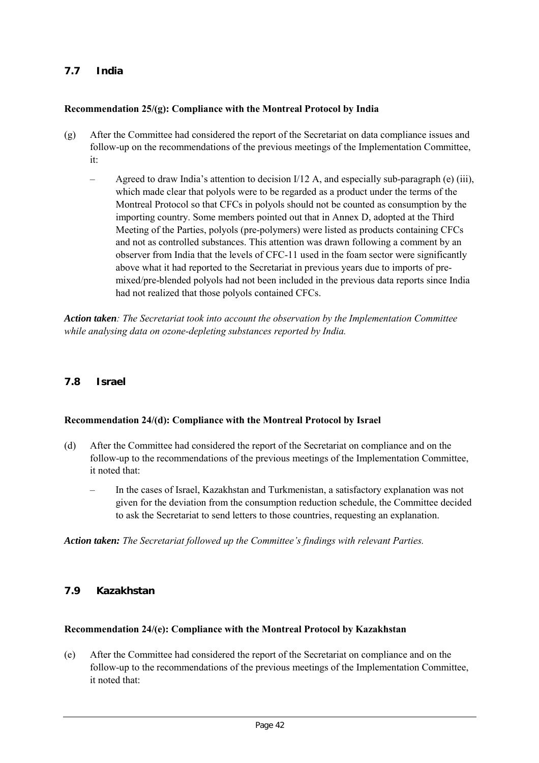## 7.7 India

**Recommendation 25/(g): Compliance with the Montreal Protocol by India**

(g) After the Committee had considered the report of the Secretariat on data compliance issues and follow-up on the recommendations of the previous meetings of the Implementation Committee, it:

- Agreed to draw India's attention to decision I/12 A, and especially sub-paragraph (e) (iii), which made clear that polyols were to be regarded as a product under the terms of the Montreal Protocol so that CFCs in polyols should not be counted as consumption by the importing country. Some members pointed out that in Annex D, adopted at the Third Meeting of the Parties, polyols (pre-polymers) were listed as products containing CFCs and not as controlled substances. This attention was drawn following a comment by an observer from India that the levels of CFC-11 used in the foam sector were significantly above what it had reported to the Secretariat in previous years due to imports of pre-mixed/pre-blended polyols had not been included in the previous data reports since India had not realized that those polyols contained CFCs.

***Action taken**: The Secretariat took into account the observation by the Implementation Committee while analysing data on ozone-depleting substances reported by India.*

## 7.8 Israel

**Recommendation 24/(d): Compliance with the Montreal Protocol by Israel**

(d) After the Committee had considered the report of the Secretariat on compliance and on the follow-up to the recommendations of the previous meetings of the Implementation Committee, it noted that:

- In the cases of Israel, Kazakhstan and Turkmenistan, a satisfactory explanation was not given for the deviation from the consumption reduction schedule, the Committee decided to ask the Secretariat to send letters to those countries, requesting an explanation.

***Action taken:** The Secretariat followed up the Committee's findings with relevant Parties.*

## 7.9 Kazakhstan

**Recommendation 24/(e): Compliance with the Montreal Protocol by Kazakhstan**

(e) After the Committee had considered the report of the Secretariat on compliance and on the follow-up to the recommendations of the previous meetings of the Implementation Committee, it noted that: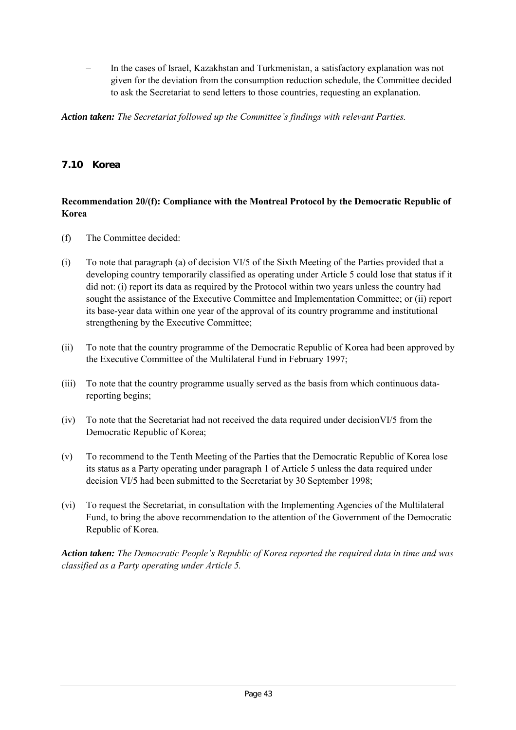– In the cases of Israel, Kazakhstan and Turkmenistan, a satisfactory explanation was not given for the deviation from the consumption reduction schedule, the Committee decided to ask the Secretariat to send letters to those countries, requesting an explanation.

***Action taken:*** *The Secretariat followed up the Committee's findings with relevant Parties.*

## 7.10 Korea

### Recommendation 20/(f): Compliance with the Montreal Protocol by the Democratic Republic of Korea

(f) The Committee decided:

(i) To note that paragraph (a) of decision VI/5 of the Sixth Meeting of the Parties provided that a developing country temporarily classified as operating under Article 5 could lose that status if it did not: (i) report its data as required by the Protocol within two years unless the country had sought the assistance of the Executive Committee and Implementation Committee; or (ii) report its base-year data within one year of the approval of its country programme and institutional strengthening by the Executive Committee;

(ii) To note that the country programme of the Democratic Republic of Korea had been approved by the Executive Committee of the Multilateral Fund in February 1997;

(iii) To note that the country programme usually served as the basis from which continuous data-reporting begins;

(iv) To note that the Secretariat had not received the data required under decisionVI/5 from the Democratic Republic of Korea;

(v) To recommend to the Tenth Meeting of the Parties that the Democratic Republic of Korea lose its status as a Party operating under paragraph 1 of Article 5 unless the data required under decision VI/5 had been submitted to the Secretariat by 30 September 1998;

(vi) To request the Secretariat, in consultation with the Implementing Agencies of the Multilateral Fund, to bring the above recommendation to the attention of the Government of the Democratic Republic of Korea.

***Action taken:*** *The Democratic People's Republic of Korea reported the required data in time and was classified as a Party operating under Article 5.*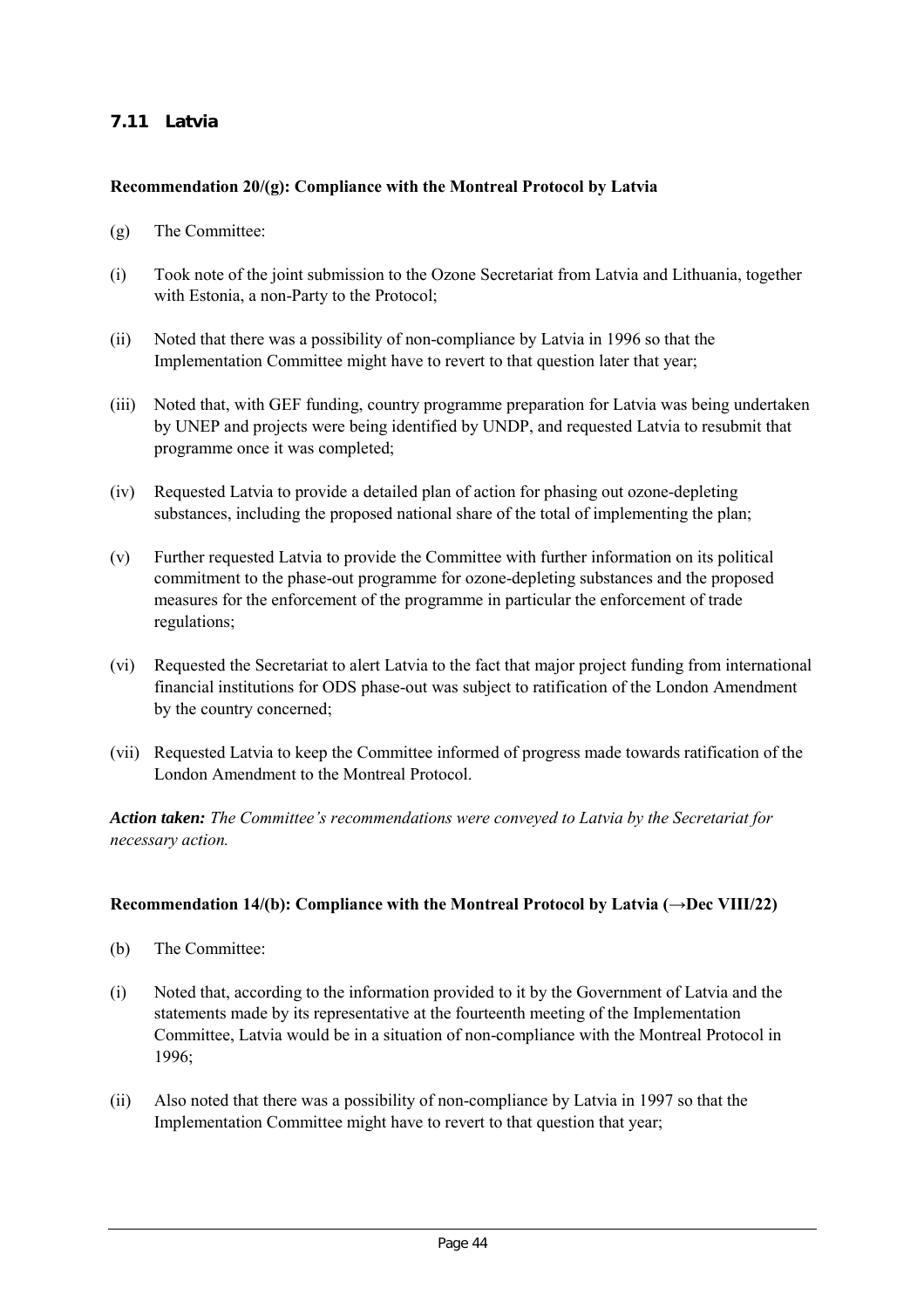### 7.11 Latvia

**Recommendation 20/(g): Compliance with the Montreal Protocol by Latvia**

(g) The Committee:

(i) Took note of the joint submission to the Ozone Secretariat from Latvia and Lithuania, together with Estonia, a non-Party to the Protocol;

(ii) Noted that there was a possibility of non-compliance by Latvia in 1996 so that the Implementation Committee might have to revert to that question later that year;

(iii) Noted that, with GEF funding, country programme preparation for Latvia was being undertaken by UNEP and projects were being identified by UNDP, and requested Latvia to resubmit that programme once it was completed;

(iv) Requested Latvia to provide a detailed plan of action for phasing out ozone-depleting substances, including the proposed national share of the total of implementing the plan;

(v) Further requested Latvia to provide the Committee with further information on its political commitment to the phase-out programme for ozone-depleting substances and the proposed measures for the enforcement of the programme in particular the enforcement of trade regulations;

(vi) Requested the Secretariat to alert Latvia to the fact that major project funding from international financial institutions for ODS phase-out was subject to ratification of the London Amendment by the country concerned;

(vii) Requested Latvia to keep the Committee informed of progress made towards ratification of the London Amendment to the Montreal Protocol.

***Action taken:*** *The Committee's recommendations were conveyed to Latvia by the Secretariat for necessary action.*

**Recommendation 14/(b): Compliance with the Montreal Protocol by Latvia (→Dec VIII/22)**

(b) The Committee:

(i) Noted that, according to the information provided to it by the Government of Latvia and the statements made by its representative at the fourteenth meeting of the Implementation Committee, Latvia would be in a situation of non-compliance with the Montreal Protocol in 1996;

(ii) Also noted that there was a possibility of non-compliance by Latvia in 1997 so that the Implementation Committee might have to revert to that question that year;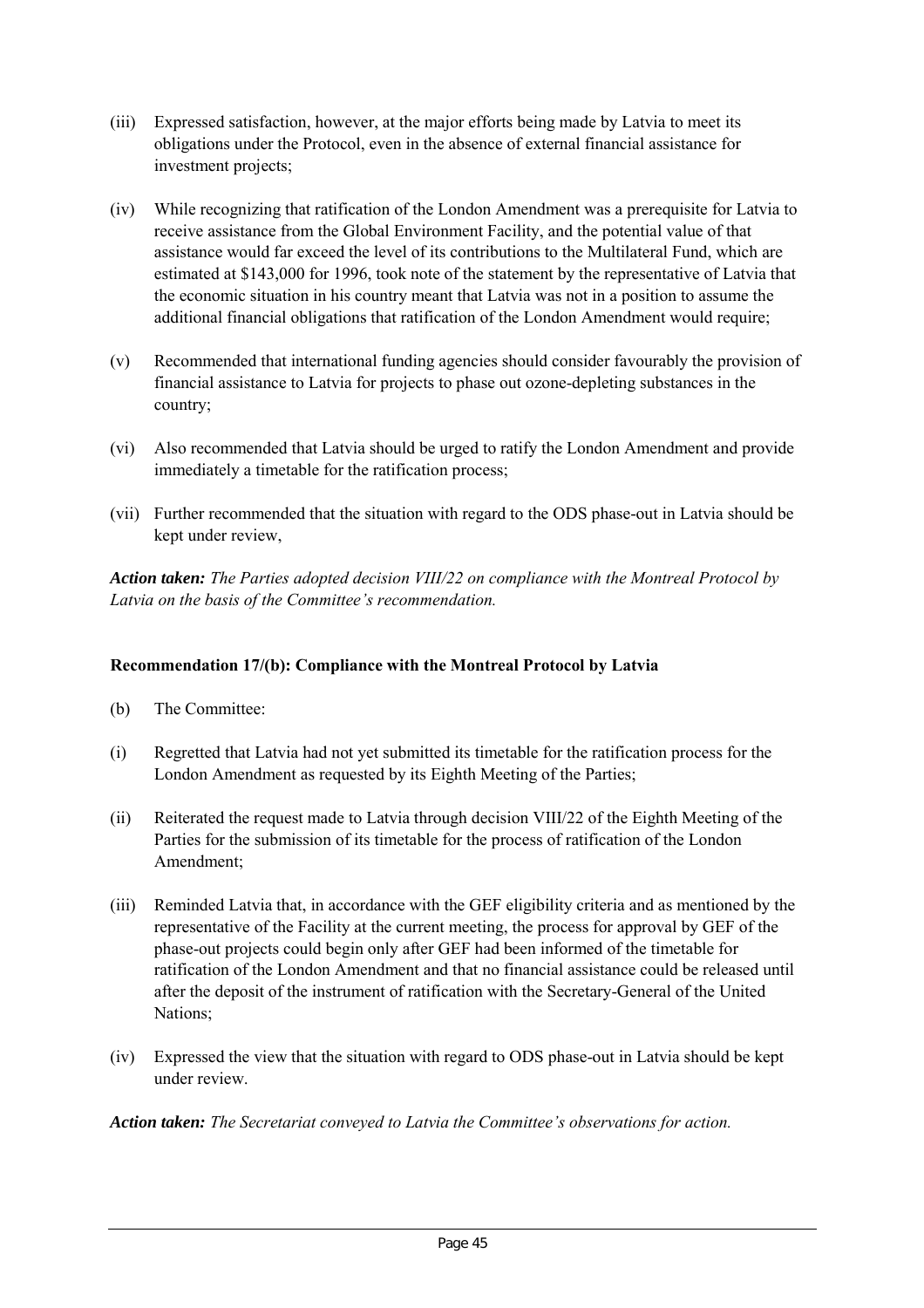(iii) Expressed satisfaction, however, at the major efforts being made by Latvia to meet its obligations under the Protocol, even in the absence of external financial assistance for investment projects;

(iv) While recognizing that ratification of the London Amendment was a prerequisite for Latvia to receive assistance from the Global Environment Facility, and the potential value of that assistance would far exceed the level of its contributions to the Multilateral Fund, which are estimated at $143,000 for 1996, took note of the statement by the representative of Latvia that the economic situation in his country meant that Latvia was not in a position to assume the additional financial obligations that ratification of the London Amendment would require;

(v) Recommended that international funding agencies should consider favourably the provision of financial assistance to Latvia for projects to phase out ozone-depleting substances in the country;

(vi) Also recommended that Latvia should be urged to ratify the London Amendment and provide immediately a timetable for the ratification process;

(vii) Further recommended that the situation with regard to the ODS phase-out in Latvia should be kept under review,

***Action taken:*** *The Parties adopted decision VIII/22 on compliance with the Montreal Protocol by Latvia on the basis of the Committee's recommendation.*

**Recommendation 17/(b): Compliance with the Montreal Protocol by Latvia**

(b) The Committee:

(i) Regretted that Latvia had not yet submitted its timetable for the ratification process for the London Amendment as requested by its Eighth Meeting of the Parties;

(ii) Reiterated the request made to Latvia through decision VIII/22 of the Eighth Meeting of the Parties for the submission of its timetable for the process of ratification of the London Amendment;

(iii) Reminded Latvia that, in accordance with the GEF eligibility criteria and as mentioned by the representative of the Facility at the current meeting, the process for approval by GEF of the phase-out projects could begin only after GEF had been informed of the timetable for ratification of the London Amendment and that no financial assistance could be released until after the deposit of the instrument of ratification with the Secretary-General of the United Nations;

(iv) Expressed the view that the situation with regard to ODS phase-out in Latvia should be kept under review.

***Action taken:*** *The Secretariat conveyed to Latvia the Committee's observations for action.*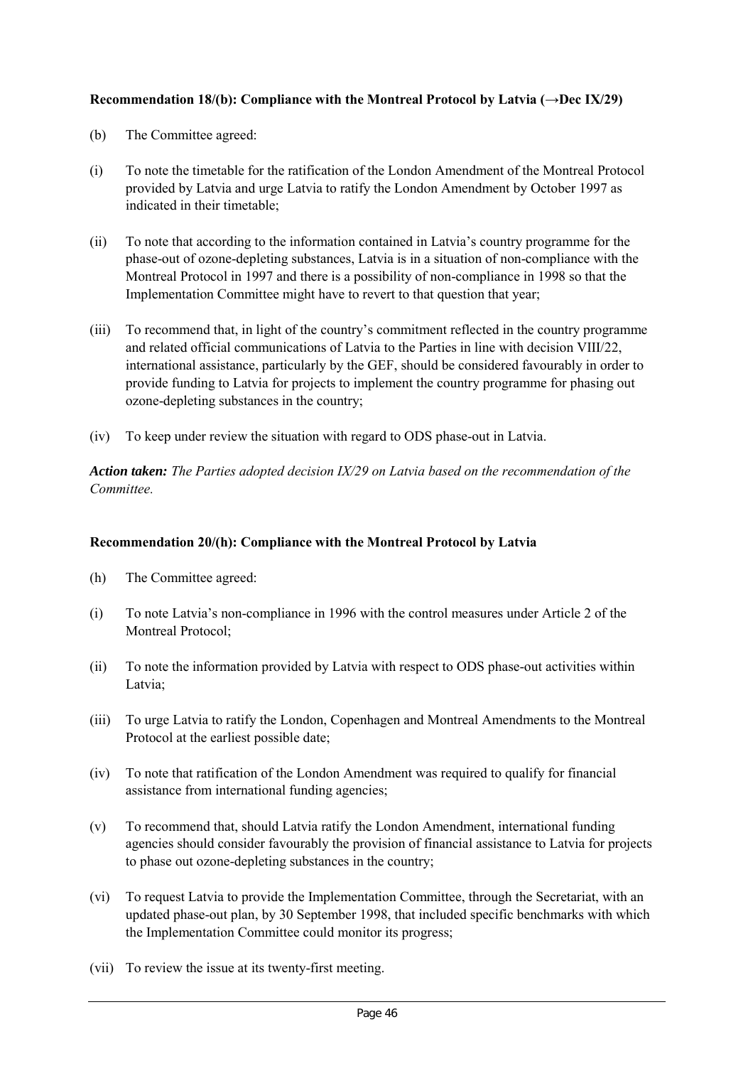**Recommendation 18/(b): Compliance with the Montreal Protocol by Latvia (→Dec IX/29)**

(b) The Committee agreed:

(i) To note the timetable for the ratification of the London Amendment of the Montreal Protocol provided by Latvia and urge Latvia to ratify the London Amendment by October 1997 as indicated in their timetable;

(ii) To note that according to the information contained in Latvia's country programme for the phase-out of ozone-depleting substances, Latvia is in a situation of non-compliance with the Montreal Protocol in 1997 and there is a possibility of non-compliance in 1998 so that the Implementation Committee might have to revert to that question that year;

(iii) To recommend that, in light of the country's commitment reflected in the country programme and related official communications of Latvia to the Parties in line with decision VIII/22, international assistance, particularly by the GEF, should be considered favourably in order to provide funding to Latvia for projects to implement the country programme for phasing out ozone-depleting substances in the country;

(iv) To keep under review the situation with regard to ODS phase-out in Latvia.

***Action taken:*** *The Parties adopted decision IX/29 on Latvia based on the recommendation of the Committee.*

**Recommendation 20/(h): Compliance with the Montreal Protocol by Latvia**

(h) The Committee agreed:

(i) To note Latvia's non-compliance in 1996 with the control measures under Article 2 of the Montreal Protocol;

(ii) To note the information provided by Latvia with respect to ODS phase-out activities within Latvia;

(iii) To urge Latvia to ratify the London, Copenhagen and Montreal Amendments to the Montreal Protocol at the earliest possible date;

(iv) To note that ratification of the London Amendment was required to qualify for financial assistance from international funding agencies;

(v) To recommend that, should Latvia ratify the London Amendment, international funding agencies should consider favourably the provision of financial assistance to Latvia for projects to phase out ozone-depleting substances in the country;

(vi) To request Latvia to provide the Implementation Committee, through the Secretariat, with an updated phase-out plan, by 30 September 1998, that included specific benchmarks with which the Implementation Committee could monitor its progress;

(vii) To review the issue at its twenty-first meeting.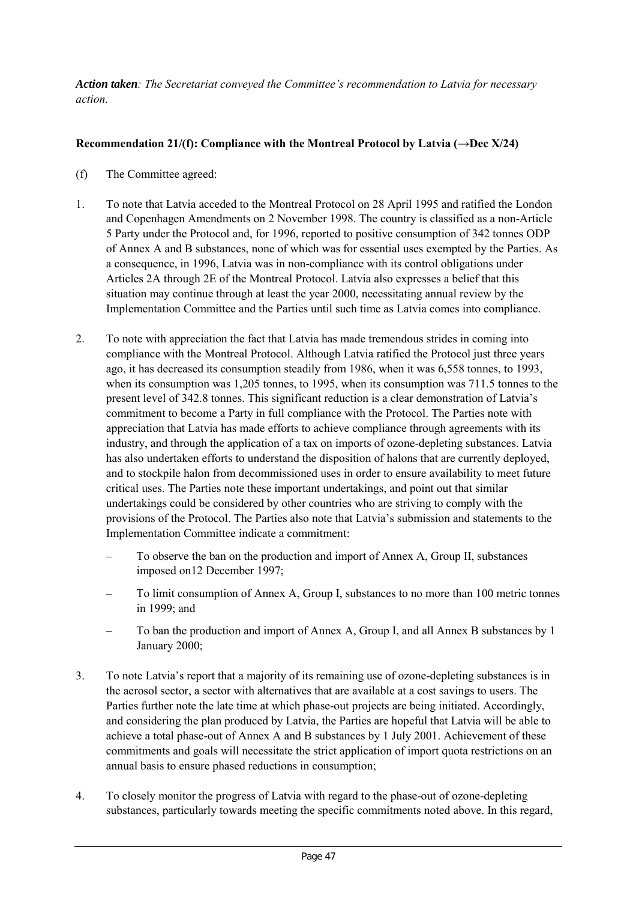*Action taken: The Secretariat conveyed the Committee's recommendation to Latvia for necessary action.*

**Recommendation 21/(f): Compliance with the Montreal Protocol by Latvia (→Dec X/24)**

(f) The Committee agreed:

1. To note that Latvia acceded to the Montreal Protocol on 28 April 1995 and ratified the London and Copenhagen Amendments on 2 November 1998. The country is classified as a non-Article 5 Party under the Protocol and, for 1996, reported to positive consumption of 342 tonnes ODP of Annex A and B substances, none of which was for essential uses exempted by the Parties. As a consequence, in 1996, Latvia was in non-compliance with its control obligations under Articles 2A through 2E of the Montreal Protocol. Latvia also expresses a belief that this situation may continue through at least the year 2000, necessitating annual review by the Implementation Committee and the Parties until such time as Latvia comes into compliance.

2. To note with appreciation the fact that Latvia has made tremendous strides in coming into compliance with the Montreal Protocol. Although Latvia ratified the Protocol just three years ago, it has decreased its consumption steadily from 1986, when it was 6,558 tonnes, to 1993, when its consumption was 1,205 tonnes, to 1995, when its consumption was 711.5 tonnes to the present level of 342.8 tonnes. This significant reduction is a clear demonstration of Latvia's commitment to become a Party in full compliance with the Protocol. The Parties note with appreciation that Latvia has made efforts to achieve compliance through agreements with its industry, and through the application of a tax on imports of ozone-depleting substances. Latvia has also undertaken efforts to understand the disposition of halons that are currently deployed, and to stockpile halon from decommissioned uses in order to ensure availability to meet future critical uses. The Parties note these important undertakings, and point out that similar undertakings could be considered by other countries who are striving to comply with the provisions of the Protocol. The Parties also note that Latvia's submission and statements to the Implementation Committee indicate a commitment:

   – To observe the ban on the production and import of Annex A, Group II, substances imposed on12 December 1997;

   – To limit consumption of Annex A, Group I, substances to no more than 100 metric tonnes in 1999; and

   – To ban the production and import of Annex A, Group I, and all Annex B substances by 1 January 2000;

3. To note Latvia's report that a majority of its remaining use of ozone-depleting substances is in the aerosol sector, a sector with alternatives that are available at a cost savings to users. The Parties further note the late time at which phase-out projects are being initiated. Accordingly, and considering the plan produced by Latvia, the Parties are hopeful that Latvia will be able to achieve a total phase-out of Annex A and B substances by 1 July 2001. Achievement of these commitments and goals will necessitate the strict application of import quota restrictions on an annual basis to ensure phased reductions in consumption;

4. To closely monitor the progress of Latvia with regard to the phase-out of ozone-depleting substances, particularly towards meeting the specific commitments noted above. In this regard,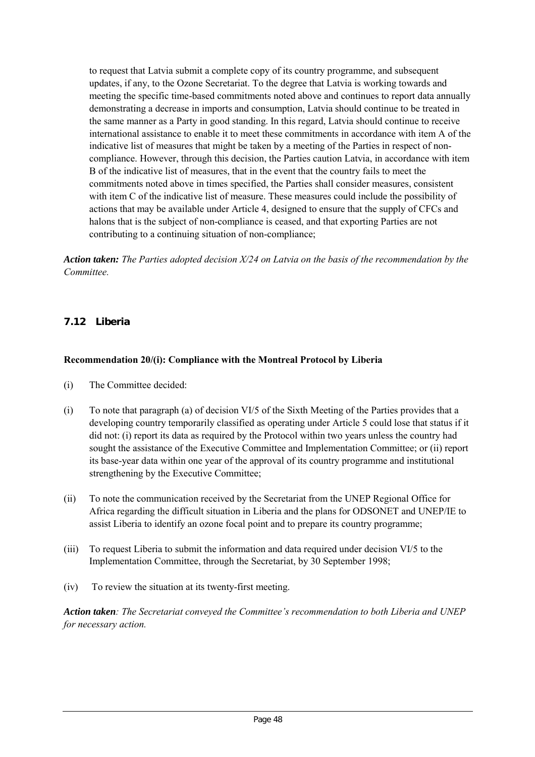to request that Latvia submit a complete copy of its country programme, and subsequent updates, if any, to the Ozone Secretariat. To the degree that Latvia is working towards and meeting the specific time-based commitments noted above and continues to report data annually demonstrating a decrease in imports and consumption, Latvia should continue to be treated in the same manner as a Party in good standing. In this regard, Latvia should continue to receive international assistance to enable it to meet these commitments in accordance with item A of the indicative list of measures that might be taken by a meeting of the Parties in respect of non-compliance. However, through this decision, the Parties caution Latvia, in accordance with item B of the indicative list of measures, that in the event that the country fails to meet the commitments noted above in times specified, the Parties shall consider measures, consistent with item C of the indicative list of measure. These measures could include the possibility of actions that may be available under Article 4, designed to ensure that the supply of CFCs and halons that is the subject of non-compliance is ceased, and that exporting Parties are not contributing to a continuing situation of non-compliance;

***Action taken:*** *The Parties adopted decision X/24 on Latvia on the basis of the recommendation by the Committee.*

### 7.12 Liberia

**Recommendation 20/(i): Compliance with the Montreal Protocol by Liberia**

(i) The Committee decided:

(i) To note that paragraph (a) of decision VI/5 of the Sixth Meeting of the Parties provides that a developing country temporarily classified as operating under Article 5 could lose that status if it did not: (i) report its data as required by the Protocol within two years unless the country had sought the assistance of the Executive Committee and Implementation Committee; or (ii) report its base-year data within one year of the approval of its country programme and institutional strengthening by the Executive Committee;

(ii) To note the communication received by the Secretariat from the UNEP Regional Office for Africa regarding the difficult situation in Liberia and the plans for ODSONET and UNEP/IE to assist Liberia to identify an ozone focal point and to prepare its country programme;

(iii) To request Liberia to submit the information and data required under decision VI/5 to the Implementation Committee, through the Secretariat, by 30 September 1998;

(iv) To review the situation at its twenty-first meeting.

***Action taken****: The Secretariat conveyed the Committee's recommendation to both Liberia and UNEP for necessary action.*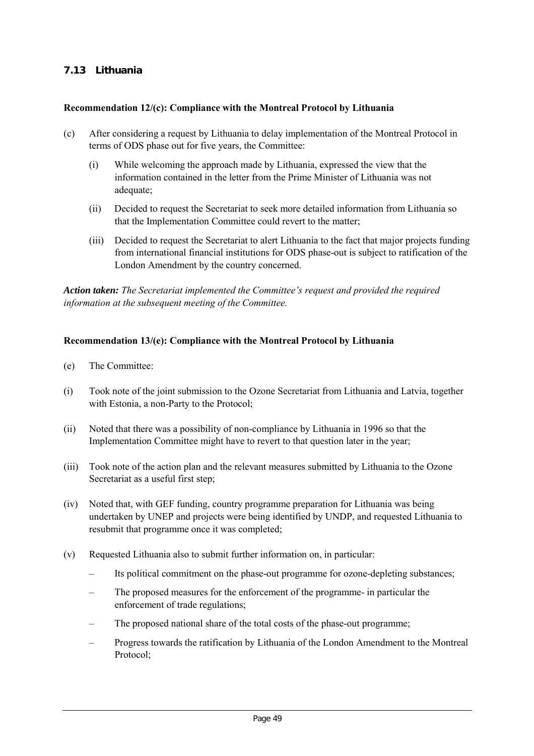### 7.13 Lithuania

**Recommendation 12/(c): Compliance with the Montreal Protocol by Lithuania**

(c) After considering a request by Lithuania to delay implementation of the Montreal Protocol in terms of ODS phase out for five years, the Committee:

   (i) While welcoming the approach made by Lithuania, expressed the view that the information contained in the letter from the Prime Minister of Lithuania was not adequate;

   (ii) Decided to request the Secretariat to seek more detailed information from Lithuania so that the Implementation Committee could revert to the matter;

   (iii) Decided to request the Secretariat to alert Lithuania to the fact that major projects funding from international financial institutions for ODS phase-out is subject to ratification of the London Amendment by the country concerned.

***Action taken:*** *The Secretariat implemented the Committee's request and provided the required information at the subsequent meeting of the Committee.*

**Recommendation 13/(e): Compliance with the Montreal Protocol by Lithuania**

(e) The Committee:

(i) Took note of the joint submission to the Ozone Secretariat from Lithuania and Latvia, together with Estonia, a non-Party to the Protocol;

(ii) Noted that there was a possibility of non-compliance by Lithuania in 1996 so that the Implementation Committee might have to revert to that question later in the year;

(iii) Took note of the action plan and the relevant measures submitted by Lithuania to the Ozone Secretariat as a useful first step;

(iv) Noted that, with GEF funding, country programme preparation for Lithuania was being undertaken by UNEP and projects were being identified by UNDP, and requested Lithuania to resubmit that programme once it was completed;

(v) Requested Lithuania also to submit further information on, in particular:

   – Its political commitment on the phase-out programme for ozone-depleting substances;

   – The proposed measures for the enforcement of the programme- in particular the enforcement of trade regulations;

   – The proposed national share of the total costs of the phase-out programme;

   – Progress towards the ratification by Lithuania of the London Amendment to the Montreal Protocol;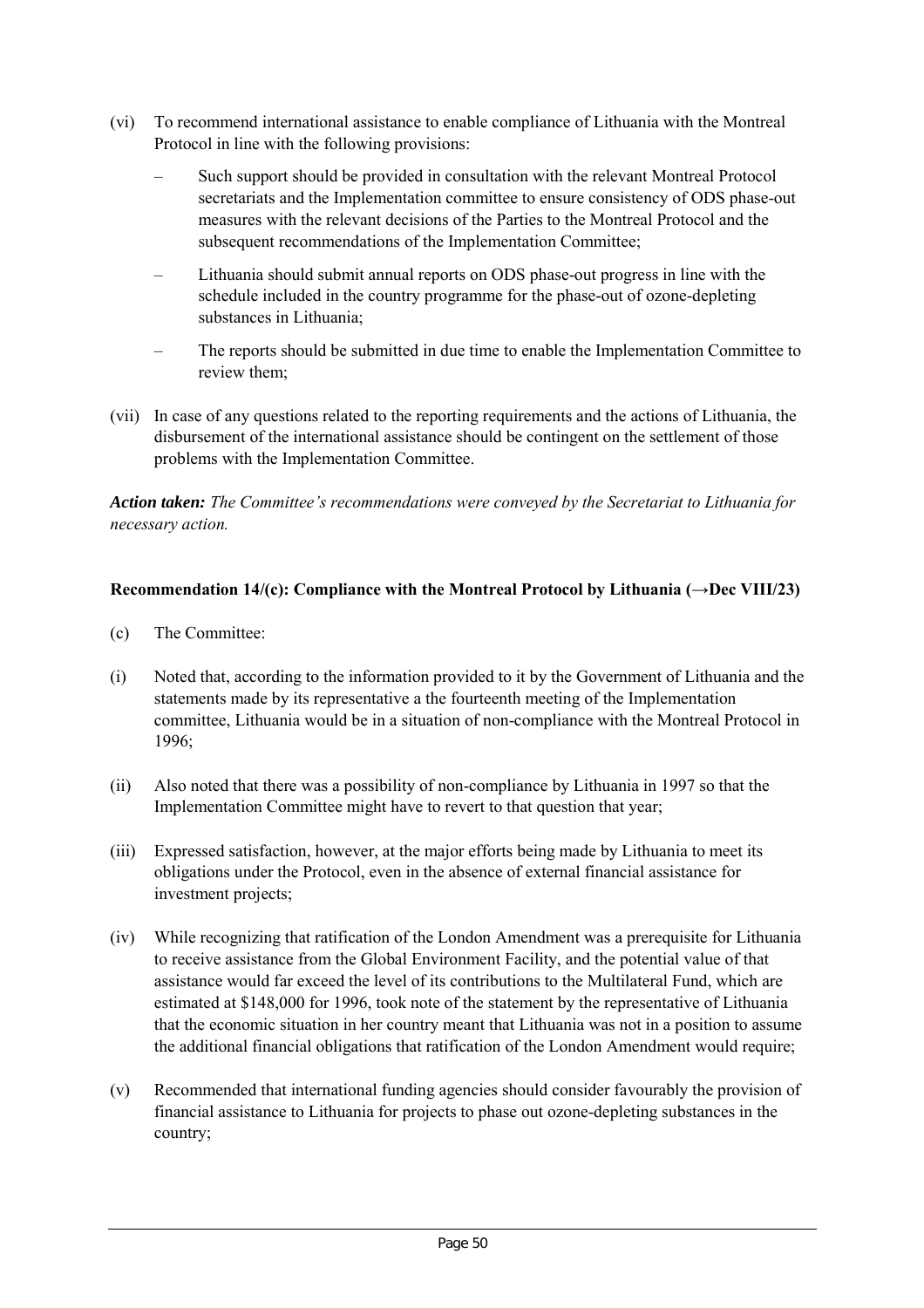(vi) To recommend international assistance to enable compliance of Lithuania with the Montreal Protocol in line with the following provisions:

- Such support should be provided in consultation with the relevant Montreal Protocol secretariats and the Implementation committee to ensure consistency of ODS phase-out measures with the relevant decisions of the Parties to the Montreal Protocol and the subsequent recommendations of the Implementation Committee;
- Lithuania should submit annual reports on ODS phase-out progress in line with the schedule included in the country programme for the phase-out of ozone-depleting substances in Lithuania;
- The reports should be submitted in due time to enable the Implementation Committee to review them;

(vii) In case of any questions related to the reporting requirements and the actions of Lithuania, the disbursement of the international assistance should be contingent on the settlement of those problems with the Implementation Committee.

***Action taken:*** *The Committee's recommendations were conveyed by the Secretariat to Lithuania for necessary action.*

**Recommendation 14/(c): Compliance with the Montreal Protocol by Lithuania (→Dec VIII/23)**

(c) The Committee:

(i) Noted that, according to the information provided to it by the Government of Lithuania and the statements made by its representative a the fourteenth meeting of the Implementation committee, Lithuania would be in a situation of non-compliance with the Montreal Protocol in 1996;

(ii) Also noted that there was a possibility of non-compliance by Lithuania in 1997 so that the Implementation Committee might have to revert to that question that year;

(iii) Expressed satisfaction, however, at the major efforts being made by Lithuania to meet its obligations under the Protocol, even in the absence of external financial assistance for investment projects;

(iv) While recognizing that ratification of the London Amendment was a prerequisite for Lithuania to receive assistance from the Global Environment Facility, and the potential value of that assistance would far exceed the level of its contributions to the Multilateral Fund, which are estimated at \$148,000 for 1996, took note of the statement by the representative of Lithuania that the economic situation in her country meant that Lithuania was not in a position to assume the additional financial obligations that ratification of the London Amendment would require;

(v) Recommended that international funding agencies should consider favourably the provision of financial assistance to Lithuania for projects to phase out ozone-depleting substances in the country;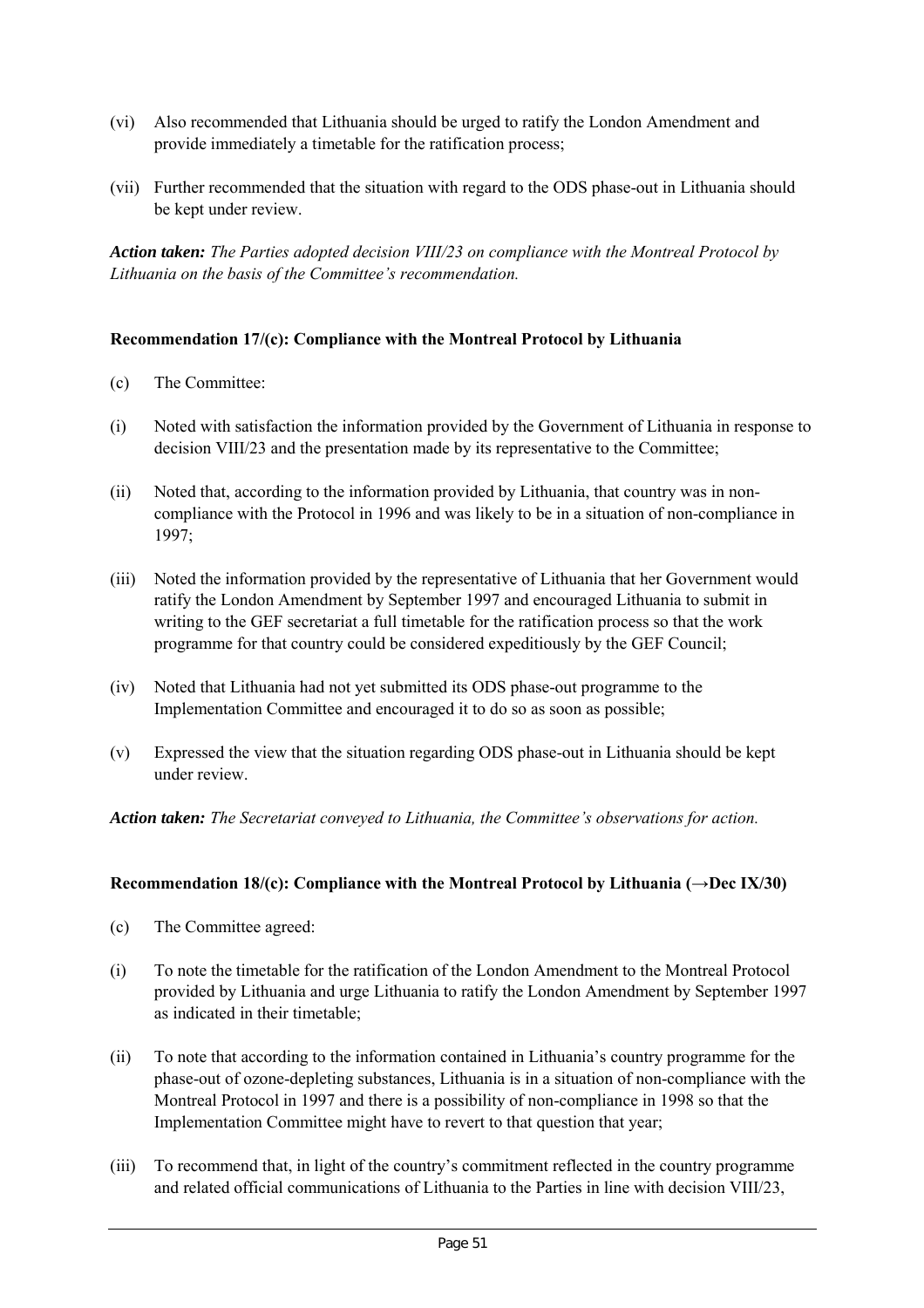(vi) Also recommended that Lithuania should be urged to ratify the London Amendment and provide immediately a timetable for the ratification process;

(vii) Further recommended that the situation with regard to the ODS phase-out in Lithuania should be kept under review.

***Action taken:*** *The Parties adopted decision VIII/23 on compliance with the Montreal Protocol by Lithuania on the basis of the Committee's recommendation.*

**Recommendation 17/(c): Compliance with the Montreal Protocol by Lithuania**

(c) The Committee:

(i) Noted with satisfaction the information provided by the Government of Lithuania in response to decision VIII/23 and the presentation made by its representative to the Committee;

(ii) Noted that, according to the information provided by Lithuania, that country was in non-compliance with the Protocol in 1996 and was likely to be in a situation of non-compliance in 1997;

(iii) Noted the information provided by the representative of Lithuania that her Government would ratify the London Amendment by September 1997 and encouraged Lithuania to submit in writing to the GEF secretariat a full timetable for the ratification process so that the work programme for that country could be considered expeditiously by the GEF Council;

(iv) Noted that Lithuania had not yet submitted its ODS phase-out programme to the Implementation Committee and encouraged it to do so as soon as possible;

(v) Expressed the view that the situation regarding ODS phase-out in Lithuania should be kept under review.

***Action taken:*** *The Secretariat conveyed to Lithuania, the Committee's observations for action.*

**Recommendation 18/(c): Compliance with the Montreal Protocol by Lithuania (→Dec IX/30)**

(c) The Committee agreed:

(i) To note the timetable for the ratification of the London Amendment to the Montreal Protocol provided by Lithuania and urge Lithuania to ratify the London Amendment by September 1997 as indicated in their timetable;

(ii) To note that according to the information contained in Lithuania's country programme for the phase-out of ozone-depleting substances, Lithuania is in a situation of non-compliance with the Montreal Protocol in 1997 and there is a possibility of non-compliance in 1998 so that the Implementation Committee might have to revert to that question that year;

(iii) To recommend that, in light of the country's commitment reflected in the country programme and related official communications of Lithuania to the Parties in line with decision VIII/23,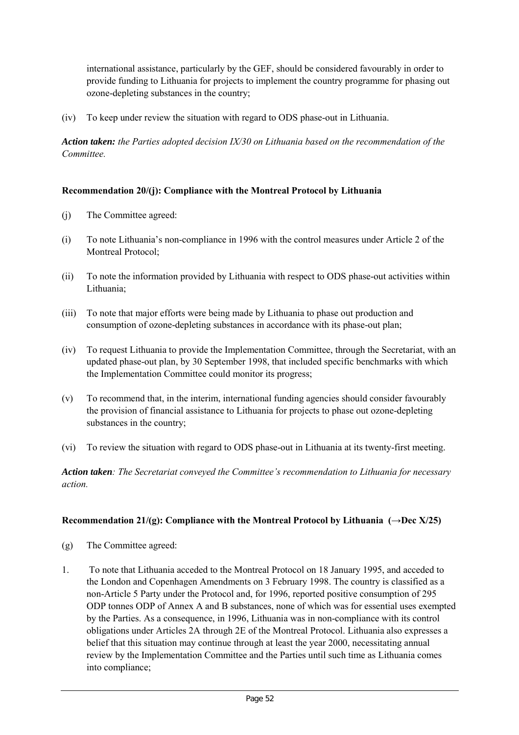international assistance, particularly by the GEF, should be considered favourably in order to provide funding to Lithuania for projects to implement the country programme for phasing out ozone-depleting substances in the country;

(iv) To keep under review the situation with regard to ODS phase-out in Lithuania.

***Action taken:*** *the Parties adopted decision IX/30 on Lithuania based on the recommendation of the Committee.*

**Recommendation 20/(j): Compliance with the Montreal Protocol by Lithuania**

(j) The Committee agreed:

(i) To note Lithuania's non-compliance in 1996 with the control measures under Article 2 of the Montreal Protocol;

(ii) To note the information provided by Lithuania with respect to ODS phase-out activities within Lithuania;

(iii) To note that major efforts were being made by Lithuania to phase out production and consumption of ozone-depleting substances in accordance with its phase-out plan;

(iv) To request Lithuania to provide the Implementation Committee, through the Secretariat, with an updated phase-out plan, by 30 September 1998, that included specific benchmarks with which the Implementation Committee could monitor its progress;

(v) To recommend that, in the interim, international funding agencies should consider favourably the provision of financial assistance to Lithuania for projects to phase out ozone-depleting substances in the country;

(vi) To review the situation with regard to ODS phase-out in Lithuania at its twenty-first meeting.

***Action taken****: The Secretariat conveyed the Committee's recommendation to Lithuania for necessary action.*

**Recommendation 21/(g): Compliance with the Montreal Protocol by Lithuania (→Dec X/25)**

(g) The Committee agreed:

1. To note that Lithuania acceded to the Montreal Protocol on 18 January 1995, and acceded to the London and Copenhagen Amendments on 3 February 1998. The country is classified as a non-Article 5 Party under the Protocol and, for 1996, reported positive consumption of 295 ODP tonnes ODP of Annex A and B substances, none of which was for essential uses exempted by the Parties. As a consequence, in 1996, Lithuania was in non-compliance with its control obligations under Articles 2A through 2E of the Montreal Protocol. Lithuania also expresses a belief that this situation may continue through at least the year 2000, necessitating annual review by the Implementation Committee and the Parties until such time as Lithuania comes into compliance;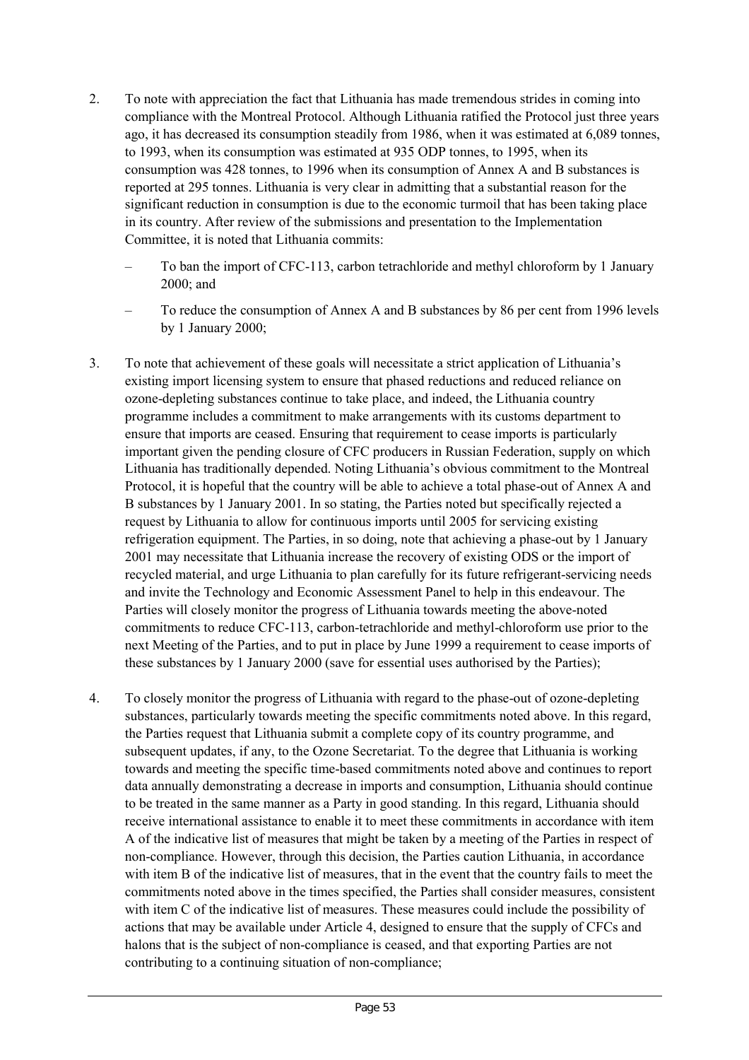2. To note with appreciation the fact that Lithuania has made tremendous strides in coming into compliance with the Montreal Protocol. Although Lithuania ratified the Protocol just three years ago, it has decreased its consumption steadily from 1986, when it was estimated at 6,089 tonnes, to 1993, when its consumption was estimated at 935 ODP tonnes, to 1995, when its consumption was 428 tonnes, to 1996 when its consumption of Annex A and B substances is reported at 295 tonnes. Lithuania is very clear in admitting that a substantial reason for the significant reduction in consumption is due to the economic turmoil that has been taking place in its country. After review of the submissions and presentation to the Implementation Committee, it is noted that Lithuania commits:

   – To ban the import of CFC-113, carbon tetrachloride and methyl chloroform by 1 January 2000; and

   – To reduce the consumption of Annex A and B substances by 86 per cent from 1996 levels by 1 January 2000;

3. To note that achievement of these goals will necessitate a strict application of Lithuania's existing import licensing system to ensure that phased reductions and reduced reliance on ozone-depleting substances continue to take place, and indeed, the Lithuania country programme includes a commitment to make arrangements with its customs department to ensure that imports are ceased. Ensuring that requirement to cease imports is particularly important given the pending closure of CFC producers in Russian Federation, supply on which Lithuania has traditionally depended. Noting Lithuania's obvious commitment to the Montreal Protocol, it is hopeful that the country will be able to achieve a total phase-out of Annex A and B substances by 1 January 2001. In so stating, the Parties noted but specifically rejected a request by Lithuania to allow for continuous imports until 2005 for servicing existing refrigeration equipment. The Parties, in so doing, note that achieving a phase-out by 1 January 2001 may necessitate that Lithuania increase the recovery of existing ODS or the import of recycled material, and urge Lithuania to plan carefully for its future refrigerant-servicing needs and invite the Technology and Economic Assessment Panel to help in this endeavour. The Parties will closely monitor the progress of Lithuania towards meeting the above-noted commitments to reduce CFC-113, carbon-tetrachloride and methyl-chloroform use prior to the next Meeting of the Parties, and to put in place by June 1999 a requirement to cease imports of these substances by 1 January 2000 (save for essential uses authorised by the Parties);

4. To closely monitor the progress of Lithuania with regard to the phase-out of ozone-depleting substances, particularly towards meeting the specific commitments noted above. In this regard, the Parties request that Lithuania submit a complete copy of its country programme, and subsequent updates, if any, to the Ozone Secretariat. To the degree that Lithuania is working towards and meeting the specific time-based commitments noted above and continues to report data annually demonstrating a decrease in imports and consumption, Lithuania should continue to be treated in the same manner as a Party in good standing. In this regard, Lithuania should receive international assistance to enable it to meet these commitments in accordance with item A of the indicative list of measures that might be taken by a meeting of the Parties in respect of non-compliance. However, through this decision, the Parties caution Lithuania, in accordance with item B of the indicative list of measures, that in the event that the country fails to meet the commitments noted above in the times specified, the Parties shall consider measures, consistent with item C of the indicative list of measures. These measures could include the possibility of actions that may be available under Article 4, designed to ensure that the supply of CFCs and halons that is the subject of non-compliance is ceased, and that exporting Parties are not contributing to a continuing situation of non-compliance;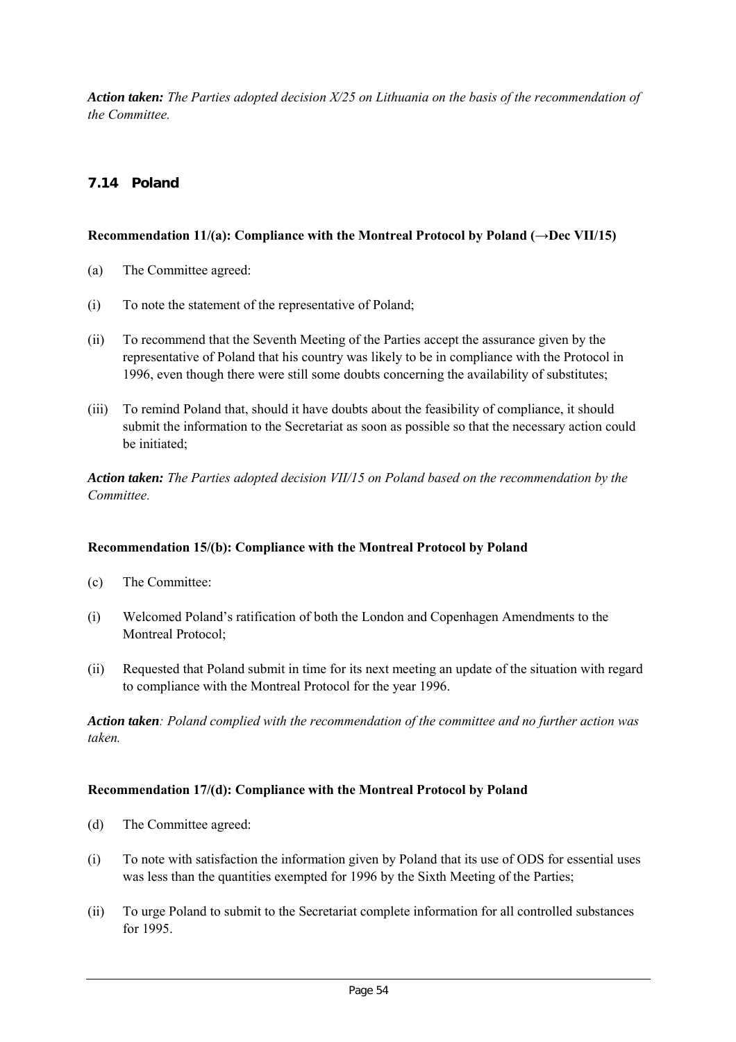***Action taken:*** *The Parties adopted decision X/25 on Lithuania on the basis of the recommendation of the Committee.*

## 7.14 Poland

**Recommendation 11/(a): Compliance with the Montreal Protocol by Poland (→Dec VII/15)**

(a) The Committee agreed:

(i) To note the statement of the representative of Poland;

(ii) To recommend that the Seventh Meeting of the Parties accept the assurance given by the representative of Poland that his country was likely to be in compliance with the Protocol in 1996, even though there were still some doubts concerning the availability of substitutes;

(iii) To remind Poland that, should it have doubts about the feasibility of compliance, it should submit the information to the Secretariat as soon as possible so that the necessary action could be initiated;

***Action taken:*** *The Parties adopted decision VII/15 on Poland based on the recommendation by the Committee.*

**Recommendation 15/(b): Compliance with the Montreal Protocol by Poland**

(c) The Committee:

(i) Welcomed Poland's ratification of both the London and Copenhagen Amendments to the Montreal Protocol;

(ii) Requested that Poland submit in time for its next meeting an update of the situation with regard to compliance with the Montreal Protocol for the year 1996.

***Action taken****: Poland complied with the recommendation of the committee and no further action was taken.*

**Recommendation 17/(d): Compliance with the Montreal Protocol by Poland**

(d) The Committee agreed:

(i) To note with satisfaction the information given by Poland that its use of ODS for essential uses was less than the quantities exempted for 1996 by the Sixth Meeting of the Parties;

(ii) To urge Poland to submit to the Secretariat complete information for all controlled substances for 1995.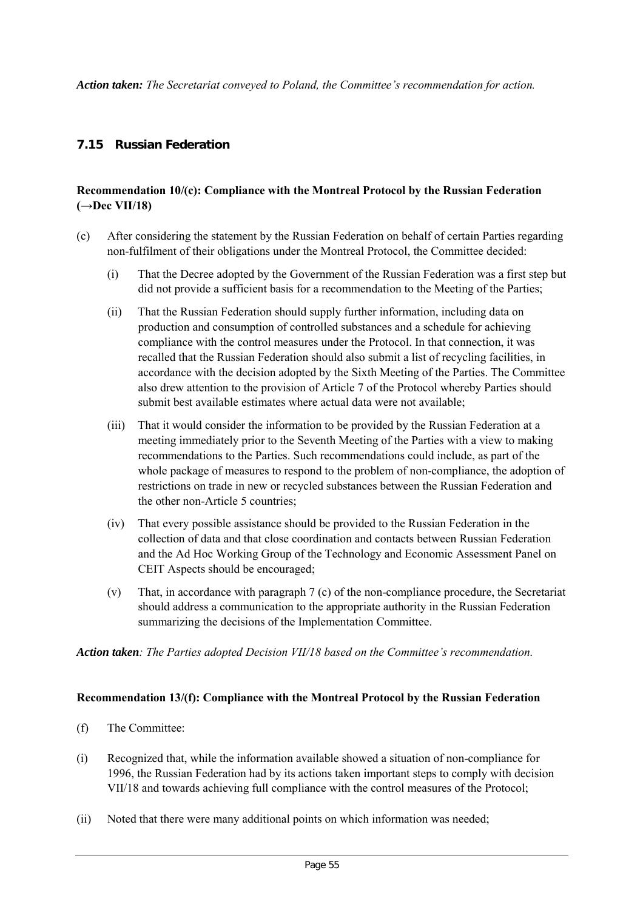***Action taken:*** *The Secretariat conveyed to Poland, the Committee's recommendation for action.*

## 7.15 Russian Federation

**Recommendation 10/(c): Compliance with the Montreal Protocol by the Russian Federation (→Dec VII/18)**

(c) After considering the statement by the Russian Federation on behalf of certain Parties regarding non-fulfilment of their obligations under the Montreal Protocol, the Committee decided:

(i) That the Decree adopted by the Government of the Russian Federation was a first step but did not provide a sufficient basis for a recommendation to the Meeting of the Parties;

(ii) That the Russian Federation should supply further information, including data on production and consumption of controlled substances and a schedule for achieving compliance with the control measures under the Protocol. In that connection, it was recalled that the Russian Federation should also submit a list of recycling facilities, in accordance with the decision adopted by the Sixth Meeting of the Parties. The Committee also drew attention to the provision of Article 7 of the Protocol whereby Parties should submit best available estimates where actual data were not available;

(iii) That it would consider the information to be provided by the Russian Federation at a meeting immediately prior to the Seventh Meeting of the Parties with a view to making recommendations to the Parties. Such recommendations could include, as part of the whole package of measures to respond to the problem of non-compliance, the adoption of restrictions on trade in new or recycled substances between the Russian Federation and the other non-Article 5 countries;

(iv) That every possible assistance should be provided to the Russian Federation in the collection of data and that close coordination and contacts between Russian Federation and the Ad Hoc Working Group of the Technology and Economic Assessment Panel on CEIT Aspects should be encouraged;

(v) That, in accordance with paragraph 7 (c) of the non-compliance procedure, the Secretariat should address a communication to the appropriate authority in the Russian Federation summarizing the decisions of the Implementation Committee.

***Action taken****: The Parties adopted Decision VII/18 based on the Committee's recommendation.*

**Recommendation 13/(f): Compliance with the Montreal Protocol by the Russian Federation**

(f) The Committee:

(i) Recognized that, while the information available showed a situation of non-compliance for 1996, the Russian Federation had by its actions taken important steps to comply with decision VII/18 and towards achieving full compliance with the control measures of the Protocol;

(ii) Noted that there were many additional points on which information was needed;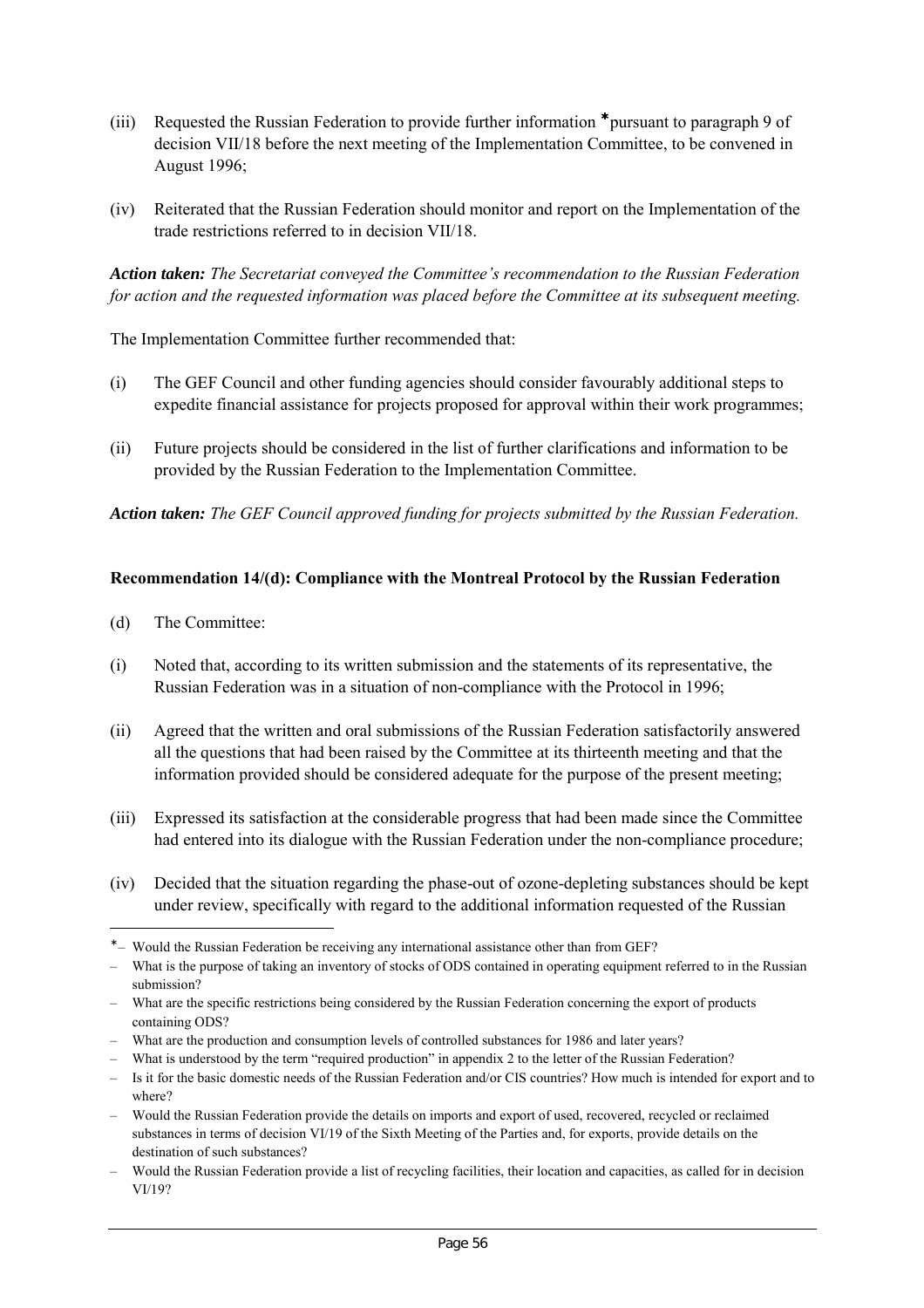(iii) Requested the Russian Federation to provide further information *pursuant to paragraph 9 of decision VII/18 before the next meeting of the Implementation Committee, to be convened in August 1996;

(iv) Reiterated that the Russian Federation should monitor and report on the Implementation of the trade restrictions referred to in decision VII/18.

***Action taken:*** *The Secretariat conveyed the Committee's recommendation to the Russian Federation for action and the requested information was placed before the Committee at its subsequent meeting.*

The Implementation Committee further recommended that:

(i) The GEF Council and other funding agencies should consider favourably additional steps to expedite financial assistance for projects proposed for approval within their work programmes;

(ii) Future projects should be considered in the list of further clarifications and information to be provided by the Russian Federation to the Implementation Committee.

***Action taken:*** *The GEF Council approved funding for projects submitted by the Russian Federation.*

**Recommendation 14/(d): Compliance with the Montreal Protocol by the Russian Federation**

(d) The Committee:

(i) Noted that, according to its written submission and the statements of its representative, the Russian Federation was in a situation of non-compliance with the Protocol in 1996;

(ii) Agreed that the written and oral submissions of the Russian Federation satisfactorily answered all the questions that had been raised by the Committee at its thirteenth meeting and that the information provided should be considered adequate for the purpose of the present meeting;

(iii) Expressed its satisfaction at the considerable progress that had been made since the Committee had entered into its dialogue with the Russian Federation under the non-compliance procedure;

(iv) Decided that the situation regarding the phase-out of ozone-depleting substances should be kept under review, specifically with regard to the additional information requested of the Russian

---

* – Would the Russian Federation be receiving any international assistance other than from GEF?
– What is the purpose of taking an inventory of stocks of ODS contained in operating equipment referred to in the Russian submission?
– What are the specific restrictions being considered by the Russian Federation concerning the export of products containing ODS?
– What are the production and consumption levels of controlled substances for 1986 and later years?
– What is understood by the term "required production" in appendix 2 to the letter of the Russian Federation?
– Is it for the basic domestic needs of the Russian Federation and/or CIS countries? How much is intended for export and to where?
– Would the Russian Federation provide the details on imports and export of used, recovered, recycled or reclaimed substances in terms of decision VI/19 of the Sixth Meeting of the Parties and, for exports, provide details on the destination of such substances?
– Would the Russian Federation provide a list of recycling facilities, their location and capacities, as called for in decision VI/19?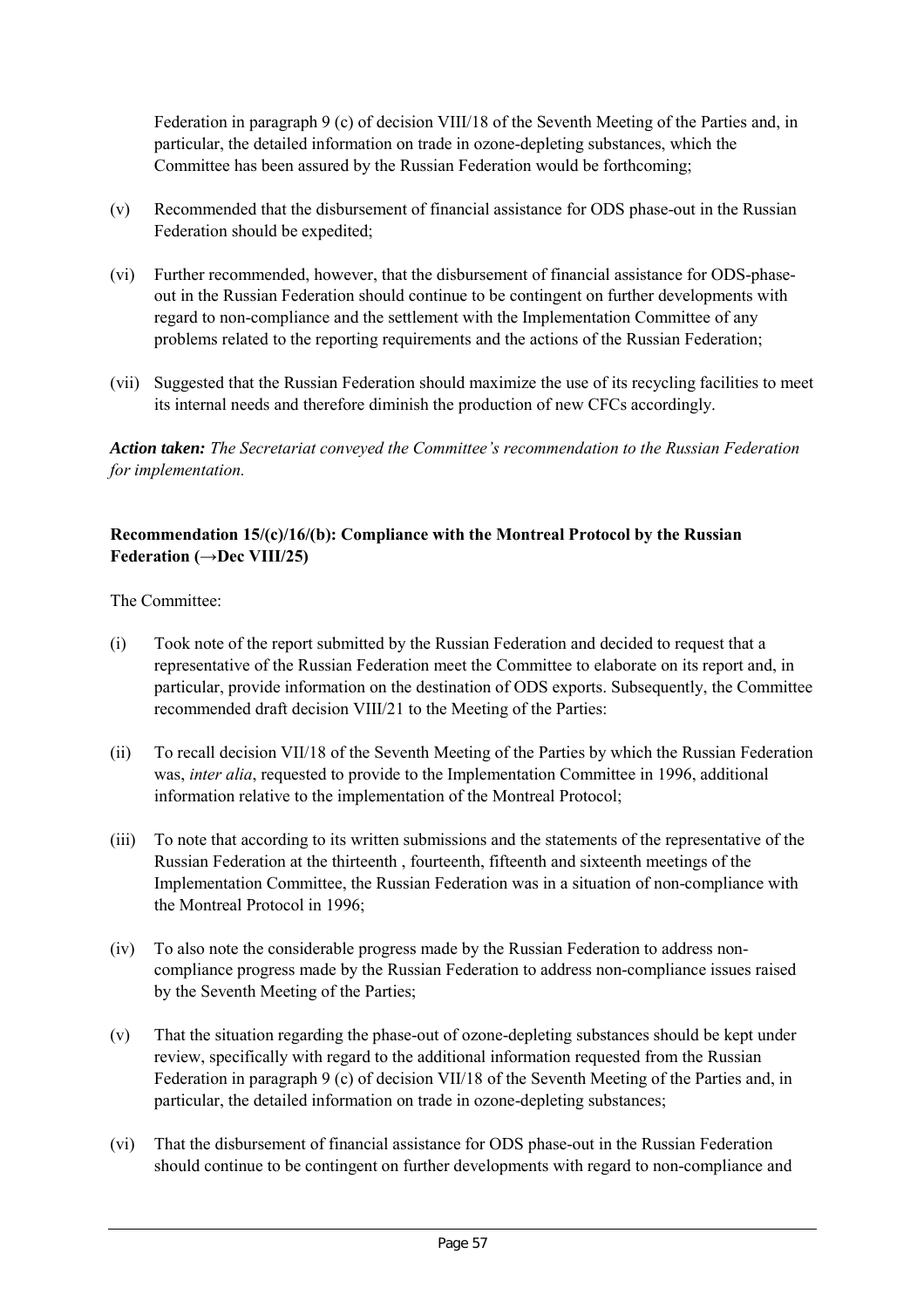Federation in paragraph 9 (c) of decision VIII/18 of the Seventh Meeting of the Parties and, in particular, the detailed information on trade in ozone-depleting substances, which the Committee has been assured by the Russian Federation would be forthcoming;

(v) Recommended that the disbursement of financial assistance for ODS phase-out in the Russian Federation should be expedited;

(vi) Further recommended, however, that the disbursement of financial assistance for ODS-phase-out in the Russian Federation should continue to be contingent on further developments with regard to non-compliance and the settlement with the Implementation Committee of any problems related to the reporting requirements and the actions of the Russian Federation;

(vii) Suggested that the Russian Federation should maximize the use of its recycling facilities to meet its internal needs and therefore diminish the production of new CFCs accordingly.

***Action taken:*** *The Secretariat conveyed the Committee's recommendation to the Russian Federation for implementation.*

**Recommendation 15/(c)/16/(b): Compliance with the Montreal Protocol by the Russian Federation (→Dec VIII/25)**

The Committee:

(i) Took note of the report submitted by the Russian Federation and decided to request that a representative of the Russian Federation meet the Committee to elaborate on its report and, in particular, provide information on the destination of ODS exports. Subsequently, the Committee recommended draft decision VIII/21 to the Meeting of the Parties:

(ii) To recall decision VII/18 of the Seventh Meeting of the Parties by which the Russian Federation was, *inter alia*, requested to provide to the Implementation Committee in 1996, additional information relative to the implementation of the Montreal Protocol;

(iii) To note that according to its written submissions and the statements of the representative of the Russian Federation at the thirteenth , fourteenth, fifteenth and sixteenth meetings of the Implementation Committee, the Russian Federation was in a situation of non-compliance with the Montreal Protocol in 1996;

(iv) To also note the considerable progress made by the Russian Federation to address non-compliance progress made by the Russian Federation to address non-compliance issues raised by the Seventh Meeting of the Parties;

(v) That the situation regarding the phase-out of ozone-depleting substances should be kept under review, specifically with regard to the additional information requested from the Russian Federation in paragraph 9 (c) of decision VII/18 of the Seventh Meeting of the Parties and, in particular, the detailed information on trade in ozone-depleting substances;

(vi) That the disbursement of financial assistance for ODS phase-out in the Russian Federation should continue to be contingent on further developments with regard to non-compliance and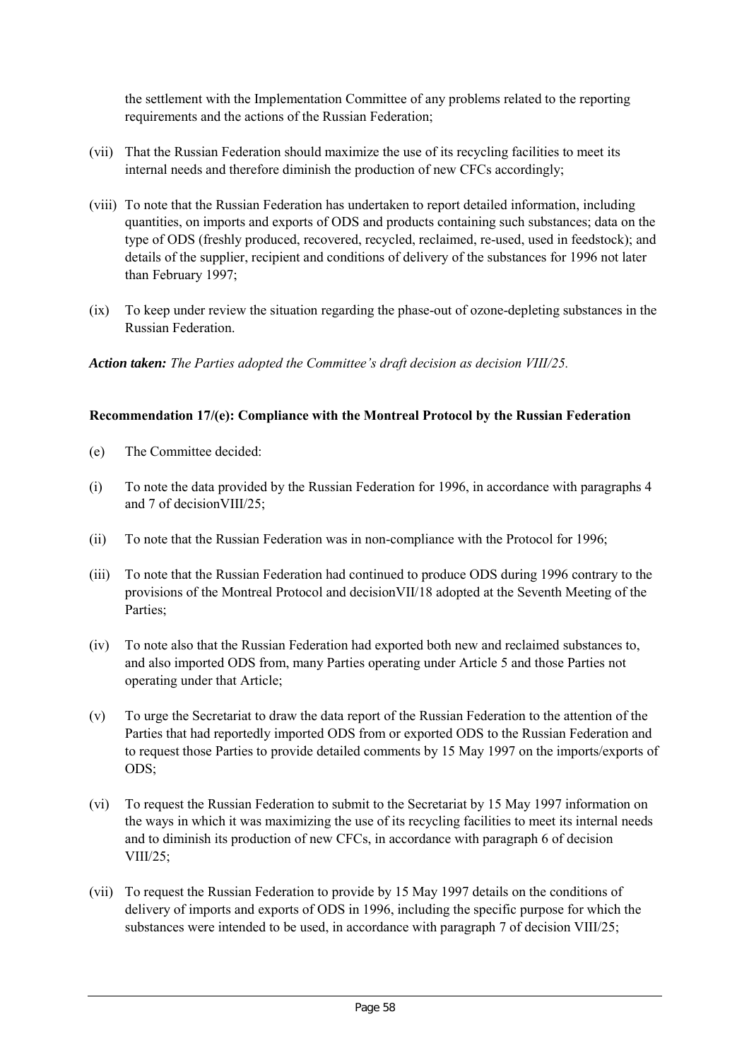the settlement with the Implementation Committee of any problems related to the reporting requirements and the actions of the Russian Federation;

(vii) That the Russian Federation should maximize the use of its recycling facilities to meet its internal needs and therefore diminish the production of new CFCs accordingly;

(viii) To note that the Russian Federation has undertaken to report detailed information, including quantities, on imports and exports of ODS and products containing such substances; data on the type of ODS (freshly produced, recovered, recycled, reclaimed, re-used, used in feedstock); and details of the supplier, recipient and conditions of delivery of the substances for 1996 not later than February 1997;

(ix) To keep under review the situation regarding the phase-out of ozone-depleting substances in the Russian Federation.

***Action taken:*** *The Parties adopted the Committee's draft decision as decision VIII/25.*

**Recommendation 17/(e): Compliance with the Montreal Protocol by the Russian Federation**

(e) The Committee decided:

(i) To note the data provided by the Russian Federation for 1996, in accordance with paragraphs 4 and 7 of decisionVIII/25;

(ii) To note that the Russian Federation was in non-compliance with the Protocol for 1996;

(iii) To note that the Russian Federation had continued to produce ODS during 1996 contrary to the provisions of the Montreal Protocol and decisionVII/18 adopted at the Seventh Meeting of the Parties;

(iv) To note also that the Russian Federation had exported both new and reclaimed substances to, and also imported ODS from, many Parties operating under Article 5 and those Parties not operating under that Article;

(v) To urge the Secretariat to draw the data report of the Russian Federation to the attention of the Parties that had reportedly imported ODS from or exported ODS to the Russian Federation and to request those Parties to provide detailed comments by 15 May 1997 on the imports/exports of ODS;

(vi) To request the Russian Federation to submit to the Secretariat by 15 May 1997 information on the ways in which it was maximizing the use of its recycling facilities to meet its internal needs and to diminish its production of new CFCs, in accordance with paragraph 6 of decision VIII/25;

(vii) To request the Russian Federation to provide by 15 May 1997 details on the conditions of delivery of imports and exports of ODS in 1996, including the specific purpose for which the substances were intended to be used, in accordance with paragraph 7 of decision VIII/25;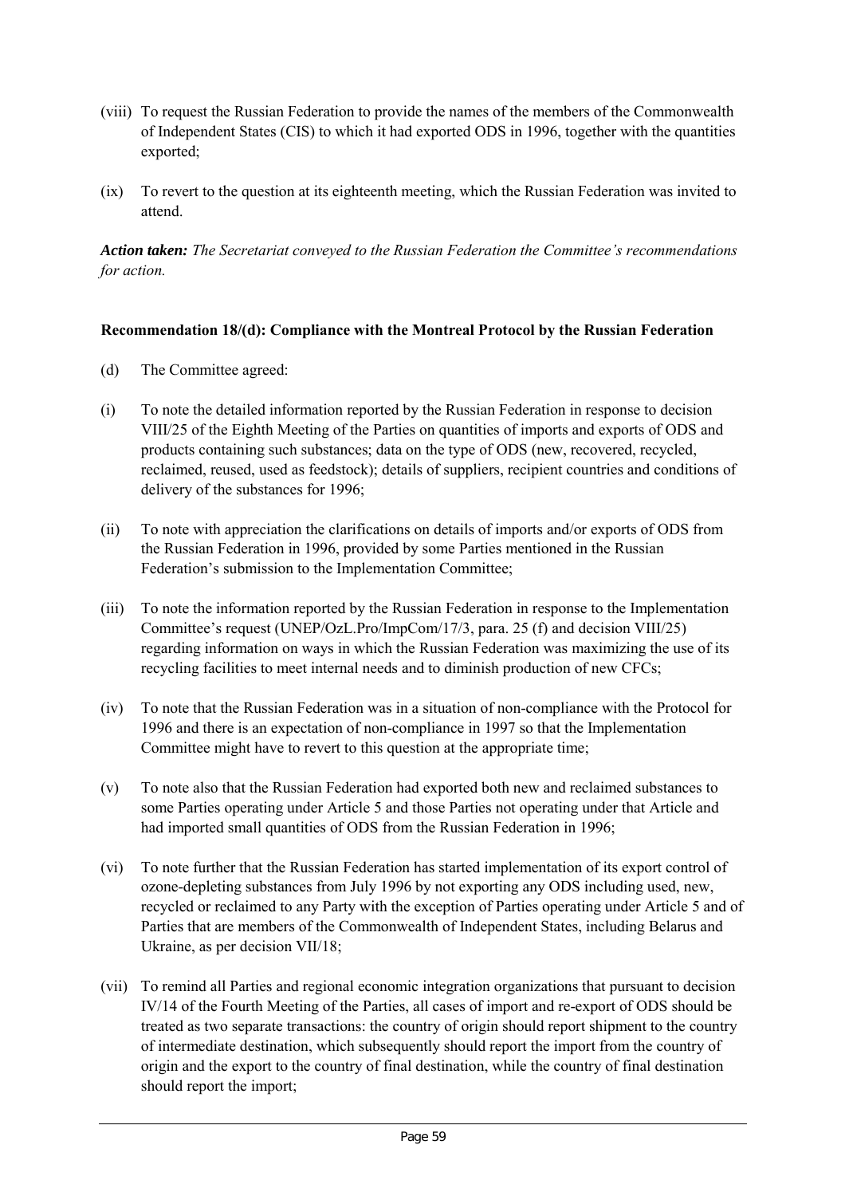(viii) To request the Russian Federation to provide the names of the members of the Commonwealth of Independent States (CIS) to which it had exported ODS in 1996, together with the quantities exported;

(ix) To revert to the question at its eighteenth meeting, which the Russian Federation was invited to attend.

***Action taken:*** *The Secretariat conveyed to the Russian Federation the Committee's recommendations for action.*

**Recommendation 18/(d): Compliance with the Montreal Protocol by the Russian Federation**

(d) The Committee agreed:

(i) To note the detailed information reported by the Russian Federation in response to decision VIII/25 of the Eighth Meeting of the Parties on quantities of imports and exports of ODS and products containing such substances; data on the type of ODS (new, recovered, recycled, reclaimed, reused, used as feedstock); details of suppliers, recipient countries and conditions of delivery of the substances for 1996;

(ii) To note with appreciation the clarifications on details of imports and/or exports of ODS from the Russian Federation in 1996, provided by some Parties mentioned in the Russian Federation's submission to the Implementation Committee;

(iii) To note the information reported by the Russian Federation in response to the Implementation Committee's request (UNEP/OzL.Pro/ImpCom/17/3, para. 25 (f) and decision VIII/25) regarding information on ways in which the Russian Federation was maximizing the use of its recycling facilities to meet internal needs and to diminish production of new CFCs;

(iv) To note that the Russian Federation was in a situation of non-compliance with the Protocol for 1996 and there is an expectation of non-compliance in 1997 so that the Implementation Committee might have to revert to this question at the appropriate time;

(v) To note also that the Russian Federation had exported both new and reclaimed substances to some Parties operating under Article 5 and those Parties not operating under that Article and had imported small quantities of ODS from the Russian Federation in 1996;

(vi) To note further that the Russian Federation has started implementation of its export control of ozone-depleting substances from July 1996 by not exporting any ODS including used, new, recycled or reclaimed to any Party with the exception of Parties operating under Article 5 and of Parties that are members of the Commonwealth of Independent States, including Belarus and Ukraine, as per decision VII/18;

(vii) To remind all Parties and regional economic integration organizations that pursuant to decision IV/14 of the Fourth Meeting of the Parties, all cases of import and re-export of ODS should be treated as two separate transactions: the country of origin should report shipment to the country of intermediate destination, which subsequently should report the import from the country of origin and the export to the country of final destination, while the country of final destination should report the import;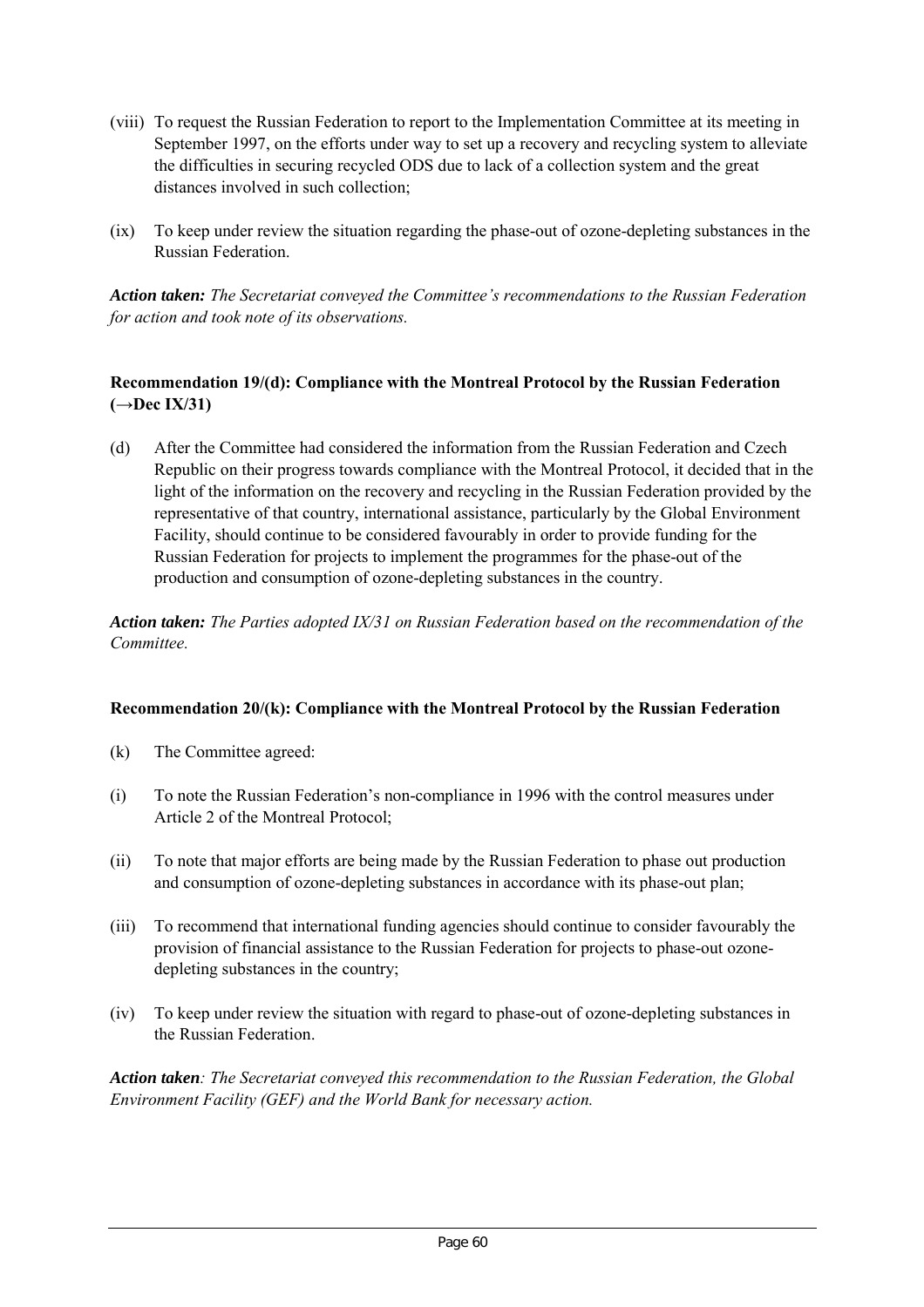(viii) To request the Russian Federation to report to the Implementation Committee at its meeting in September 1997, on the efforts under way to set up a recovery and recycling system to alleviate the difficulties in securing recycled ODS due to lack of a collection system and the great distances involved in such collection;

(ix) To keep under review the situation regarding the phase-out of ozone-depleting substances in the Russian Federation.

***Action taken:*** *The Secretariat conveyed the Committee's recommendations to the Russian Federation for action and took note of its observations.*

**Recommendation 19/(d): Compliance with the Montreal Protocol by the Russian Federation (→Dec IX/31)**

(d) After the Committee had considered the information from the Russian Federation and Czech Republic on their progress towards compliance with the Montreal Protocol, it decided that in the light of the information on the recovery and recycling in the Russian Federation provided by the representative of that country, international assistance, particularly by the Global Environment Facility, should continue to be considered favourably in order to provide funding for the Russian Federation for projects to implement the programmes for the phase-out of the production and consumption of ozone-depleting substances in the country.

***Action taken:*** *The Parties adopted IX/31 on Russian Federation based on the recommendation of the Committee.*

**Recommendation 20/(k): Compliance with the Montreal Protocol by the Russian Federation**

(k) The Committee agreed:

(i) To note the Russian Federation's non-compliance in 1996 with the control measures under Article 2 of the Montreal Protocol;

(ii) To note that major efforts are being made by the Russian Federation to phase out production and consumption of ozone-depleting substances in accordance with its phase-out plan;

(iii) To recommend that international funding agencies should continue to consider favourably the provision of financial assistance to the Russian Federation for projects to phase-out ozone-depleting substances in the country;

(iv) To keep under review the situation with regard to phase-out of ozone-depleting substances in the Russian Federation.

***Action taken****: The Secretariat conveyed this recommendation to the Russian Federation, the Global Environment Facility (GEF) and the World Bank for necessary action.*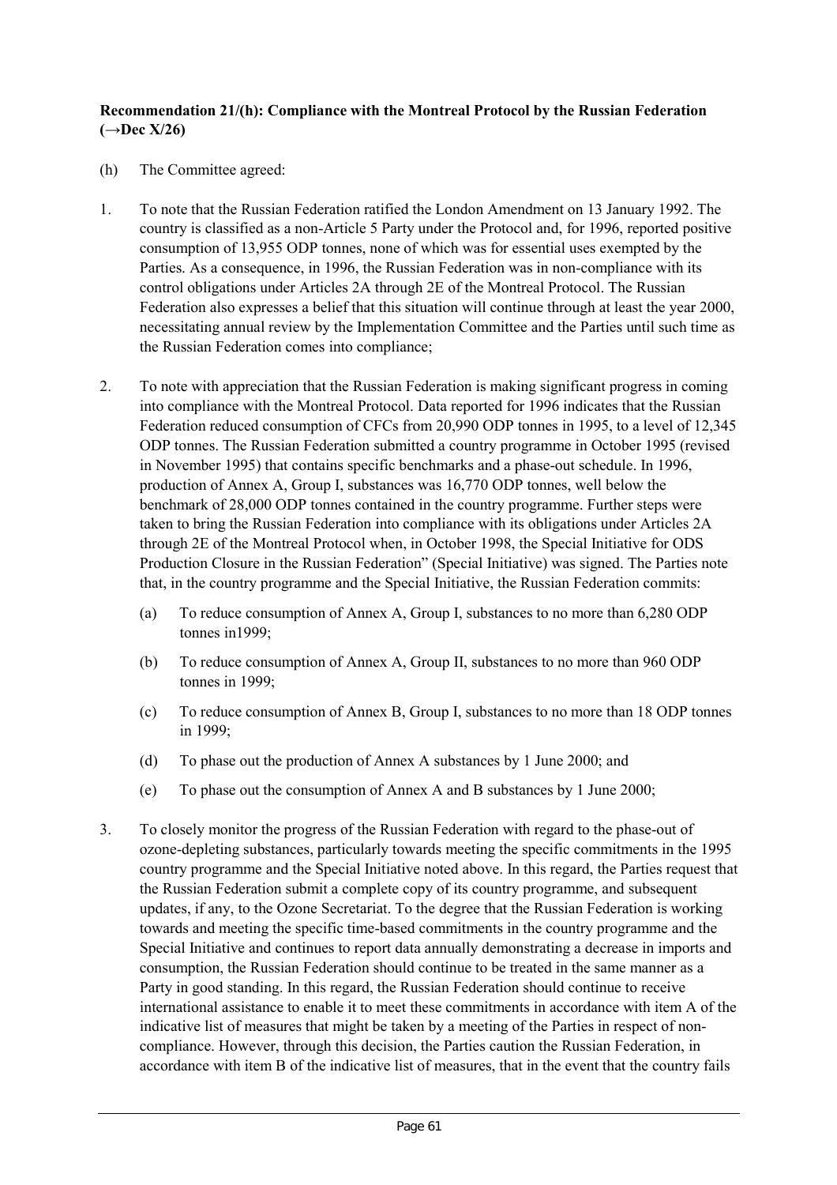**Recommendation 21/(h): Compliance with the Montreal Protocol by the Russian Federation (→Dec X/26)**

(h) The Committee agreed:

1. To note that the Russian Federation ratified the London Amendment on 13 January 1992. The country is classified as a non-Article 5 Party under the Protocol and, for 1996, reported positive consumption of 13,955 ODP tonnes, none of which was for essential uses exempted by the Parties. As a consequence, in 1996, the Russian Federation was in non-compliance with its control obligations under Articles 2A through 2E of the Montreal Protocol. The Russian Federation also expresses a belief that this situation will continue through at least the year 2000, necessitating annual review by the Implementation Committee and the Parties until such time as the Russian Federation comes into compliance;

2. To note with appreciation that the Russian Federation is making significant progress in coming into compliance with the Montreal Protocol. Data reported for 1996 indicates that the Russian Federation reduced consumption of CFCs from 20,990 ODP tonnes in 1995, to a level of 12,345 ODP tonnes. The Russian Federation submitted a country programme in October 1995 (revised in November 1995) that contains specific benchmarks and a phase-out schedule. In 1996, production of Annex A, Group I, substances was 16,770 ODP tonnes, well below the benchmark of 28,000 ODP tonnes contained in the country programme. Further steps were taken to bring the Russian Federation into compliance with its obligations under Articles 2A through 2E of the Montreal Protocol when, in October 1998, the Special Initiative for ODS Production Closure in the Russian Federation" (Special Initiative) was signed. The Parties note that, in the country programme and the Special Initiative, the Russian Federation commits:

   (a) To reduce consumption of Annex A, Group I, substances to no more than 6,280 ODP tonnes in1999;

   (b) To reduce consumption of Annex A, Group II, substances to no more than 960 ODP tonnes in 1999;

   (c) To reduce consumption of Annex B, Group I, substances to no more than 18 ODP tonnes in 1999;

   (d) To phase out the production of Annex A substances by 1 June 2000; and

   (e) To phase out the consumption of Annex A and B substances by 1 June 2000;

3. To closely monitor the progress of the Russian Federation with regard to the phase-out of ozone-depleting substances, particularly towards meeting the specific commitments in the 1995 country programme and the Special Initiative noted above. In this regard, the Parties request that the Russian Federation submit a complete copy of its country programme, and subsequent updates, if any, to the Ozone Secretariat. To the degree that the Russian Federation is working towards and meeting the specific time-based commitments in the country programme and the Special Initiative and continues to report data annually demonstrating a decrease in imports and consumption, the Russian Federation should continue to be treated in the same manner as a Party in good standing. In this regard, the Russian Federation should continue to receive international assistance to enable it to meet these commitments in accordance with item A of the indicative list of measures that might be taken by a meeting of the Parties in respect of non-compliance. However, through this decision, the Parties caution the Russian Federation, in accordance with item B of the indicative list of measures, that in the event that the country fails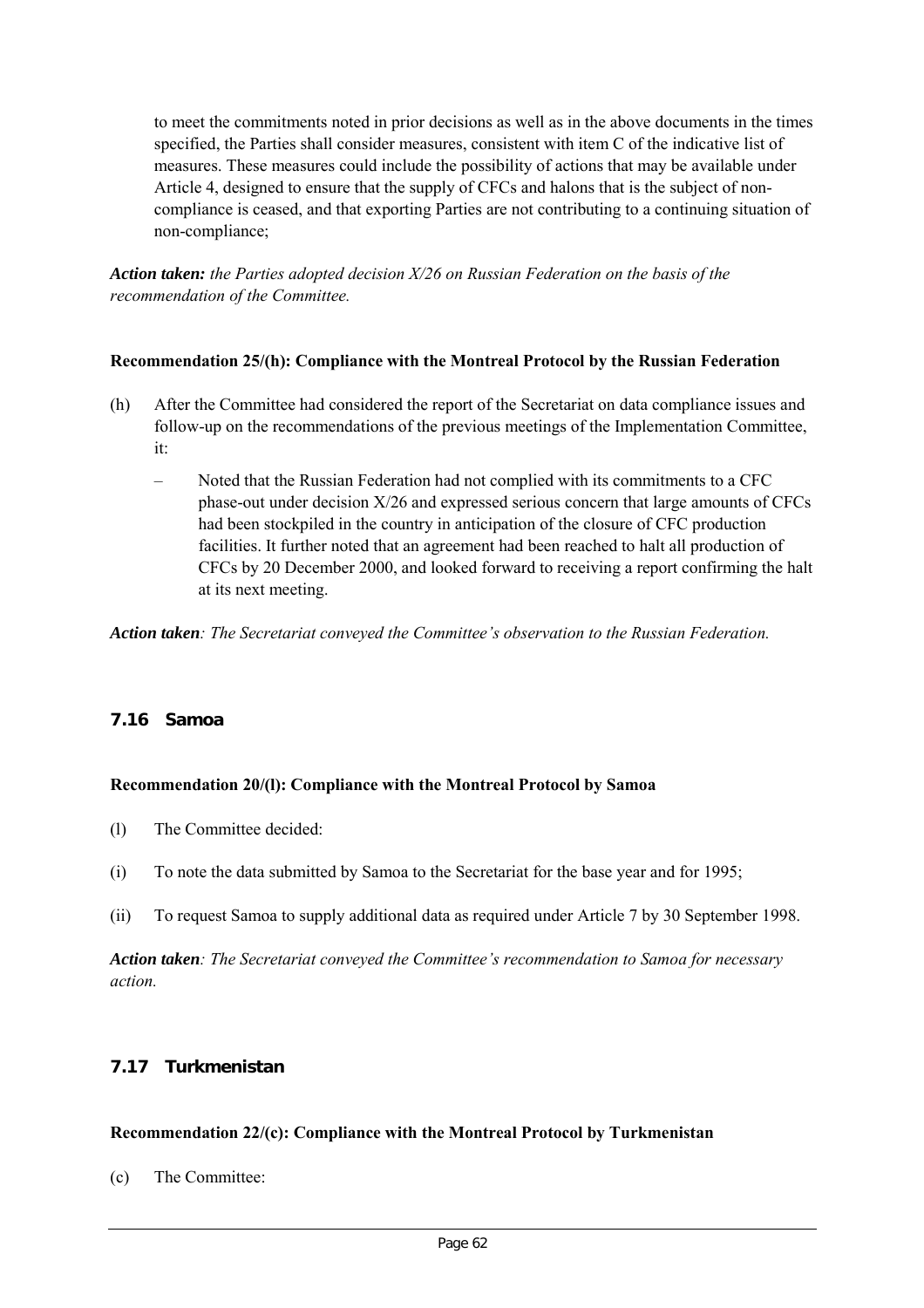to meet the commitments noted in prior decisions as well as in the above documents in the times specified, the Parties shall consider measures, consistent with item C of the indicative list of measures. These measures could include the possibility of actions that may be available under Article 4, designed to ensure that the supply of CFCs and halons that is the subject of non-compliance is ceased, and that exporting Parties are not contributing to a continuing situation of non-compliance;

***Action taken:*** *the Parties adopted decision X/26 on Russian Federation on the basis of the recommendation of the Committee.*

**Recommendation 25/(h): Compliance with the Montreal Protocol by the Russian Federation**

(h) After the Committee had considered the report of the Secretariat on data compliance issues and follow-up on the recommendations of the previous meetings of the Implementation Committee, it:

– Noted that the Russian Federation had not complied with its commitments to a CFC phase-out under decision X/26 and expressed serious concern that large amounts of CFCs had been stockpiled in the country in anticipation of the closure of CFC production facilities. It further noted that an agreement had been reached to halt all production of CFCs by 20 December 2000, and looked forward to receiving a report confirming the halt at its next meeting.

***Action taken****: The Secretariat conveyed the Committee's observation to the Russian Federation.*

### 7.16 Samoa

**Recommendation 20/(l): Compliance with the Montreal Protocol by Samoa**

(l) The Committee decided:

(i) To note the data submitted by Samoa to the Secretariat for the base year and for 1995;

(ii) To request Samoa to supply additional data as required under Article 7 by 30 September 1998.

***Action taken****: The Secretariat conveyed the Committee's recommendation to Samoa for necessary action.*

### 7.17 Turkmenistan

**Recommendation 22/(c): Compliance with the Montreal Protocol by Turkmenistan**

(c) The Committee: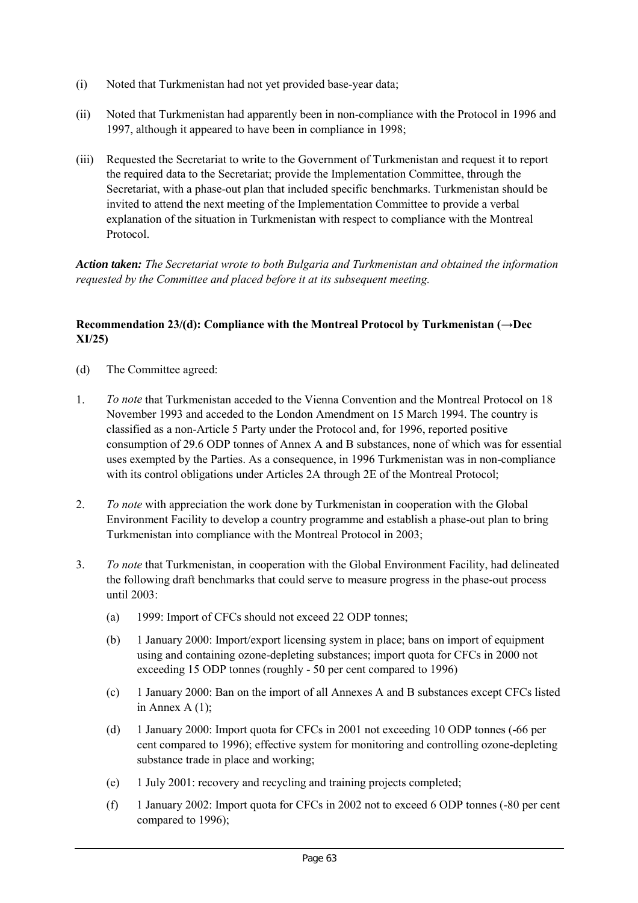(i) Noted that Turkmenistan had not yet provided base-year data;

(ii) Noted that Turkmenistan had apparently been in non-compliance with the Protocol in 1996 and 1997, although it appeared to have been in compliance in 1998;

(iii) Requested the Secretariat to write to the Government of Turkmenistan and request it to report the required data to the Secretariat; provide the Implementation Committee, through the Secretariat, with a phase-out plan that included specific benchmarks. Turkmenistan should be invited to attend the next meeting of the Implementation Committee to provide a verbal explanation of the situation in Turkmenistan with respect to compliance with the Montreal Protocol.

***Action taken:*** *The Secretariat wrote to both Bulgaria and Turkmenistan and obtained the information requested by the Committee and placed before it at its subsequent meeting.*

**Recommendation 23/(d): Compliance with the Montreal Protocol by Turkmenistan (→Dec XI/25)**

(d) The Committee agreed:

1. *To note* that Turkmenistan acceded to the Vienna Convention and the Montreal Protocol on 18 November 1993 and acceded to the London Amendment on 15 March 1994. The country is classified as a non-Article 5 Party under the Protocol and, for 1996, reported positive consumption of 29.6 ODP tonnes of Annex A and B substances, none of which was for essential uses exempted by the Parties. As a consequence, in 1996 Turkmenistan was in non-compliance with its control obligations under Articles 2A through 2E of the Montreal Protocol;

2. *To note* with appreciation the work done by Turkmenistan in cooperation with the Global Environment Facility to develop a country programme and establish a phase-out plan to bring Turkmenistan into compliance with the Montreal Protocol in 2003;

3. *To note* that Turkmenistan, in cooperation with the Global Environment Facility, had delineated the following draft benchmarks that could serve to measure progress in the phase-out process until 2003:

   (a) 1999: Import of CFCs should not exceed 22 ODP tonnes;

   (b) 1 January 2000: Import/export licensing system in place; bans on import of equipment using and containing ozone-depleting substances; import quota for CFCs in 2000 not exceeding 15 ODP tonnes (roughly - 50 per cent compared to 1996)

   (c) 1 January 2000: Ban on the import of all Annexes A and B substances except CFCs listed in Annex A (1);

   (d) 1 January 2000: Import quota for CFCs in 2001 not exceeding 10 ODP tonnes (-66 per cent compared to 1996); effective system for monitoring and controlling ozone-depleting substance trade in place and working;

   (e) 1 July 2001: recovery and recycling and training projects completed;

   (f) 1 January 2002: Import quota for CFCs in 2002 not to exceed 6 ODP tonnes (-80 per cent compared to 1996);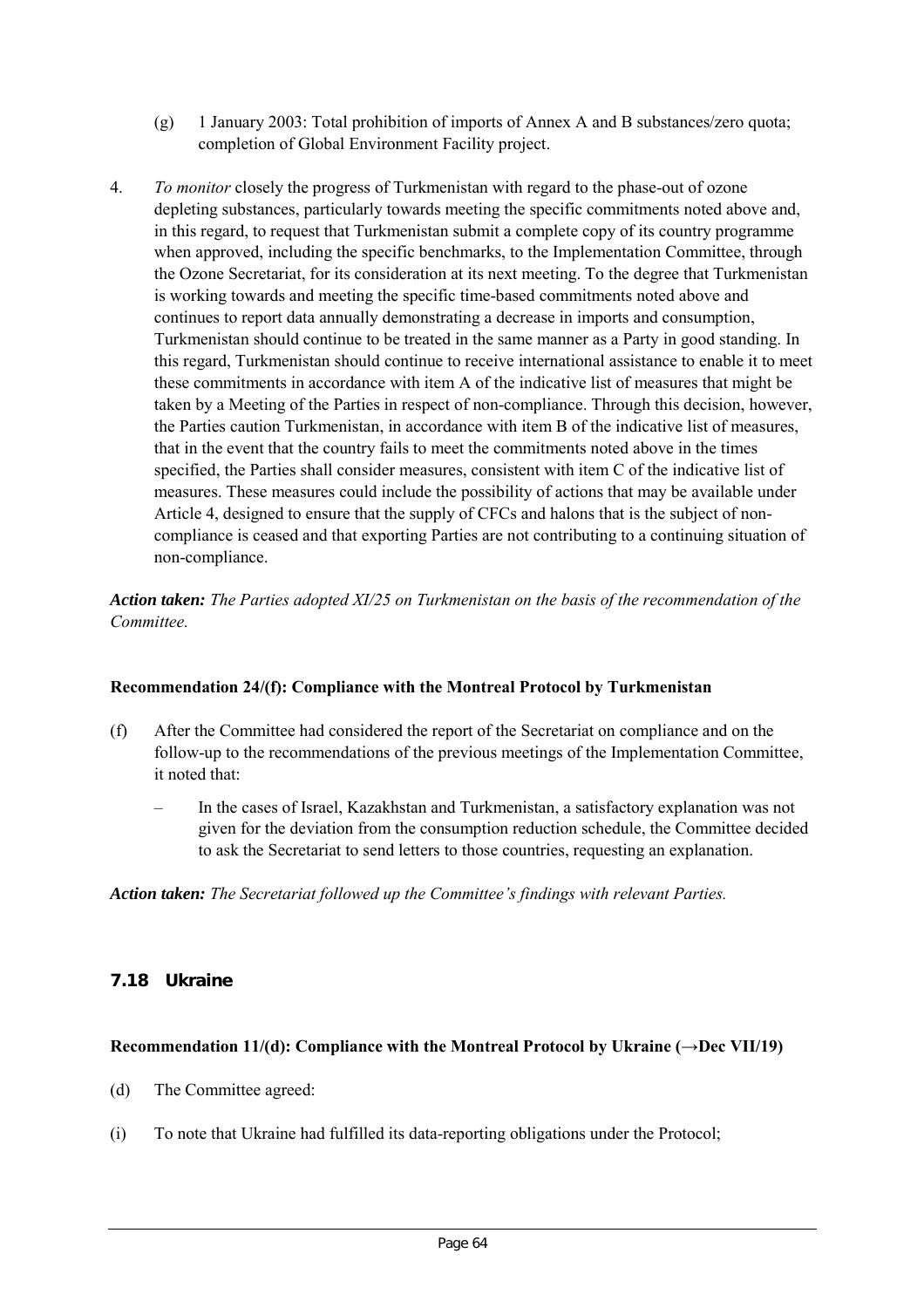(g) 1 January 2003: Total prohibition of imports of Annex A and B substances/zero quota; completion of Global Environment Facility project.

4. *To monitor* closely the progress of Turkmenistan with regard to the phase-out of ozone depleting substances, particularly towards meeting the specific commitments noted above and, in this regard, to request that Turkmenistan submit a complete copy of its country programme when approved, including the specific benchmarks, to the Implementation Committee, through the Ozone Secretariat, for its consideration at its next meeting. To the degree that Turkmenistan is working towards and meeting the specific time-based commitments noted above and continues to report data annually demonstrating a decrease in imports and consumption, Turkmenistan should continue to be treated in the same manner as a Party in good standing. In this regard, Turkmenistan should continue to receive international assistance to enable it to meet these commitments in accordance with item A of the indicative list of measures that might be taken by a Meeting of the Parties in respect of non-compliance. Through this decision, however, the Parties caution Turkmenistan, in accordance with item B of the indicative list of measures, that in the event that the country fails to meet the commitments noted above in the times specified, the Parties shall consider measures, consistent with item C of the indicative list of measures. These measures could include the possibility of actions that may be available under Article 4, designed to ensure that the supply of CFCs and halons that is the subject of non-compliance is ceased and that exporting Parties are not contributing to a continuing situation of non-compliance.

***Action taken:*** *The Parties adopted XI/25 on Turkmenistan on the basis of the recommendation of the Committee.*

**Recommendation 24/(f): Compliance with the Montreal Protocol by Turkmenistan**

(f) After the Committee had considered the report of the Secretariat on compliance and on the follow-up to the recommendations of the previous meetings of the Implementation Committee, it noted that:

– In the cases of Israel, Kazakhstan and Turkmenistan, a satisfactory explanation was not given for the deviation from the consumption reduction schedule, the Committee decided to ask the Secretariat to send letters to those countries, requesting an explanation.

***Action taken:*** *The Secretariat followed up the Committee's findings with relevant Parties.*

### 7.18 Ukraine

**Recommendation 11/(d): Compliance with the Montreal Protocol by Ukraine (→Dec VII/19)**

(d) The Committee agreed:

(i) To note that Ukraine had fulfilled its data-reporting obligations under the Protocol;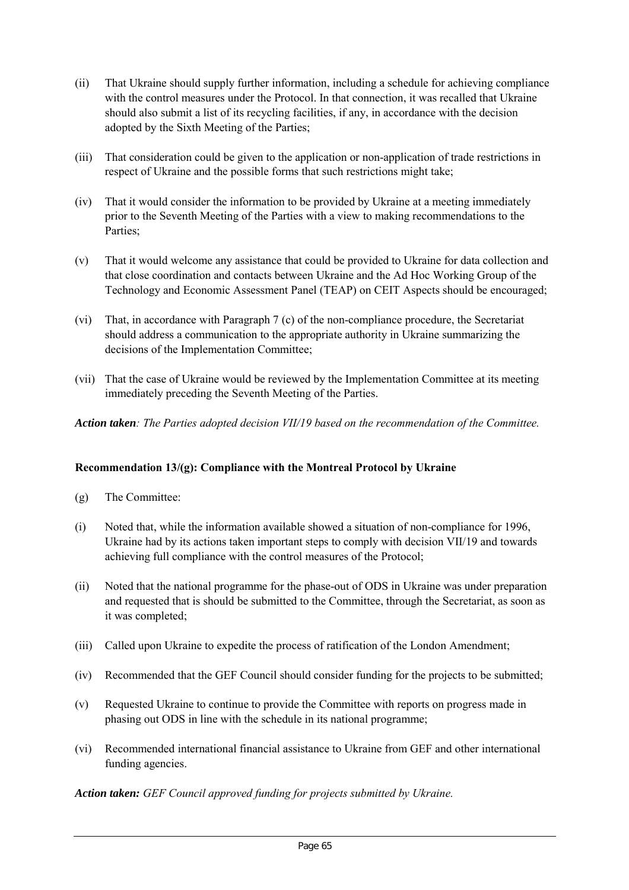(ii) That Ukraine should supply further information, including a schedule for achieving compliance with the control measures under the Protocol. In that connection, it was recalled that Ukraine should also submit a list of its recycling facilities, if any, in accordance with the decision adopted by the Sixth Meeting of the Parties;

(iii) That consideration could be given to the application or non-application of trade restrictions in respect of Ukraine and the possible forms that such restrictions might take;

(iv) That it would consider the information to be provided by Ukraine at a meeting immediately prior to the Seventh Meeting of the Parties with a view to making recommendations to the Parties;

(v) That it would welcome any assistance that could be provided to Ukraine for data collection and that close coordination and contacts between Ukraine and the Ad Hoc Working Group of the Technology and Economic Assessment Panel (TEAP) on CEIT Aspects should be encouraged;

(vi) That, in accordance with Paragraph 7 (c) of the non-compliance procedure, the Secretariat should address a communication to the appropriate authority in Ukraine summarizing the decisions of the Implementation Committee;

(vii) That the case of Ukraine would be reviewed by the Implementation Committee at its meeting immediately preceding the Seventh Meeting of the Parties.

***Action taken**: The Parties adopted decision VII/19 based on the recommendation of the Committee.*

**Recommendation 13/(g): Compliance with the Montreal Protocol by Ukraine**

(g) The Committee:

(i) Noted that, while the information available showed a situation of non-compliance for 1996, Ukraine had by its actions taken important steps to comply with decision VII/19 and towards achieving full compliance with the control measures of the Protocol;

(ii) Noted that the national programme for the phase-out of ODS in Ukraine was under preparation and requested that is should be submitted to the Committee, through the Secretariat, as soon as it was completed;

(iii) Called upon Ukraine to expedite the process of ratification of the London Amendment;

(iv) Recommended that the GEF Council should consider funding for the projects to be submitted;

(v) Requested Ukraine to continue to provide the Committee with reports on progress made in phasing out ODS in line with the schedule in its national programme;

(vi) Recommended international financial assistance to Ukraine from GEF and other international funding agencies.

***Action taken:** GEF Council approved funding for projects submitted by Ukraine.*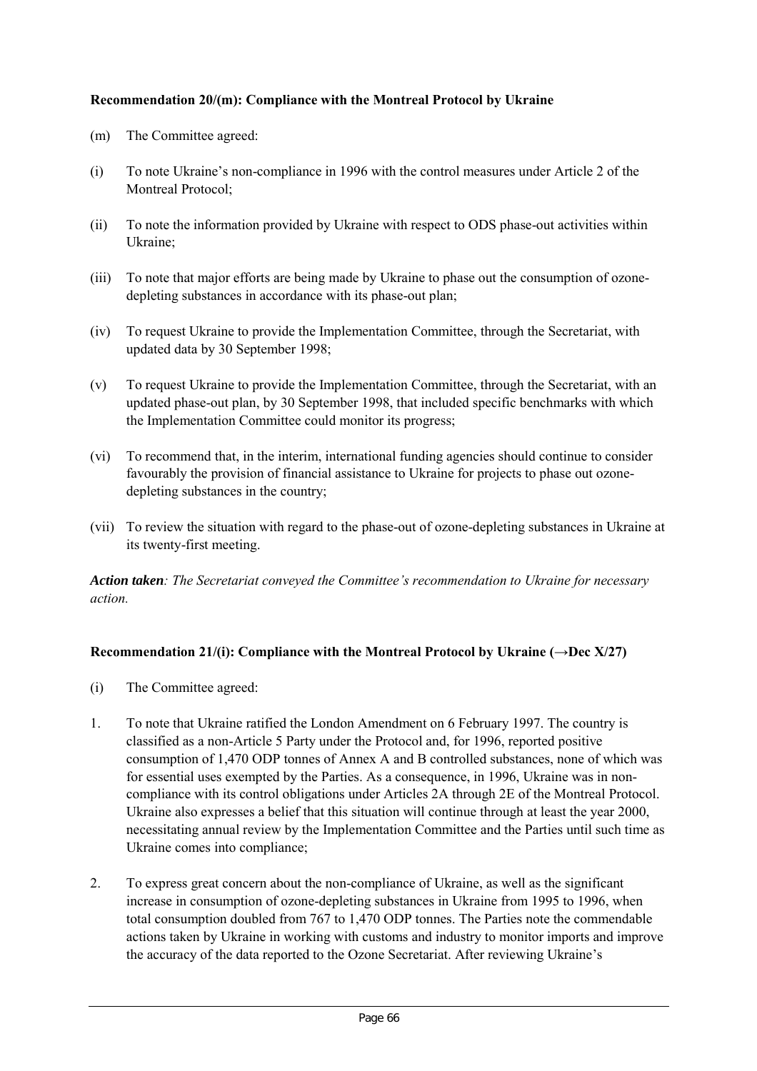**Recommendation 20/(m): Compliance with the Montreal Protocol by Ukraine**

(m) The Committee agreed:

(i) To note Ukraine's non-compliance in 1996 with the control measures under Article 2 of the Montreal Protocol;

(ii) To note the information provided by Ukraine with respect to ODS phase-out activities within Ukraine;

(iii) To note that major efforts are being made by Ukraine to phase out the consumption of ozone-depleting substances in accordance with its phase-out plan;

(iv) To request Ukraine to provide the Implementation Committee, through the Secretariat, with updated data by 30 September 1998;

(v) To request Ukraine to provide the Implementation Committee, through the Secretariat, with an updated phase-out plan, by 30 September 1998, that included specific benchmarks with which the Implementation Committee could monitor its progress;

(vi) To recommend that, in the interim, international funding agencies should continue to consider favourably the provision of financial assistance to Ukraine for projects to phase out ozone-depleting substances in the country;

(vii) To review the situation with regard to the phase-out of ozone-depleting substances in Ukraine at its twenty-first meeting.

***Action taken**: The Secretariat conveyed the Committee's recommendation to Ukraine for necessary action.*

**Recommendation 21/(i): Compliance with the Montreal Protocol by Ukraine (→Dec X/27)**

(i) The Committee agreed:

1. To note that Ukraine ratified the London Amendment on 6 February 1997. The country is classified as a non-Article 5 Party under the Protocol and, for 1996, reported positive consumption of 1,470 ODP tonnes of Annex A and B controlled substances, none of which was for essential uses exempted by the Parties. As a consequence, in 1996, Ukraine was in non-compliance with its control obligations under Articles 2A through 2E of the Montreal Protocol. Ukraine also expresses a belief that this situation will continue through at least the year 2000, necessitating annual review by the Implementation Committee and the Parties until such time as Ukraine comes into compliance;

2. To express great concern about the non-compliance of Ukraine, as well as the significant increase in consumption of ozone-depleting substances in Ukraine from 1995 to 1996, when total consumption doubled from 767 to 1,470 ODP tonnes. The Parties note the commendable actions taken by Ukraine in working with customs and industry to monitor imports and improve the accuracy of the data reported to the Ozone Secretariat. After reviewing Ukraine's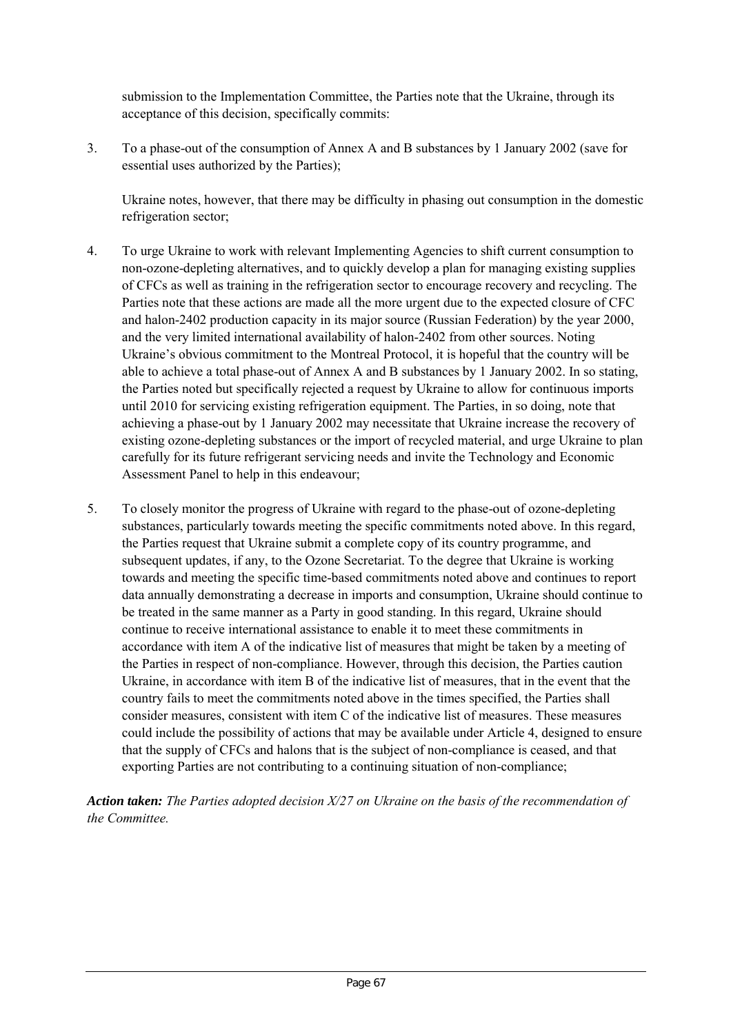submission to the Implementation Committee, the Parties note that the Ukraine, through its acceptance of this decision, specifically commits:

3. To a phase-out of the consumption of Annex A and B substances by 1 January 2002 (save for essential uses authorized by the Parties);

   Ukraine notes, however, that there may be difficulty in phasing out consumption in the domestic refrigeration sector;

4. To urge Ukraine to work with relevant Implementing Agencies to shift current consumption to non-ozone-depleting alternatives, and to quickly develop a plan for managing existing supplies of CFCs as well as training in the refrigeration sector to encourage recovery and recycling. The Parties note that these actions are made all the more urgent due to the expected closure of CFC and halon-2402 production capacity in its major source (Russian Federation) by the year 2000, and the very limited international availability of halon-2402 from other sources. Noting Ukraine's obvious commitment to the Montreal Protocol, it is hopeful that the country will be able to achieve a total phase-out of Annex A and B substances by 1 January 2002. In so stating, the Parties noted but specifically rejected a request by Ukraine to allow for continuous imports until 2010 for servicing existing refrigeration equipment. The Parties, in so doing, note that achieving a phase-out by 1 January 2002 may necessitate that Ukraine increase the recovery of existing ozone-depleting substances or the import of recycled material, and urge Ukraine to plan carefully for its future refrigerant servicing needs and invite the Technology and Economic Assessment Panel to help in this endeavour;

5. To closely monitor the progress of Ukraine with regard to the phase-out of ozone-depleting substances, particularly towards meeting the specific commitments noted above. In this regard, the Parties request that Ukraine submit a complete copy of its country programme, and subsequent updates, if any, to the Ozone Secretariat. To the degree that Ukraine is working towards and meeting the specific time-based commitments noted above and continues to report data annually demonstrating a decrease in imports and consumption, Ukraine should continue to be treated in the same manner as a Party in good standing. In this regard, Ukraine should continue to receive international assistance to enable it to meet these commitments in accordance with item A of the indicative list of measures that might be taken by a meeting of the Parties in respect of non-compliance. However, through this decision, the Parties caution Ukraine, in accordance with item B of the indicative list of measures, that in the event that the country fails to meet the commitments noted above in the times specified, the Parties shall consider measures, consistent with item C of the indicative list of measures. These measures could include the possibility of actions that may be available under Article 4, designed to ensure that the supply of CFCs and halons that is the subject of non-compliance is ceased, and that exporting Parties are not contributing to a continuing situation of non-compliance;

***Action taken:*** *The Parties adopted decision X/27 on Ukraine on the basis of the recommendation of the Committee.*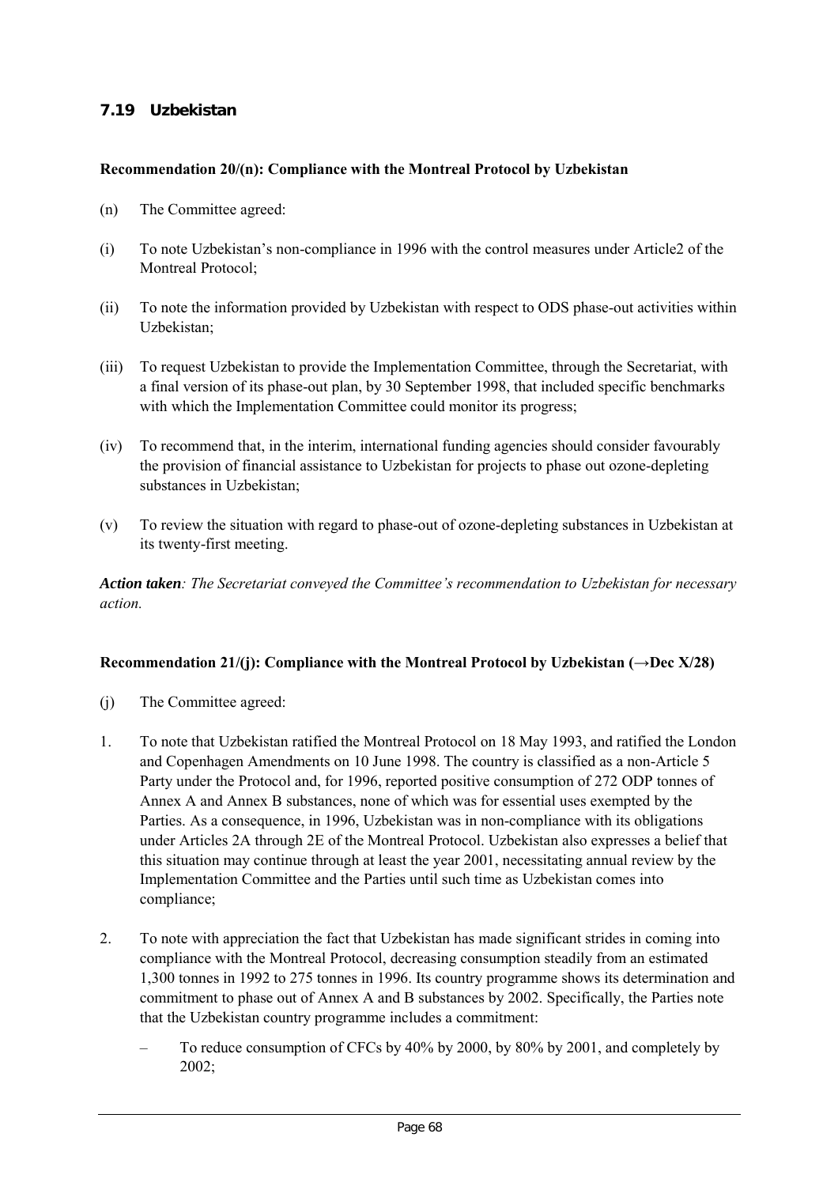## 7.19 Uzbekistan

**Recommendation 20/(n): Compliance with the Montreal Protocol by Uzbekistan**

(n) The Committee agreed:

(i) To note Uzbekistan's non-compliance in 1996 with the control measures under Article2 of the Montreal Protocol;

(ii) To note the information provided by Uzbekistan with respect to ODS phase-out activities within Uzbekistan;

(iii) To request Uzbekistan to provide the Implementation Committee, through the Secretariat, with a final version of its phase-out plan, by 30 September 1998, that included specific benchmarks with which the Implementation Committee could monitor its progress;

(iv) To recommend that, in the interim, international funding agencies should consider favourably the provision of financial assistance to Uzbekistan for projects to phase out ozone-depleting substances in Uzbekistan;

(v) To review the situation with regard to phase-out of ozone-depleting substances in Uzbekistan at its twenty-first meeting.

***Action taken**: The Secretariat conveyed the Committee's recommendation to Uzbekistan for necessary action.*

**Recommendation 21/(j): Compliance with the Montreal Protocol by Uzbekistan (→Dec X/28)**

(j) The Committee agreed:

1. To note that Uzbekistan ratified the Montreal Protocol on 18 May 1993, and ratified the London and Copenhagen Amendments on 10 June 1998. The country is classified as a non-Article 5 Party under the Protocol and, for 1996, reported positive consumption of 272 ODP tonnes of Annex A and Annex B substances, none of which was for essential uses exempted by the Parties. As a consequence, in 1996, Uzbekistan was in non-compliance with its obligations under Articles 2A through 2E of the Montreal Protocol. Uzbekistan also expresses a belief that this situation may continue through at least the year 2001, necessitating annual review by the Implementation Committee and the Parties until such time as Uzbekistan comes into compliance;

2. To note with appreciation the fact that Uzbekistan has made significant strides in coming into compliance with the Montreal Protocol, decreasing consumption steadily from an estimated 1,300 tonnes in 1992 to 275 tonnes in 1996. Its country programme shows its determination and commitment to phase out of Annex A and B substances by 2002. Specifically, the Parties note that the Uzbekistan country programme includes a commitment:

   – To reduce consumption of CFCs by 40% by 2000, by 80% by 2001, and completely by 2002;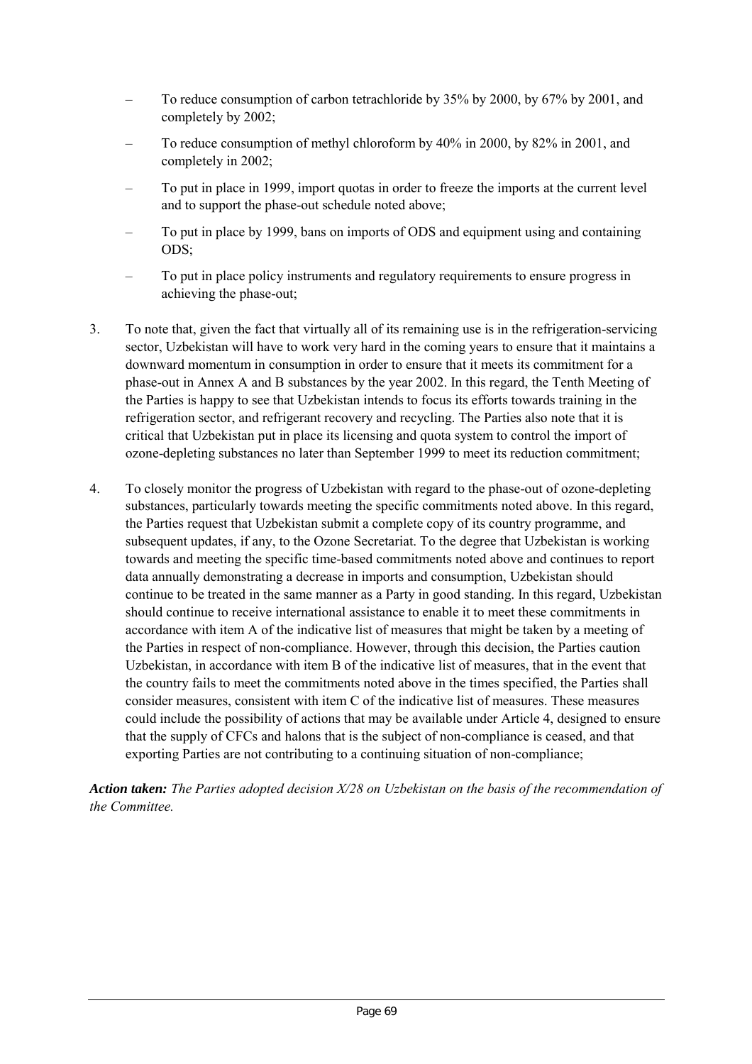- To reduce consumption of carbon tetrachloride by 35% by 2000, by 67% by 2001, and completely by 2002;
- To reduce consumption of methyl chloroform by 40% in 2000, by 82% in 2001, and completely in 2002;
- To put in place in 1999, import quotas in order to freeze the imports at the current level and to support the phase-out schedule noted above;
- To put in place by 1999, bans on imports of ODS and equipment using and containing ODS;
- To put in place policy instruments and regulatory requirements to ensure progress in achieving the phase-out;

3. To note that, given the fact that virtually all of its remaining use is in the refrigeration-servicing sector, Uzbekistan will have to work very hard in the coming years to ensure that it maintains a downward momentum in consumption in order to ensure that it meets its commitment for a phase-out in Annex A and B substances by the year 2002. In this regard, the Tenth Meeting of the Parties is happy to see that Uzbekistan intends to focus its efforts towards training in the refrigeration sector, and refrigerant recovery and recycling. The Parties also note that it is critical that Uzbekistan put in place its licensing and quota system to control the import of ozone-depleting substances no later than September 1999 to meet its reduction commitment;

4. To closely monitor the progress of Uzbekistan with regard to the phase-out of ozone-depleting substances, particularly towards meeting the specific commitments noted above. In this regard, the Parties request that Uzbekistan submit a complete copy of its country programme, and subsequent updates, if any, to the Ozone Secretariat. To the degree that Uzbekistan is working towards and meeting the specific time-based commitments noted above and continues to report data annually demonstrating a decrease in imports and consumption, Uzbekistan should continue to be treated in the same manner as a Party in good standing. In this regard, Uzbekistan should continue to receive international assistance to enable it to meet these commitments in accordance with item A of the indicative list of measures that might be taken by a meeting of the Parties in respect of non-compliance. However, through this decision, the Parties caution Uzbekistan, in accordance with item B of the indicative list of measures, that in the event that the country fails to meet the commitments noted above in the times specified, the Parties shall consider measures, consistent with item C of the indicative list of measures. These measures could include the possibility of actions that may be available under Article 4, designed to ensure that the supply of CFCs and halons that is the subject of non-compliance is ceased, and that exporting Parties are not contributing to a continuing situation of non-compliance;

***Action taken:*** *The Parties adopted decision X/28 on Uzbekistan on the basis of the recommendation of the Committee.*